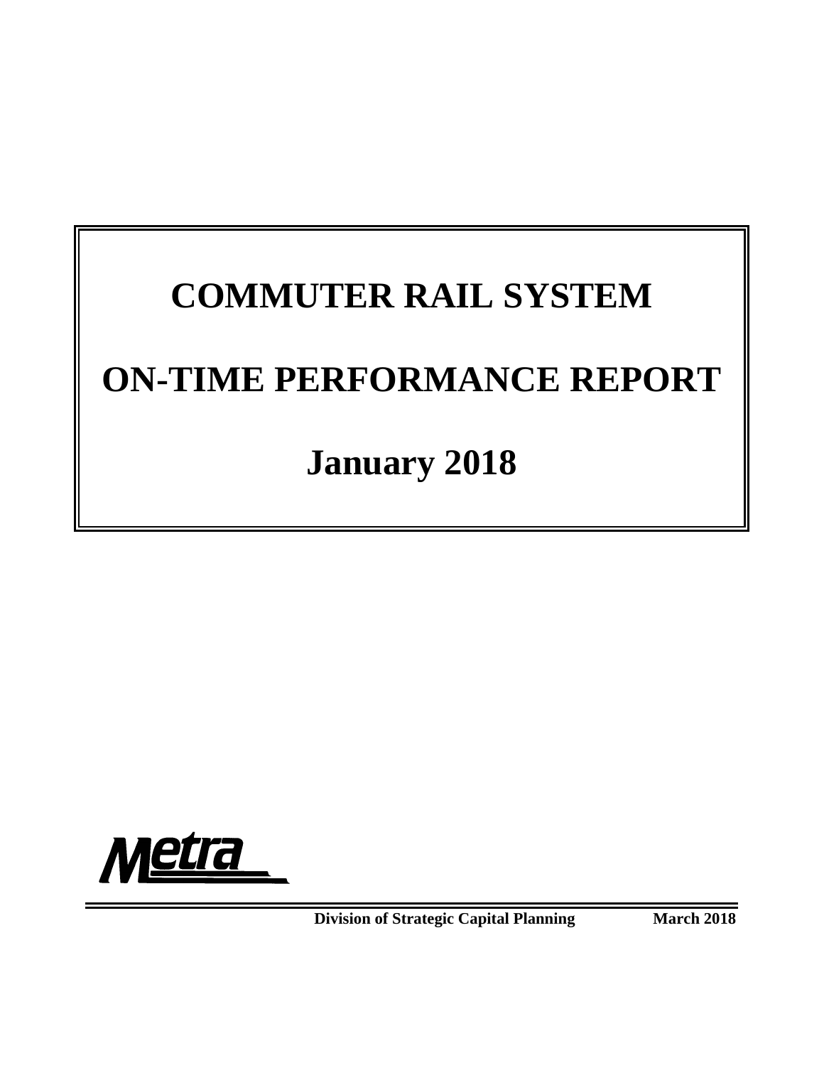# COMMUTER RAIL SYSTEM

# ON-TIME PERFORMANCE REPORT

# January 2018

Metra

**Division of Strategic Capital Planning** **March 2018**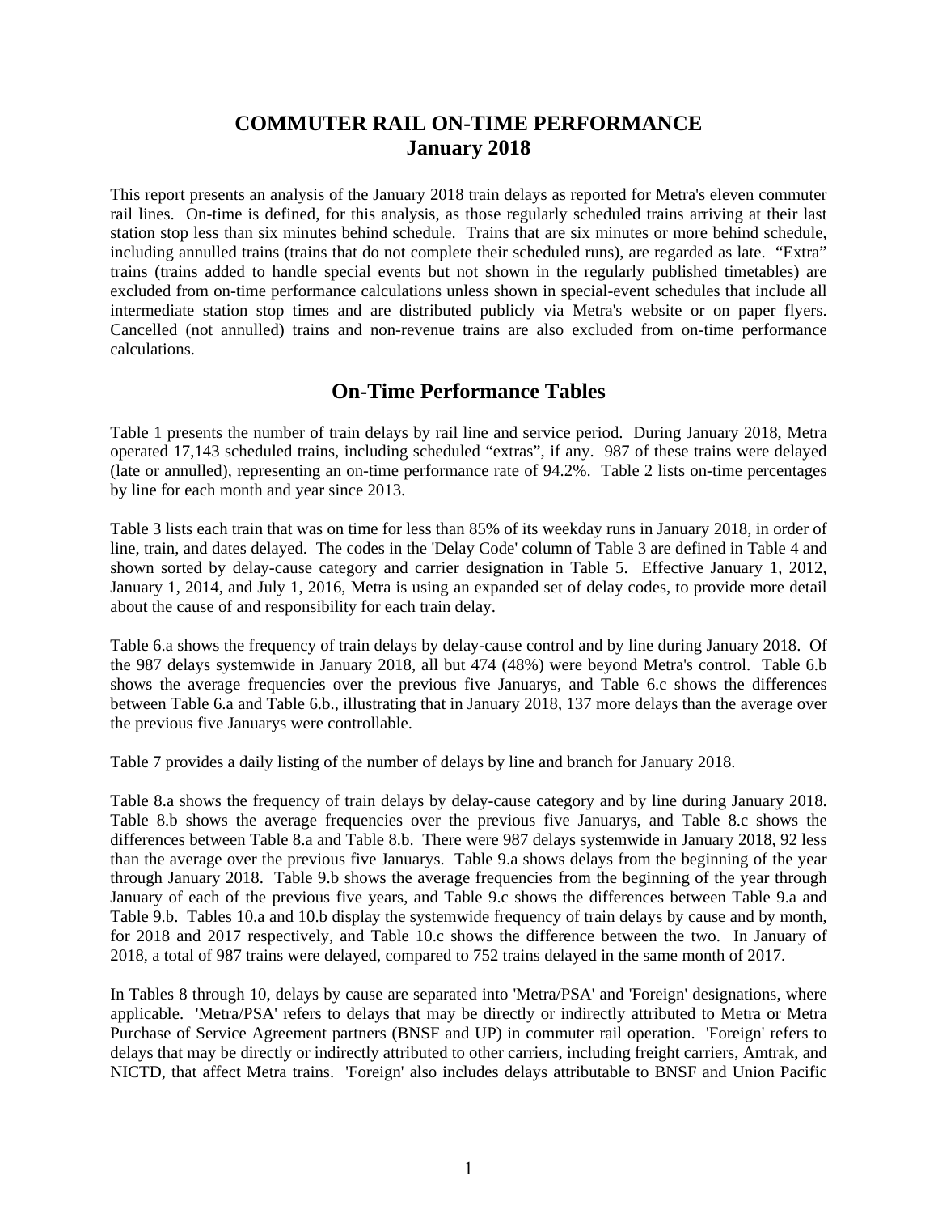# COMMUTER RAIL ON-TIME PERFORMANCE
# January 2018

This report presents an analysis of the January 2018 train delays as reported for Metra's eleven commuter rail lines. On-time is defined, for this analysis, as those regularly scheduled trains arriving at their last station stop less than six minutes behind schedule. Trains that are six minutes or more behind schedule, including annulled trains (trains that do not complete their scheduled runs), are regarded as late. "Extra" trains (trains added to handle special events but not shown in the regularly published timetables) are excluded from on-time performance calculations unless shown in special-event schedules that include all intermediate station stop times and are distributed publicly via Metra's website or on paper flyers. Cancelled (not annulled) trains and non-revenue trains are also excluded from on-time performance calculations.

## On-Time Performance Tables

Table 1 presents the number of train delays by rail line and service period. During January 2018, Metra operated 17,143 scheduled trains, including scheduled "extras", if any. 987 of these trains were delayed (late or annulled), representing an on-time performance rate of 94.2%. Table 2 lists on-time percentages by line for each month and year since 2013.

Table 3 lists each train that was on time for less than 85% of its weekday runs in January 2018, in order of line, train, and dates delayed. The codes in the 'Delay Code' column of Table 3 are defined in Table 4 and shown sorted by delay-cause category and carrier designation in Table 5. Effective January 1, 2012, January 1, 2014, and July 1, 2016, Metra is using an expanded set of delay codes, to provide more detail about the cause of and responsibility for each train delay.

Table 6.a shows the frequency of train delays by delay-cause control and by line during January 2018. Of the 987 delays systemwide in January 2018, all but 474 (48%) were beyond Metra's control. Table 6.b shows the average frequencies over the previous five Januarys, and Table 6.c shows the differences between Table 6.a and Table 6.b., illustrating that in January 2018, 137 more delays than the average over the previous five Januarys were controllable.

Table 7 provides a daily listing of the number of delays by line and branch for January 2018.

Table 8.a shows the frequency of train delays by delay-cause category and by line during January 2018. Table 8.b shows the average frequencies over the previous five Januarys, and Table 8.c shows the differences between Table 8.a and Table 8.b. There were 987 delays systemwide in January 2018, 92 less than the average over the previous five Januarys. Table 9.a shows delays from the beginning of the year through January 2018. Table 9.b shows the average frequencies from the beginning of the year through January of each of the previous five years, and Table 9.c shows the differences between Table 9.a and Table 9.b. Tables 10.a and 10.b display the systemwide frequency of train delays by cause and by month, for 2018 and 2017 respectively, and Table 10.c shows the difference between the two. In January of 2018, a total of 987 trains were delayed, compared to 752 trains delayed in the same month of 2017.

In Tables 8 through 10, delays by cause are separated into 'Metra/PSA' and 'Foreign' designations, where applicable. 'Metra/PSA' refers to delays that may be directly or indirectly attributed to Metra or Metra Purchase of Service Agreement partners (BNSF and UP) in commuter rail operation. 'Foreign' refers to delays that may be directly or indirectly attributed to other carriers, including freight carriers, Amtrak, and NICTD, that affect Metra trains. 'Foreign' also includes delays attributable to BNSF and Union Pacific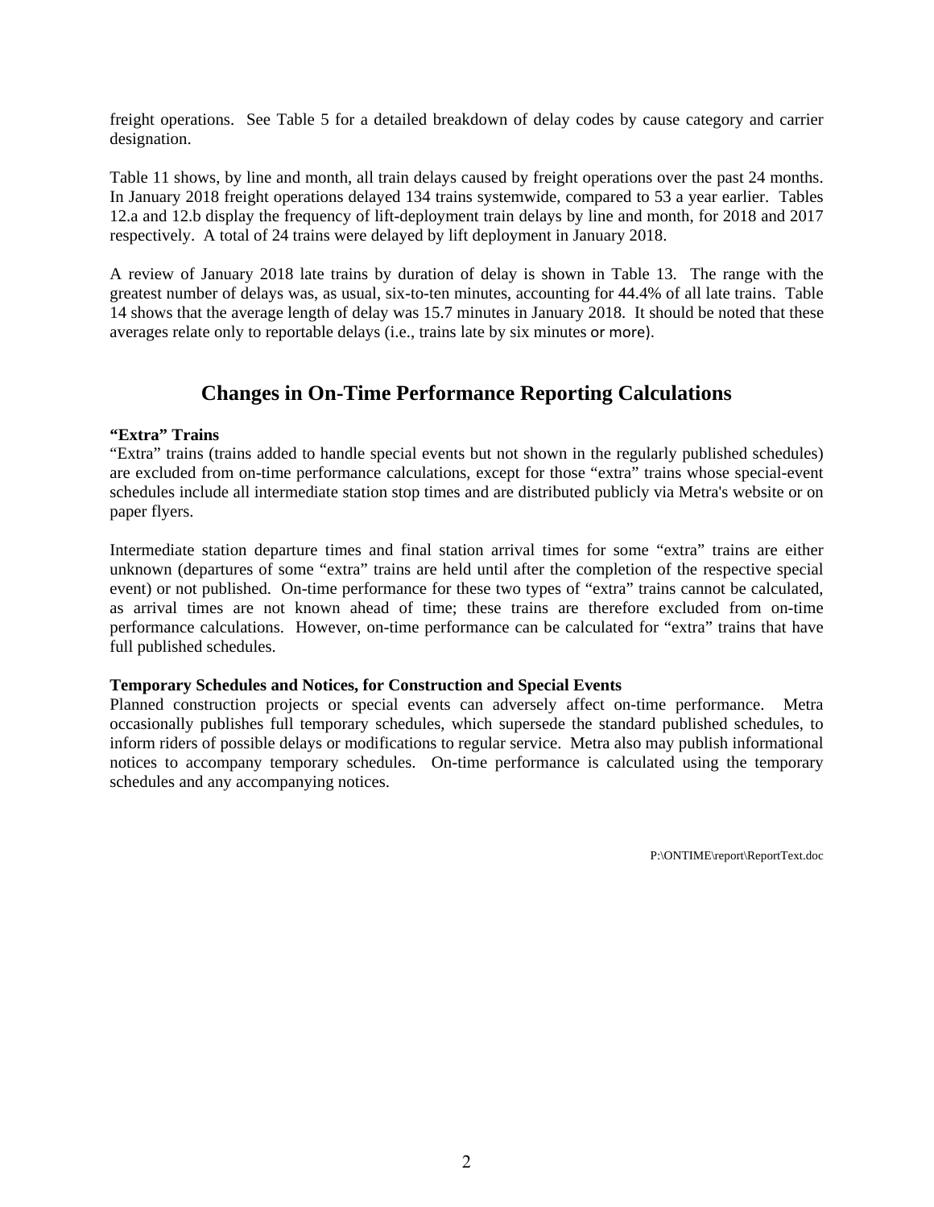freight operations. See Table 5 for a detailed breakdown of delay codes by cause category and carrier designation.

Table 11 shows, by line and month, all train delays caused by freight operations over the past 24 months. In January 2018 freight operations delayed 134 trains systemwide, compared to 53 a year earlier. Tables 12.a and 12.b display the frequency of lift-deployment train delays by line and month, for 2018 and 2017 respectively. A total of 24 trains were delayed by lift deployment in January 2018.

A review of January 2018 late trains by duration of delay is shown in Table 13. The range with the greatest number of delays was, as usual, six-to-ten minutes, accounting for 44.4% of all late trains. Table 14 shows that the average length of delay was 15.7 minutes in January 2018. It should be noted that these averages relate only to reportable delays (i.e., trains late by six minutes or more).

## Changes in On-Time Performance Reporting Calculations

**"Extra" Trains**

"Extra" trains (trains added to handle special events but not shown in the regularly published schedules) are excluded from on-time performance calculations, except for those "extra" trains whose special-event schedules include all intermediate station stop times and are distributed publicly via Metra's website or on paper flyers.

Intermediate station departure times and final station arrival times for some "extra" trains are either unknown (departures of some "extra" trains are held until after the completion of the respective special event) or not published. On-time performance for these two types of "extra" trains cannot be calculated, as arrival times are not known ahead of time; these trains are therefore excluded from on-time performance calculations. However, on-time performance can be calculated for "extra" trains that have full published schedules.

**Temporary Schedules and Notices, for Construction and Special Events**

Planned construction projects or special events can adversely affect on-time performance. Metra occasionally publishes full temporary schedules, which supersede the standard published schedules, to inform riders of possible delays or modifications to regular service. Metra also may publish informational notices to accompany temporary schedules. On-time performance is calculated using the temporary schedules and any accompanying notices.

P:\ONTIME\report\ReportText.doc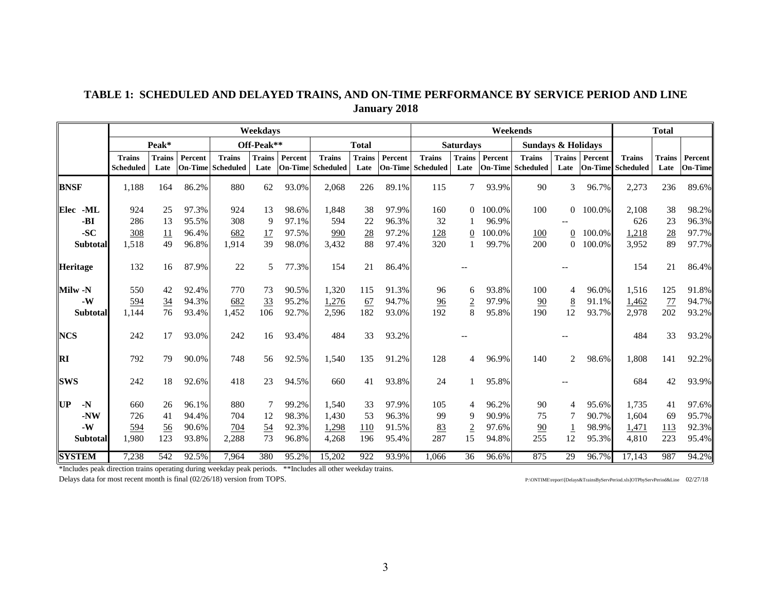## TABLE 1: SCHEDULED AND DELAYED TRAINS, AND ON-TIME PERFORMANCE BY SERVICE PERIOD AND LINE
### January 2018

| | Weekdays | | | | | | | | | Weekends | | | | | | Total | | |
|---|---|---|---|---|---|---|---|---|---|---|---|---|---|---|---|---|---|---|
| | Peak* | | | Off-Peak** | | | Total | | | Saturdays | | | Sundays & Holidays | | | | | |
| | Trains Scheduled | Trains Late | Percent On-Time | Trains Scheduled | Trains Late | Percent On-Time | Trains Scheduled | Trains Late | Percent On-Time | Trains Scheduled | Trains Late | Percent On-Time | Trains Scheduled | Trains Late | Percent On-Time | Trains Scheduled | Trains Late | Percent On-Time |
| **BNSF** | 1,188 | 164 | 86.2% | 880 | 62 | 93.0% | 2,068 | 226 | 89.1% | 115 | 7 | 93.9% | 90 | 3 | 96.7% | 2,273 | 236 | 89.6% |
| **Elec -ML** | 924 | 25 | 97.3% | 924 | 13 | 98.6% | 1,848 | 38 | 97.9% | 160 | 0 | 100.0% | 100 | 0 | 100.0% | 2,108 | 38 | 98.2% |
| **-BI** | 286 | 13 | 95.5% | 308 | 9 | 97.1% | 594 | 22 | 96.3% | 32 | 1 | 96.9% | | -- | | 626 | 23 | 96.3% |
| **-SC** | 308 | 11 | 96.4% | 682 | 17 | 97.5% | 990 | 28 | 97.2% | 128 | 0 | 100.0% | 100 | 0 | 100.0% | 1,218 | 28 | 97.7% |
| **Subtotal** | 1,518 | 49 | 96.8% | 1,914 | 39 | 98.0% | 3,432 | 88 | 97.4% | 320 | 1 | 99.7% | 200 | 0 | 100.0% | 3,952 | 89 | 97.7% |
| **Heritage** | 132 | 16 | 87.9% | 22 | 5 | 77.3% | 154 | 21 | 86.4% | | -- | | | -- | | 154 | 21 | 86.4% |
| **Milw -N** | 550 | 42 | 92.4% | 770 | 73 | 90.5% | 1,320 | 115 | 91.3% | 96 | 6 | 93.8% | 100 | 4 | 96.0% | 1,516 | 125 | 91.8% |
| **-W** | 594 | 34 | 94.3% | 682 | 33 | 95.2% | 1,276 | 67 | 94.7% | 96 | 2 | 97.9% | 90 | 8 | 91.1% | 1,462 | 77 | 94.7% |
| **Subtotal** | 1,144 | 76 | 93.4% | 1,452 | 106 | 92.7% | 2,596 | 182 | 93.0% | 192 | 8 | 95.8% | 190 | 12 | 93.7% | 2,978 | 202 | 93.2% |
| **NCS** | 242 | 17 | 93.0% | 242 | 16 | 93.4% | 484 | 33 | 93.2% | | -- | | | -- | | 484 | 33 | 93.2% |
| **RI** | 792 | 79 | 90.0% | 748 | 56 | 92.5% | 1,540 | 135 | 91.2% | 128 | 4 | 96.9% | 140 | 2 | 98.6% | 1,808 | 141 | 92.2% |
| **SWS** | 242 | 18 | 92.6% | 418 | 23 | 94.5% | 660 | 41 | 93.8% | 24 | 1 | 95.8% | | -- | | 684 | 42 | 93.9% |
| **UP -N** | 660 | 26 | 96.1% | 880 | 7 | 99.2% | 1,540 | 33 | 97.9% | 105 | 4 | 96.2% | 90 | 4 | 95.6% | 1,735 | 41 | 97.6% |
| **-NW** | 726 | 41 | 94.4% | 704 | 12 | 98.3% | 1,430 | 53 | 96.3% | 99 | 9 | 90.9% | 75 | 7 | 90.7% | 1,604 | 69 | 95.7% |
| **-W** | 594 | 56 | 90.6% | 704 | 54 | 92.3% | 1,298 | 110 | 91.5% | 83 | 2 | 97.6% | 90 | 1 | 98.9% | 1,471 | 113 | 92.3% |
| **Subtotal** | 1,980 | 123 | 93.8% | 2,288 | 73 | 96.8% | 4,268 | 196 | 95.4% | 287 | 15 | 94.8% | 255 | 12 | 95.3% | 4,810 | 223 | 95.4% |
| **SYSTEM** | 7,238 | 542 | 92.5% | 7,964 | 380 | 95.2% | 15,202 | 922 | 93.9% | 1,066 | 36 | 96.6% | 875 | 29 | 96.7% | 17,143 | 987 | 94.2% |

*Includes peak direction trains operating during weekday peak periods. **Includes all other weekday trains.

Delays data for most recent month is final (02/26/18) version from TOPS.

P:\ONTIME\report\[Delays&TrainsByServPeriod.xls]OTPbyServPeriod&Line 02/27/18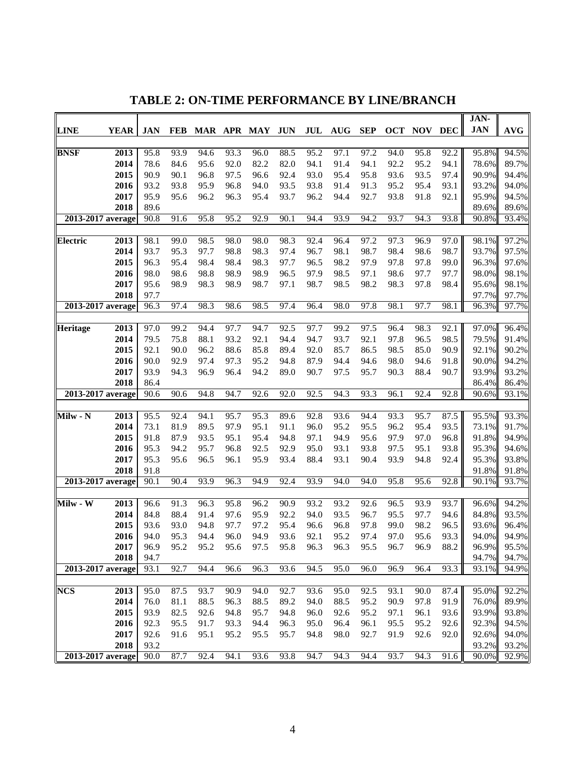## TABLE 2: ON-TIME PERFORMANCE BY LINE/BRANCH

| LINE | YEAR | JAN | FEB | MAR | APR | MAY | JUN | JUL | AUG | SEP | OCT | NOV | DEC | JAN-JAN | AVG |
|---|---|---|---|---|---|---|---|---|---|---|---|---|---|---|---|
| **BNSF** | **2013** | 95.8 | 93.9 | 94.6 | 93.3 | 96.0 | 88.5 | 95.2 | 97.1 | 97.2 | 94.0 | 95.8 | 92.2 | 95.8% | 94.5% |
| | **2014** | 78.6 | 84.6 | 95.6 | 92.0 | 82.2 | 82.0 | 94.1 | 91.4 | 94.1 | 92.2 | 95.2 | 94.1 | 78.6% | 89.7% |
| | **2015** | 90.9 | 90.1 | 96.8 | 97.5 | 96.6 | 92.4 | 93.0 | 95.4 | 95.8 | 93.6 | 93.5 | 97.4 | 90.9% | 94.4% |
| | **2016** | 93.2 | 93.8 | 95.9 | 96.8 | 94.0 | 93.5 | 93.8 | 91.4 | 91.3 | 95.2 | 95.4 | 93.1 | 93.2% | 94.0% |
| | **2017** | 95.9 | 95.6 | 96.2 | 96.3 | 95.4 | 93.7 | 96.2 | 94.4 | 92.7 | 93.8 | 91.8 | 92.1 | 95.9% | 94.5% |
| | **2018** | 89.6 | | | | | | | | | | | | 89.6% | 89.6% |
| **2013-2017 average** | | 90.8 | 91.6 | 95.8 | 95.2 | 92.9 | 90.1 | 94.4 | 93.9 | 94.2 | 93.7 | 94.3 | 93.8 | 90.8% | 93.4% |
| **Electric** | **2013** | 98.1 | 99.0 | 98.5 | 98.0 | 98.0 | 98.3 | 92.4 | 96.4 | 97.2 | 97.3 | 96.9 | 97.0 | 98.1% | 97.2% |
| | **2014** | 93.7 | 95.3 | 97.7 | 98.8 | 98.3 | 97.4 | 96.7 | 98.1 | 98.7 | 98.4 | 98.6 | 98.7 | 93.7% | 97.5% |
| | **2015** | 96.3 | 95.4 | 98.4 | 98.4 | 98.3 | 97.7 | 96.5 | 98.2 | 97.9 | 97.8 | 97.8 | 99.0 | 96.3% | 97.6% |
| | **2016** | 98.0 | 98.6 | 98.8 | 98.9 | 98.9 | 96.5 | 97.9 | 98.5 | 97.1 | 98.6 | 97.7 | 97.7 | 98.0% | 98.1% |
| | **2017** | 95.6 | 98.9 | 98.3 | 98.9 | 98.7 | 97.1 | 98.7 | 98.5 | 98.2 | 98.3 | 97.8 | 98.4 | 95.6% | 98.1% |
| | **2018** | 97.7 | | | | | | | | | | | | 97.7% | 97.7% |
| **2013-2017 average** | | 96.3 | 97.4 | 98.3 | 98.6 | 98.5 | 97.4 | 96.4 | 98.0 | 97.8 | 98.1 | 97.7 | 98.1 | 96.3% | 97.7% |
| **Heritage** | **2013** | 97.0 | 99.2 | 94.4 | 97.7 | 94.7 | 92.5 | 97.7 | 99.2 | 97.5 | 96.4 | 98.3 | 92.1 | 97.0% | 96.4% |
| | **2014** | 79.5 | 75.8 | 88.1 | 93.2 | 92.1 | 94.4 | 94.7 | 93.7 | 92.1 | 97.8 | 96.5 | 98.5 | 79.5% | 91.4% |
| | **2015** | 92.1 | 90.0 | 96.2 | 88.6 | 85.8 | 89.4 | 92.0 | 85.7 | 86.5 | 98.5 | 85.0 | 90.9 | 92.1% | 90.2% |
| | **2016** | 90.0 | 92.9 | 97.4 | 97.3 | 95.2 | 94.8 | 87.9 | 94.4 | 94.6 | 98.0 | 94.6 | 91.8 | 90.0% | 94.2% |
| | **2017** | 93.9 | 94.3 | 96.9 | 96.4 | 94.2 | 89.0 | 90.7 | 97.5 | 95.7 | 90.3 | 88.4 | 90.7 | 93.9% | 93.2% |
| | **2018** | 86.4 | | | | | | | | | | | | 86.4% | 86.4% |
| **2013-2017 average** | | 90.6 | 90.6 | 94.8 | 94.7 | 92.6 | 92.0 | 92.5 | 94.3 | 93.3 | 96.1 | 92.4 | 92.8 | 90.6% | 93.1% |
| **Milw - N** | **2013** | 95.5 | 92.4 | 94.1 | 95.7 | 95.3 | 89.6 | 92.8 | 93.6 | 94.4 | 93.3 | 95.7 | 87.5 | 95.5% | 93.3% |
| | **2014** | 73.1 | 81.9 | 89.5 | 97.9 | 95.1 | 91.1 | 96.0 | 95.2 | 95.5 | 96.2 | 95.4 | 93.5 | 73.1% | 91.7% |
| | **2015** | 91.8 | 87.9 | 93.5 | 95.1 | 95.4 | 94.8 | 97.1 | 94.9 | 95.6 | 97.9 | 97.0 | 96.8 | 91.8% | 94.9% |
| | **2016** | 95.3 | 94.2 | 95.7 | 96.8 | 92.5 | 92.9 | 95.0 | 93.1 | 93.8 | 97.5 | 95.1 | 93.8 | 95.3% | 94.6% |
| | **2017** | 95.3 | 95.6 | 96.5 | 96.1 | 95.9 | 93.4 | 88.4 | 93.1 | 90.4 | 93.9 | 94.8 | 92.4 | 95.3% | 93.8% |
| | **2018** | 91.8 | | | | | | | | | | | | 91.8% | 91.8% |
| **2013-2017 average** | | 90.1 | 90.4 | 93.9 | 96.3 | 94.9 | 92.4 | 93.9 | 94.0 | 94.0 | 95.8 | 95.6 | 92.8 | 90.1% | 93.7% |
| **Milw - W** | **2013** | 96.6 | 91.3 | 96.3 | 95.8 | 96.2 | 90.9 | 93.2 | 93.2 | 92.6 | 96.5 | 93.9 | 93.7 | 96.6% | 94.2% |
| | **2014** | 84.8 | 88.4 | 91.4 | 97.6 | 95.9 | 92.2 | 94.0 | 93.5 | 96.7 | 95.5 | 97.7 | 94.6 | 84.8% | 93.5% |
| | **2015** | 93.6 | 93.0 | 94.8 | 97.7 | 97.2 | 95.4 | 96.6 | 96.8 | 97.8 | 99.0 | 98.2 | 96.5 | 93.6% | 96.4% |
| | **2016** | 94.0 | 95.3 | 94.4 | 96.0 | 94.9 | 93.6 | 92.1 | 95.2 | 97.4 | 97.0 | 95.6 | 93.3 | 94.0% | 94.9% |
| | **2017** | 96.9 | 95.2 | 95.2 | 95.6 | 97.5 | 95.8 | 96.3 | 96.3 | 95.5 | 96.7 | 96.9 | 88.2 | 96.9% | 95.5% |
| | **2018** | 94.7 | | | | | | | | | | | | 94.7% | 94.7% |
| **2013-2017 average** | | 93.1 | 92.7 | 94.4 | 96.6 | 96.3 | 93.6 | 94.5 | 95.0 | 96.0 | 96.9 | 96.4 | 93.3 | 93.1% | 94.9% |
| **NCS** | **2013** | 95.0 | 87.5 | 93.7 | 90.9 | 94.0 | 92.7 | 93.6 | 95.0 | 92.5 | 93.1 | 90.0 | 87.4 | 95.0% | 92.2% |
| | **2014** | 76.0 | 81.1 | 88.5 | 96.3 | 88.5 | 89.2 | 94.0 | 88.5 | 95.2 | 90.9 | 97.8 | 91.9 | 76.0% | 89.9% |
| | **2015** | 93.9 | 82.5 | 92.6 | 94.8 | 95.7 | 94.8 | 96.0 | 92.6 | 95.2 | 97.1 | 96.1 | 93.6 | 93.9% | 93.8% |
| | **2016** | 92.3 | 95.5 | 91.7 | 93.3 | 94.4 | 96.3 | 95.0 | 96.4 | 96.1 | 95.5 | 95.2 | 92.6 | 92.3% | 94.5% |
| | **2017** | 92.6 | 91.6 | 95.1 | 95.2 | 95.5 | 95.7 | 94.8 | 98.0 | 92.7 | 91.9 | 92.6 | 92.0 | 92.6% | 94.0% |
| | **2018** | 93.2 | | | | | | | | | | | | 93.2% | 93.2% |
| **2013-2017 average** | | 90.0 | 87.7 | 92.4 | 94.1 | 93.6 | 93.8 | 94.7 | 94.3 | 94.4 | 93.7 | 94.3 | 91.6 | 90.0% | 92.9% |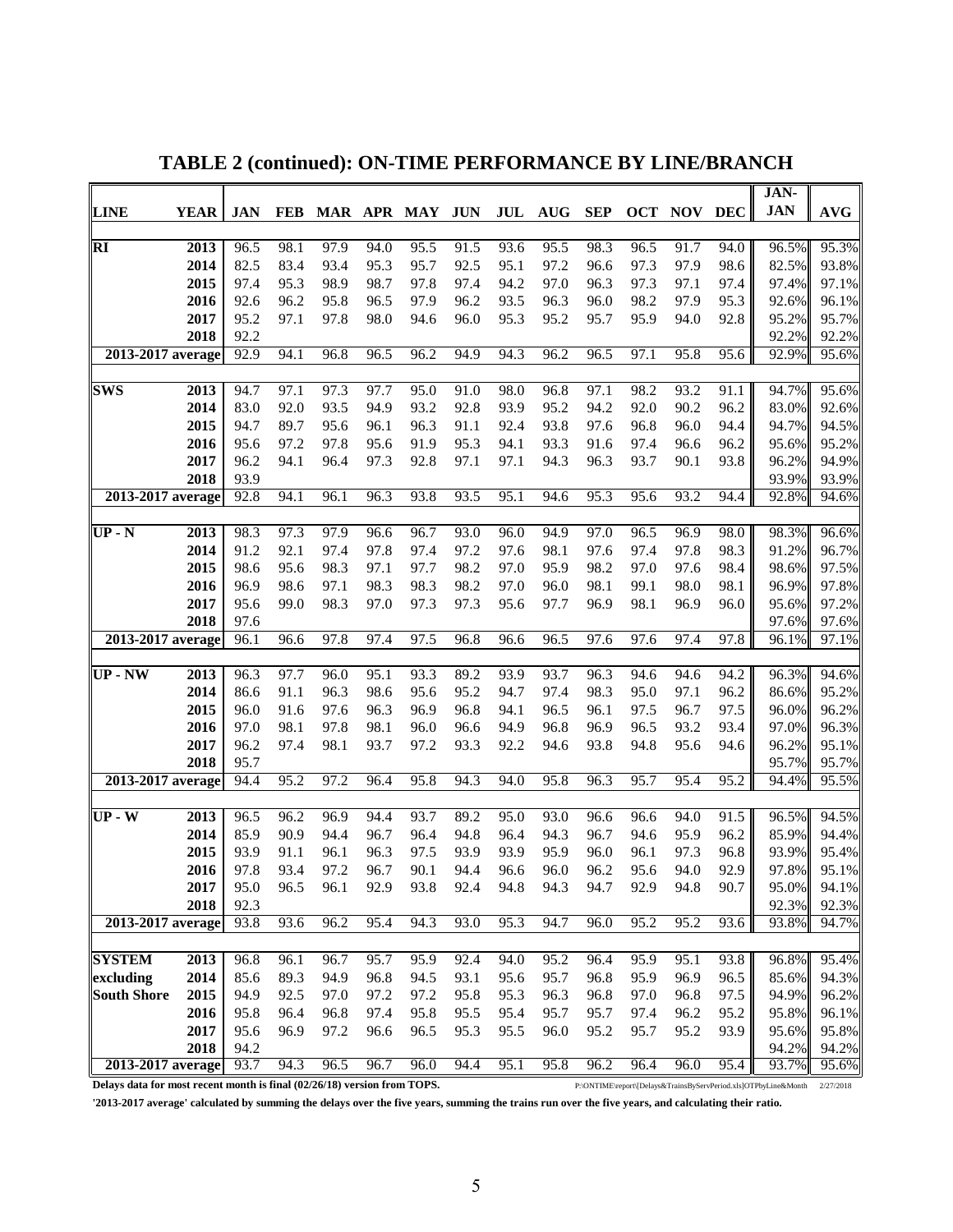# TABLE 2 (continued): ON-TIME PERFORMANCE BY LINE/BRANCH

| LINE | YEAR | JAN | FEB | MAR | APR | MAY | JUN | JUL | AUG | SEP | OCT | NOV | DEC | JAN-JAN | AVG |
|---|---|---|---|---|---|---|---|---|---|---|---|---|---|---|---|
| **RI** | **2013** | 96.5 | 98.1 | 97.9 | 94.0 | 95.5 | 91.5 | 93.6 | 95.5 | 98.3 | 96.5 | 91.7 | 94.0 | 96.5% | 95.3% |
| | **2014** | 82.5 | 83.4 | 93.4 | 95.3 | 95.7 | 92.5 | 95.1 | 97.2 | 96.6 | 97.3 | 97.9 | 98.6 | 82.5% | 93.8% |
| | **2015** | 97.4 | 95.3 | 98.9 | 98.7 | 97.8 | 97.4 | 94.2 | 97.0 | 96.3 | 97.3 | 97.1 | 97.4 | 97.4% | 97.1% |
| | **2016** | 92.6 | 96.2 | 95.8 | 96.5 | 97.9 | 96.2 | 93.5 | 96.3 | 96.0 | 98.2 | 97.9 | 95.3 | 92.6% | 96.1% |
| | **2017** | 95.2 | 97.1 | 97.8 | 98.0 | 94.6 | 96.0 | 95.3 | 95.2 | 95.7 | 95.9 | 94.0 | 92.8 | 95.2% | 95.7% |
| | **2018** | 92.2 | | | | | | | | | | | | 92.2% | 92.2% |
| **2013-2017 average** | | 92.9 | 94.1 | 96.8 | 96.5 | 96.2 | 94.9 | 94.3 | 96.2 | 96.5 | 97.1 | 95.8 | 95.6 | 92.9% | 95.6% |
| **SWS** | **2013** | 94.7 | 97.1 | 97.3 | 97.7 | 95.0 | 91.0 | 98.0 | 96.8 | 97.1 | 98.2 | 93.2 | 91.1 | 94.7% | 95.6% |
| | **2014** | 83.0 | 92.0 | 93.5 | 94.9 | 93.2 | 92.8 | 93.9 | 95.2 | 94.2 | 92.0 | 90.2 | 96.2 | 83.0% | 92.6% |
| | **2015** | 94.7 | 89.7 | 95.6 | 96.1 | 96.3 | 91.1 | 92.4 | 93.8 | 97.6 | 96.8 | 96.0 | 94.4 | 94.7% | 94.5% |
| | **2016** | 95.6 | 97.2 | 97.8 | 95.6 | 91.9 | 95.3 | 94.1 | 93.3 | 91.6 | 97.4 | 96.6 | 96.2 | 95.6% | 95.2% |
| | **2017** | 96.2 | 94.1 | 96.4 | 97.3 | 92.8 | 97.1 | 97.1 | 94.3 | 96.3 | 93.7 | 90.1 | 93.8 | 96.2% | 94.9% |
| | **2018** | 93.9 | | | | | | | | | | | | 93.9% | 93.9% |
| **2013-2017 average** | | 92.8 | 94.1 | 96.1 | 96.3 | 93.8 | 93.5 | 95.1 | 94.6 | 95.3 | 95.6 | 93.2 | 94.4 | 92.8% | 94.6% |
| **UP - N** | **2013** | 98.3 | 97.3 | 97.9 | 96.6 | 96.7 | 93.0 | 96.0 | 94.9 | 97.0 | 96.5 | 96.9 | 98.0 | 98.3% | 96.6% |
| | **2014** | 91.2 | 92.1 | 97.4 | 97.8 | 97.4 | 97.2 | 97.6 | 98.1 | 97.6 | 97.4 | 97.8 | 98.3 | 91.2% | 96.7% |
| | **2015** | 98.6 | 95.6 | 98.3 | 97.1 | 97.7 | 98.2 | 97.0 | 95.9 | 98.2 | 97.0 | 97.6 | 98.4 | 98.6% | 97.5% |
| | **2016** | 96.9 | 98.6 | 97.1 | 98.3 | 98.3 | 98.2 | 97.0 | 96.0 | 98.1 | 99.1 | 98.0 | 98.1 | 96.9% | 97.8% |
| | **2017** | 95.6 | 99.0 | 98.3 | 97.0 | 97.3 | 97.3 | 95.6 | 97.7 | 96.9 | 98.1 | 96.9 | 96.0 | 95.6% | 97.2% |
| | **2018** | 97.6 | | | | | | | | | | | | 97.6% | 97.6% |
| **2013-2017 average** | | 96.1 | 96.6 | 97.8 | 97.4 | 97.5 | 96.8 | 96.6 | 96.5 | 97.6 | 97.6 | 97.4 | 97.8 | 96.1% | 97.1% |
| **UP - NW** | **2013** | 96.3 | 97.7 | 96.0 | 95.1 | 93.3 | 89.2 | 93.9 | 93.7 | 96.3 | 94.6 | 94.6 | 94.2 | 96.3% | 94.6% |
| | **2014** | 86.6 | 91.1 | 96.3 | 98.6 | 95.6 | 95.2 | 94.7 | 97.4 | 98.3 | 95.0 | 97.1 | 96.2 | 86.6% | 95.2% |
| | **2015** | 96.0 | 91.6 | 97.6 | 96.3 | 96.9 | 96.8 | 94.1 | 96.5 | 96.1 | 97.5 | 96.7 | 97.5 | 96.0% | 96.2% |
| | **2016** | 97.0 | 98.1 | 97.8 | 98.1 | 96.0 | 96.6 | 94.9 | 96.8 | 96.9 | 96.5 | 93.2 | 93.4 | 97.0% | 96.3% |
| | **2017** | 96.2 | 97.4 | 98.1 | 93.7 | 97.2 | 93.3 | 92.2 | 94.6 | 93.8 | 94.8 | 95.6 | 94.6 | 96.2% | 95.1% |
| | **2018** | 95.7 | | | | | | | | | | | | 95.7% | 95.7% |
| **2013-2017 average** | | 94.4 | 95.2 | 97.2 | 96.4 | 95.8 | 94.3 | 94.0 | 95.8 | 96.3 | 95.7 | 95.4 | 95.2 | 94.4% | 95.5% |
| **UP - W** | **2013** | 96.5 | 96.2 | 96.9 | 94.4 | 93.7 | 89.2 | 95.0 | 93.0 | 96.6 | 96.6 | 94.0 | 91.5 | 96.5% | 94.5% |
| | **2014** | 85.9 | 90.9 | 94.4 | 96.7 | 96.4 | 94.8 | 96.4 | 94.3 | 96.7 | 94.6 | 95.9 | 96.2 | 85.9% | 94.4% |
| | **2015** | 93.9 | 91.1 | 96.1 | 96.3 | 97.5 | 93.9 | 93.9 | 95.9 | 96.0 | 96.1 | 97.3 | 96.8 | 93.9% | 95.4% |
| | **2016** | 97.8 | 93.4 | 97.2 | 96.7 | 90.1 | 94.4 | 96.6 | 96.0 | 96.2 | 95.6 | 94.0 | 92.9 | 97.8% | 95.1% |
| | **2017** | 95.0 | 96.5 | 96.1 | 92.9 | 93.8 | 92.4 | 94.8 | 94.3 | 94.7 | 92.9 | 94.8 | 90.7 | 95.0% | 94.1% |
| | **2018** | 92.3 | | | | | | | | | | | | 92.3% | 92.3% |
| **2013-2017 average** | | 93.8 | 93.6 | 96.2 | 95.4 | 94.3 | 93.0 | 95.3 | 94.7 | 96.0 | 95.2 | 95.2 | 93.6 | 93.8% | 94.7% |
| **SYSTEM** | **2013** | 96.8 | 96.1 | 96.7 | 95.7 | 95.9 | 92.4 | 94.0 | 95.2 | 96.4 | 95.9 | 95.1 | 93.8 | 96.8% | 95.4% |
| **excluding** | **2014** | 85.6 | 89.3 | 94.9 | 96.8 | 94.5 | 93.1 | 95.6 | 95.7 | 96.8 | 95.9 | 96.9 | 96.5 | 85.6% | 94.3% |
| **South Shore** | **2015** | 94.9 | 92.5 | 97.0 | 97.2 | 97.2 | 95.8 | 95.3 | 96.3 | 96.8 | 97.0 | 96.8 | 97.5 | 94.9% | 96.2% |
| | **2016** | 95.8 | 96.4 | 96.8 | 97.4 | 95.8 | 95.5 | 95.4 | 95.7 | 95.7 | 97.4 | 96.2 | 95.2 | 95.8% | 96.1% |
| | **2017** | 95.6 | 96.9 | 97.2 | 96.6 | 96.5 | 95.3 | 95.5 | 96.0 | 95.2 | 95.7 | 95.2 | 93.9 | 95.6% | 95.8% |
| | **2018** | 94.2 | | | | | | | | | | | | 94.2% | 94.2% |
| **2013-2017 average** | | 93.7 | 94.3 | 96.5 | 96.7 | 96.0 | 94.4 | 95.1 | 95.8 | 96.2 | 96.4 | 96.0 | 95.4 | 93.7% | 95.6% |

**Delays data for most recent month is final (02/26/18) version from TOPS.**

P:\ONTIME\report\[Delays&TrainsByServPeriod.xls]OTPbyLine&Month 2/27/2018

**'2013-2017 average' calculated by summing the delays over the five years, summing the trains run over the five years, and calculating their ratio.**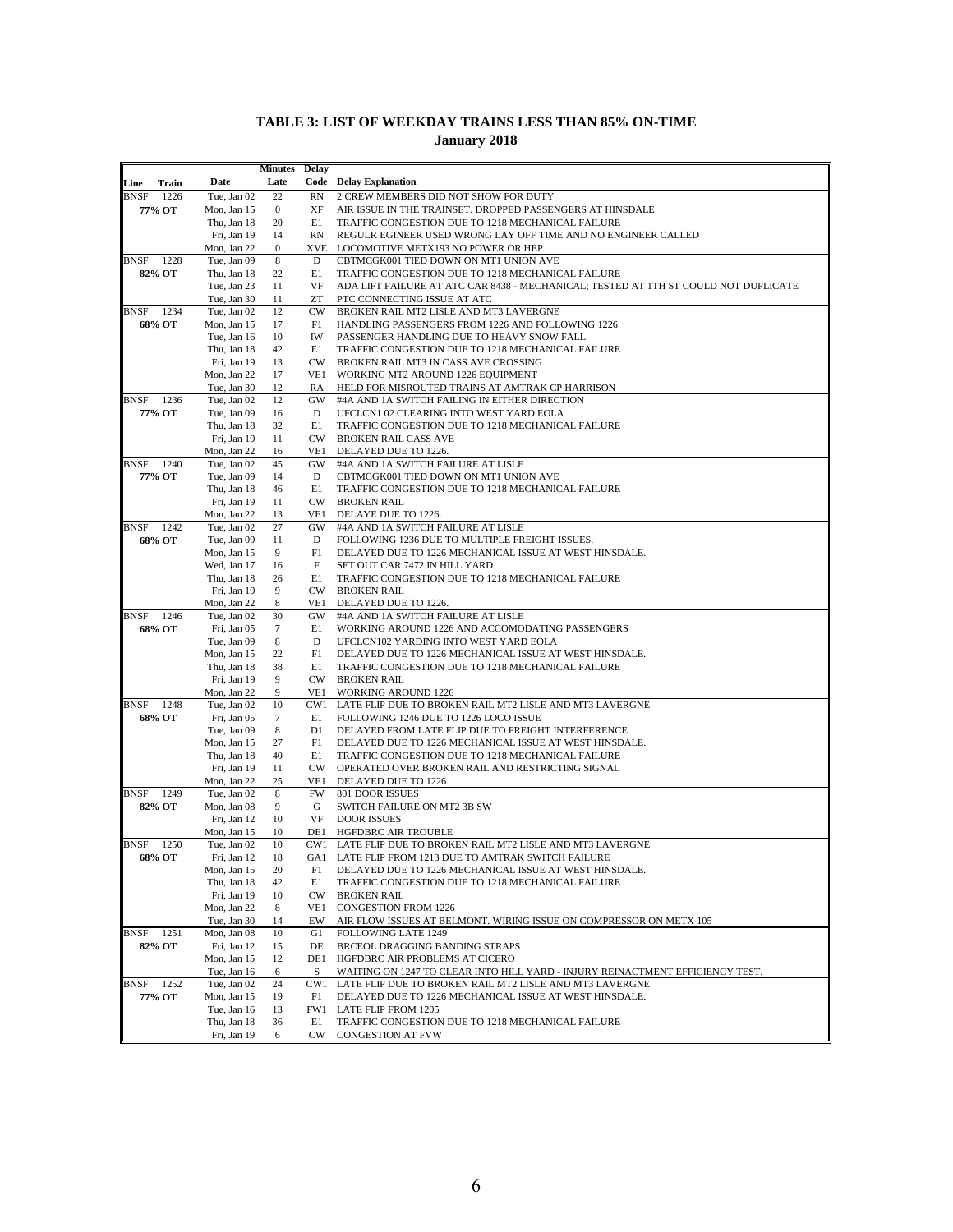**TABLE 3: LIST OF WEEKDAY TRAINS LESS THAN 85% ON-TIME**
**January 2018**

| Line | Train | Date | Minutes Late | Delay Code | Delay Explanation |
|---|---|---|---|---|---|
| BNSF | 1226 | Tue, Jan 02 | 22 | RN | 2 CREW MEMBERS DID NOT SHOW FOR DUTY |
| 77% OT | | Mon, Jan 15 | 0 | XF | AIR ISSUE IN THE TRAINSET. DROPPED PASSENGERS AT HINSDALE |
| | | Thu, Jan 18 | 20 | E1 | TRAFFIC CONGESTION DUE TO 1218 MECHANICAL FAILURE |
| | | Fri, Jan 19 | 14 | RN | REGULR EGINEER USED WRONG LAY OFF TIME AND NO ENGINEER CALLED |
| | | Mon, Jan 22 | 0 | XVE | LOCOMOTIVE METX193 NO POWER OR HEP |
| BNSF | 1228 | Tue, Jan 09 | 8 | D | CBTMCGK001 TIED DOWN ON MT1 UNION AVE |
| 82% OT | | Thu, Jan 18 | 22 | E1 | TRAFFIC CONGESTION DUE TO 1218 MECHANICAL FAILURE |
| | | Tue, Jan 23 | 11 | VF | ADA LIFT FAILURE AT ATC CAR 8438 - MECHANICAL; TESTED AT 1TH ST COULD NOT DUPLICATE |
| | | Tue, Jan 30 | 11 | ZT | PTC CONNECTING ISSUE AT ATC |
| BNSF | 1234 | Tue, Jan 02 | 12 | CW | BROKEN RAIL MT2 LISLE AND MT3 LAVERGNE |
| 68% OT | | Mon, Jan 15 | 17 | F1 | HANDLING PASSENGERS FROM 1226 AND FOLLOWING 1226 |
| | | Tue, Jan 16 | 10 | IW | PASSENGER HANDLING DUE TO HEAVY SNOW FALL |
| | | Thu, Jan 18 | 42 | E1 | TRAFFIC CONGESTION DUE TO 1218 MECHANICAL FAILURE |
| | | Fri, Jan 19 | 13 | CW | BROKEN RAIL MT3 IN CASS AVE CROSSING |
| | | Mon, Jan 22 | 17 | VE1 | WORKING MT2 AROUND 1226 EQUIPMENT |
| | | Tue, Jan 30 | 12 | RA | HELD FOR MISROUTED TRAINS AT AMTRAK CP HARRISON |
| BNSF | 1236 | Tue, Jan 02 | 12 | GW | #4A AND 1A SWITCH FAILING IN EITHER DIRECTION |
| 77% OT | | Tue, Jan 09 | 16 | D | UFCLCN1 02 CLEARING INTO WEST YARD EOLA |
| | | Thu, Jan 18 | 32 | E1 | TRAFFIC CONGESTION DUE TO 1218 MECHANICAL FAILURE |
| | | Fri, Jan 19 | 11 | CW | BROKEN RAIL CASS AVE |
| | | Mon, Jan 22 | 16 | VE1 | DELAYED DUE TO 1226. |
| BNSF | 1240 | Tue, Jan 02 | 45 | GW | #4A AND 1A SWITCH FAILURE AT LISLE |
| 77% OT | | Tue, Jan 09 | 14 | D | CBTMCGK001 TIED DOWN ON MT1 UNION AVE |
| | | Thu, Jan 18 | 46 | E1 | TRAFFIC CONGESTION DUE TO 1218 MECHANICAL FAILURE |
| | | Fri, Jan 19 | 11 | CW | BROKEN RAIL |
| | | Mon, Jan 22 | 13 | VE1 | DELAYE DUE TO 1226. |
| BNSF | 1242 | Tue, Jan 02 | 27 | GW | #4A AND 1A SWITCH FAILURE AT LISLE |
| 68% OT | | Tue, Jan 09 | 11 | D | FOLLOWING 1236 DUE TO MULTIPLE FREIGHT ISSUES. |
| | | Mon, Jan 15 | 9 | F1 | DELAYED DUE TO 1226 MECHANICAL ISSUE AT WEST HINSDALE. |
| | | Wed, Jan 17 | 16 | F | SET OUT CAR 7472 IN HILL YARD |
| | | Thu, Jan 18 | 26 | E1 | TRAFFIC CONGESTION DUE TO 1218 MECHANICAL FAILURE |
| | | Fri, Jan 19 | 9 | CW | BROKEN RAIL |
| | | Mon, Jan 22 | 8 | VE1 | DELAYED DUE TO 1226. |
| BNSF | 1246 | Tue, Jan 02 | 30 | GW | #4A AND 1A SWITCH FAILURE AT LISLE |
| 68% OT | | Fri, Jan 05 | 7 | E1 | WORKING AROUND 1226 AND ACCOMODATING PASSENGERS |
| | | Tue, Jan 09 | 8 | D | UFCLCN102 YARDING INTO WEST YARD EOLA |
| | | Mon, Jan 15 | 22 | F1 | DELAYED DUE TO 1226 MECHANICAL ISSUE AT WEST HINSDALE. |
| | | Thu, Jan 18 | 38 | E1 | TRAFFIC CONGESTION DUE TO 1218 MECHANICAL FAILURE |
| | | Fri, Jan 19 | 9 | CW | BROKEN RAIL |
| | | Mon, Jan 22 | 9 | VE1 | WORKING AROUND 1226 |
| BNSF | 1248 | Tue, Jan 02 | 10 | CW1 | LATE FLIP DUE TO BROKEN RAIL MT2 LISLE AND MT3 LAVERGNE |
| 68% OT | | Fri, Jan 05 | 7 | E1 | FOLLOWING 1246 DUE TO 1226 LOCO ISSUE |
| | | Tue, Jan 09 | 8 | D1 | DELAYED FROM LATE FLIP DUE TO FREIGHT INTERFERENCE |
| | | Mon, Jan 15 | 27 | F1 | DELAYED DUE TO 1226 MECHANICAL ISSUE AT WEST HINSDALE. |
| | | Thu, Jan 18 | 40 | E1 | TRAFFIC CONGESTION DUE TO 1218 MECHANICAL FAILURE |
| | | Fri, Jan 19 | 11 | CW | OPERATED OVER BROKEN RAIL AND RESTRICTING SIGNAL |
| | | Mon, Jan 22 | 25 | VE1 | DELAYED DUE TO 1226. |
| BNSF | 1249 | Tue, Jan 02 | 8 | FW | 801 DOOR ISSUES |
| 82% OT | | Mon, Jan 08 | 9 | G | SWITCH FAILURE ON MT2 3B SW |
| | | Fri, Jan 12 | 10 | VF | DOOR ISSUES |
| | | Mon, Jan 15 | 10 | DE1 | HGFDBRC AIR TROUBLE |
| BNSF | 1250 | Tue, Jan 02 | 10 | CW1 | LATE FLIP DUE TO BROKEN RAIL MT2 LISLE AND MT3 LAVERGNE |
| 68% OT | | Fri, Jan 12 | 18 | GA1 | LATE FLIP FROM 1213 DUE TO AMTRAK SWITCH FAILURE |
| | | Mon, Jan 15 | 20 | F1 | DELAYED DUE TO 1226 MECHANICAL ISSUE AT WEST HINSDALE. |
| | | Thu, Jan 18 | 42 | E1 | TRAFFIC CONGESTION DUE TO 1218 MECHANICAL FAILURE |
| | | Fri, Jan 19 | 10 | CW | BROKEN RAIL |
| | | Mon, Jan 22 | 8 | VE1 | CONGESTION FROM 1226 |
| | | Tue, Jan 30 | 14 | EW | AIR FLOW ISSUES AT BELMONT. WIRING ISSUE ON COMPRESSOR ON METX 105 |
| BNSF | 1251 | Mon, Jan 08 | 10 | G1 | FOLLOWING LATE 1249 |
| 82% OT | | Fri, Jan 12 | 15 | DE | BRCEOL DRAGGING BANDING STRAPS |
| | | Mon, Jan 15 | 12 | DE1 | HGFDBRC AIR PROBLEMS AT CICERO |
| | | Tue, Jan 16 | 6 | S | WAITING ON 1247 TO CLEAR INTO HILL YARD - INJURY REINACTMENT EFFICIENCY TEST. |
| BNSF | 1252 | Tue, Jan 02 | 24 | CW1 | LATE FLIP DUE TO BROKEN RAIL MT2 LISLE AND MT3 LAVERGNE |
| 77% OT | | Mon, Jan 15 | 19 | F1 | DELAYED DUE TO 1226 MECHANICAL ISSUE AT WEST HINSDALE. |
| | | Tue, Jan 16 | 13 | FW1 | LATE FLIP FROM 1205 |
| | | Thu, Jan 18 | 36 | E1 | TRAFFIC CONGESTION DUE TO 1218 MECHANICAL FAILURE |
| | | Fri, Jan 19 | 6 | CW | CONGESTION AT FVW |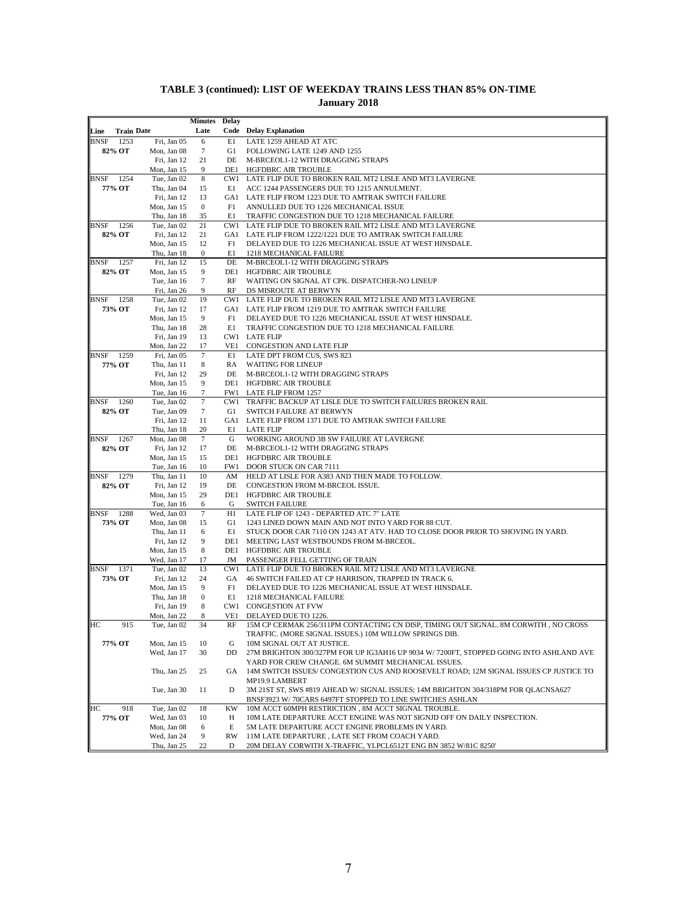**TABLE 3 (continued): LIST OF WEEKDAY TRAINS LESS THAN 85% ON-TIME**
**January 2018**

| Line | Train | Date | Minutes Late | Delay Code | Delay Explanation |
|---|---|---|---|---|---|
| BNSF | 1253 | Fri, Jan 05 | 6 | E1 | LATE 1259 AHEAD AT ATC |
| 82% OT | | Mon, Jan 08 | 7 | G1 | FOLLOWING LATE 1249 AND 1255 |
| | | Fri, Jan 12 | 21 | DE | M-BRCEOL1-12 WITH DRAGGING STRAPS |
| | | Mon, Jan 15 | 9 | DE1 | HGFDBRC AIR TROUBLE |
| BNSF | 1254 | Tue, Jan 02 | 8 | CW1 | LATE FLIP DUE TO BROKEN RAIL MT2 LISLE AND MT3 LAVERGNE |
| 77% OT | | Thu, Jan 04 | 15 | E1 | ACC 1244 PASSENGERS DUE TO 1215 ANNULMENT. |
| | | Fri, Jan 12 | 13 | GA1 | LATE FLIP FROM 1223 DUE TO AMTRAK SWITCH FAILURE |
| | | Mon, Jan 15 | 0 | F1 | ANNULLED DUE TO 1226 MECHANICAL ISSUE |
| | | Thu, Jan 18 | 35 | E1 | TRAFFIC CONGESTION DUE TO 1218 MECHANICAL FAILURE |
| BNSF | 1256 | Tue, Jan 02 | 21 | CW1 | LATE FLIP DUE TO BROKEN RAIL MT2 LISLE AND MT3 LAVERGNE |
| 82% OT | | Fri, Jan 12 | 21 | GA1 | LATE FLIP FROM 1222/1221 DUE TO AMTRAK SWITCH FAILURE |
| | | Mon, Jan 15 | 12 | F1 | DELAYED DUE TO 1226 MECHANICAL ISSUE AT WEST HINSDALE. |
| | | Thu, Jan 18 | 0 | E1 | 1218 MECHANICAL FAILURE |
| BNSF | 1257 | Fri, Jan 12 | 15 | DE | M-BRCEOL1-12 WITH DRAGGING STRAPS |
| 82% OT | | Mon, Jan 15 | 9 | DE1 | HGFDBRC AIR TROUBLE |
| | | Tue, Jan 16 | 7 | RF | WAITING ON SIGNAL AT CPK. DISPATCHER-NO LINEUP |
| | | Fri, Jan 26 | 9 | RF | DS MISROUTE AT BERWYN |
| BNSF | 1258 | Tue, Jan 02 | 19 | CW1 | LATE FLIP DUE TO BROKEN RAIL MT2 LISLE AND MT3 LAVERGNE |
| 73% OT | | Fri, Jan 12 | 17 | GA1 | LATE FLIP FROM 1219 DUE TO AMTRAK SWITCH FAILURE |
| | | Mon, Jan 15 | 9 | F1 | DELAYED DUE TO 1226 MECHANICAL ISSUE AT WEST HINSDALE. |
| | | Thu, Jan 18 | 28 | E1 | TRAFFIC CONGESTION DUE TO 1218 MECHANICAL FAILURE |
| | | Fri, Jan 19 | 13 | CW1 | LATE FLIP |
| | | Mon, Jan 22 | 17 | VE1 | CONGESTION AND LATE FLIP |
| BNSF | 1259 | Fri, Jan 05 | 7 | E1 | LATE DPT FROM CUS, SWS 823 |
| 77% OT | | Thu, Jan 11 | 8 | RA | WAITING FOR LINEUP |
| | | Fri, Jan 12 | 29 | DE | M-BRCEOL1-12 WITH DRAGGING STRAPS |
| | | Mon, Jan 15 | 9 | DE1 | HGFDBRC AIR TROUBLE |
| | | Tue, Jan 16 | 7 | FW1 | LATE FLIP FROM 1257 |
| BNSF | 1260 | Tue, Jan 02 | 7 | CW1 | TRAFFIC BACKUP AT LISLE DUE TO SWITCH FAILURES BROKEN RAIL |
| 82% OT | | Tue, Jan 09 | 7 | G1 | SWITCH FAILURE AT BERWYN |
| | | Fri, Jan 12 | 11 | GA1 | LATE FLIP FROM 1371 DUE TO AMTRAK SWITCH FAILURE |
| | | Thu, Jan 18 | 20 | E1 | LATE FLIP |
| BNSF | 1267 | Mon, Jan 08 | 7 | G | WORKING AROUND 3B SW FAILURE AT LAVERGNE |
| 82% OT | | Fri, Jan 12 | 17 | DE | M-BRCEOL1-12 WITH DRAGGING STRAPS |
| | | Mon, Jan 15 | 15 | DE1 | HGFDBRC AIR TROUBLE |
| | | Tue, Jan 16 | 10 | FW1 | DOOR STUCK ON CAR 7111 |
| BNSF | 1279 | Thu, Jan 11 | 10 | AM | HELD AT LISLE FOR A383 AND THEN MADE TO FOLLOW. |
| 82% OT | | Fri, Jan 12 | 19 | DE | CONGESTION FROM M-BRCEOL ISSUE. |
| | | Mon, Jan 15 | 29 | DE1 | HGFDBRC AIR TROUBLE |
| | | Tue, Jan 16 | 6 | G | SWITCH FAILURE |
| BNSF | 1288 | Wed, Jan 03 | 7 | H1 | LATE FLIP OF 1243 - DEPARTED ATC 7" LATE |
| 73% OT | | Mon, Jan 08 | 15 | G1 | 1243 LINED DOWN MAIN AND NOT INTO YARD FOR 88 CUT. |
| | | Thu, Jan 11 | 6 | E1 | STUCK DOOR CAR 7110 ON 1243 AT ATV. HAD TO CLOSE DOOR PRIOR TO SHOVING IN YARD. |
| | | Fri, Jan 12 | 9 | DE1 | MEETING LAST WESTBOUNDS FROM M-BRCEOL. |
| | | Mon, Jan 15 | 8 | DE1 | HGFDBRC AIR TROUBLE |
| | | Wed, Jan 17 | 17 | JM | PASSENGER FELL GETTING OF TRAIN |
| BNSF | 1371 | Tue, Jan 02 | 13 | CW1 | LATE FLIP DUE TO BROKEN RAIL MT2 LISLE AND MT3 LAVERGNE |
| 73% OT | | Fri, Jan 12 | 24 | GA | 46 SWITCH FAILED AT CP HARRISON, TRAPPED IN TRACK 6. |
| | | Mon, Jan 15 | 9 | F1 | DELAYED DUE TO 1226 MECHANICAL ISSUE AT WEST HINSDALE. |
| | | Thu, Jan 18 | 0 | E1 | 1218 MECHANICAL FAILURE |
| | | Fri, Jan 19 | 8 | CW1 | CONGESTION AT FVW |
| | | Mon, Jan 22 | 8 | VE1 | DELAYED DUE TO 1226. |
| HC | 915 | Tue, Jan 02 | 34 | RF | 15M CP CERMAK 256/311PM CONTACTING CN DISP, TIMING OUT SIGNAL. 8M CORWITH , NO CROSS TRAFFIC. (MORE SIGNAL ISSUES.) 10M WILLOW SPRINGS DIB. |
| 77% OT | | Mon, Jan 15 | 10 | G | 10M SIGNAL OUT AT JUSTICE. |
| | | Wed, Jan 17 | 30 | DD | 27M BRIGHTON 300/327PM FOR UP IG3AH16 UP 9034 W/ 7200FT, STOPPED GOING INTO ASHLAND AVE YARD FOR CREW CHANGE. 6M SUMMIT MECHANICAL ISSUES. |
| | | Thu, Jan 25 | 25 | GA | 14M SWITCH ISSUES/ CONGESTION CUS AND ROOSEVELT ROAD; 12M SIGNAL ISSUES CP JUSTICE TO MP19.9 LAMBERT |
| | | Tue, Jan 30 | 11 | D | 3M 21ST ST, SWS #819 AHEAD W/ SIGNAL ISSUES; 14M BRIGHTON 304/318PM FOR QLACNSA627 BNSF3923 W/ 70CARS 6497FT STOPPED TO LINE SWITCHES ASHLAN |
| HC | 918 | Tue, Jan 02 | 18 | KW | 10M ACCT 60MPH RESTRICTION , 8M ACCT SIGNAL TROUBLE. |
| 77% OT | | Wed, Jan 03 | 10 | H | 10M LATE DEPARTURE ACCT ENGINE WAS NOT SIGNJD OFF ON DAILY INSPECTION. |
| | | Mon, Jan 08 | 6 | E | 5M LATE DEPARTURE ACCT ENGINE PROBLEMS IN YARD. |
| | | Wed, Jan 24 | 9 | RW | 11M LATE DEPARTURE , LATE SET FROM COACH YARD. |
| | | Thu, Jan 25 | 22 | D | 20M DELAY CORWITH X-TRAFFIC, YLPCL6512T ENG BN 3852 W/81C 8250' |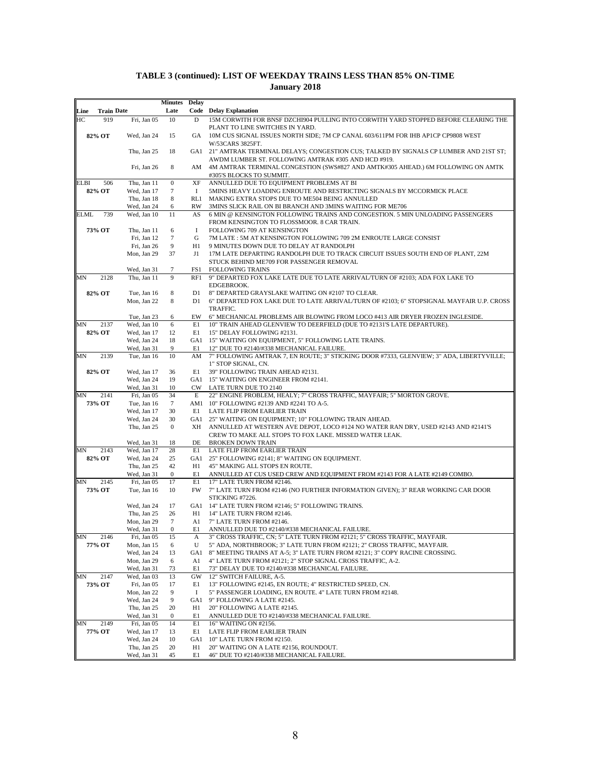## TABLE 3 (continued): LIST OF WEEKDAY TRAINS LESS THAN 85% ON-TIME
### January 2018

| Line | Train | Date | Minutes Late | Delay Code | Delay Explanation |
|---|---|---|---|---|---|
| HC | 919 | Fri, Jan 05 | 10 | D | 15M CORWITH FOR BNSF DZCHI904 PULLING INTO CORWITH YARD STOPPED BEFORE CLEARING THE PLANT TO LINE SWITCHES IN YARD. |
| | **82% OT** | Wed, Jan 24 | 15 | GA | 10M CUS SIGNAL ISSUES NORTH SIDE; 7M CP CANAL 603/611PM FOR IHB AP1CP CP9808 WEST W/53CARS 3825FT. |
| | | Thu, Jan 25 | 18 | GA1 | 21" AMTRAK TERMINAL DELAYS; CONGESTION CUS; TALKED BY SIGNALS CP LUMBER AND 21ST ST; AWDM LUMBER ST. FOLLOWING AMTRAK #305 AND HCD #919. |
| | | Fri, Jan 26 | 8 | AM | 4M AMTRAK TERMINAL CONGESTION (SWS#827 AND AMTK#305 AHEAD.) 6M FOLLOWING ON AMTK #305'S BLOCKS TO SUMMIT. |
| ELBI | 506 | Thu, Jan 11 | 0 | XF | ANNULLED DUE TO EQUIPMENT PROBLEMS AT BI |
| | **82% OT** | Wed, Jan 17 | 7 | I | 5MINS HEAVY LOADING ENROUTE AND RESTRICTING SIGNALS BY MCCORMICK PLACE |
| | | Thu, Jan 18 | 8 | RL1 | MAKING EXTRA STOPS DUE TO ME504 BEING ANNULLED |
| | | Wed, Jan 24 | 6 | RW | 3MINS SLICK RAIL ON BI BRANCH AND 3MINS WAITING FOR ME706 |
| ELML | 739 | Wed, Jan 10 | 11 | AS | 6 MIN @ KENSINGTON FOLLOWING TRAINS AND CONGESTION. 5 MIN UNLOADING PASSENGERS FROM KENSINGTON TO FLOSSMOOR. 8 CAR TRAIN. |
| | **73% OT** | Thu, Jan 11 | 6 | I | FOLLOWING 709 AT KENSINGTON |
| | | Fri, Jan 12 | 7 | G | 7M LATE : 5M AT KENSINGTON FOLLOWING 709 2M ENROUTE LARGE CONSIST |
| | | Fri, Jan 26 | 9 | H1 | 9 MINUTES DOWN DUE TO DELAY AT RANDOLPH |
| | | Mon, Jan 29 | 37 | J1 | 17M LATE DEPARTING RANDOLPH DUE TO TRACK CIRCUIT ISSUES SOUTH END OF PLANT, 22M STUCK BEHIND ME709 FOR PASSENGER REMOVAL |
| | | Wed, Jan 31 | 7 | FS1 | FOLLOWING TRAINS |
| MN | 2128 | Thu, Jan 11 | 9 | RF1 | 9" DEPARTED FOX LAKE LATE DUE TO LATE ARRIVAL/TURN OF #2103; ADA FOX LAKE TO EDGEBROOK. |
| | **82% OT** | Tue, Jan 16 | 8 | D1 | 8" DEPARTED GRAYSLAKE WAITING ON #2107 TO CLEAR. |
| | | Mon, Jan 22 | 8 | D1 | 6" DEPARTED FOX LAKE DUE TO LATE ARRIVAL/TURN OF #2103; 6" STOPSIGNAL MAYFAIR U.P. CROSS TRAFFIC. |
| | | Tue, Jan 23 | 6 | EW | 6" MECHANICAL PROBLEMS AIR BLOWING FROM LOCO #413 AIR DRYER FROZEN INGLESIDE. |
| MN | 2137 | Wed, Jan 10 | 6 | E1 | 10" TRAIN AHEAD GLENVIEW TO DEERFIELD (DUE TO #2131'S LATE DEPARTURE). |
| | **82% OT** | Wed, Jan 17 | 12 | E1 | 15" DELAY FOLLOWING #2131. |
| | | Wed, Jan 24 | 18 | GA1 | 15" WAITING ON EQUIPMENT, 5" FOLLOWING LATE TRAINS. |
| | | Wed, Jan 31 | 9 | E1 | 12" DUE TO #2140/#338 MECHANICAL FAILURE. |
| MN | 2139 | Tue, Jan 16 | 10 | AM | 7" FOLLOWING AMTRAK 7, EN ROUTE; 3" STICKING DOOR #7333, GLENVIEW; 3" ADA, LIBERTYVILLE; 1" STOP SIGNAL, CN. |
| | **82% OT** | Wed, Jan 17 | 36 | E1 | 39" FOLLOWING TRAIN AHEAD #2131. |
| | | Wed, Jan 24 | 19 | GA1 | 15" WAITING ON ENGINEER FROM #2141. |
| | | Wed, Jan 31 | 10 | CW | LATE TURN DUE TO 2140 |
| MN | 2141 | Fri, Jan 05 | 34 | E | 22" ENGINE PROBLEM, HEALY; 7" CROSS TRAFFIC, MAYFAIR; 5" MORTON GROVE. |
| | **73% OT** | Tue, Jan 16 | 7 | AM1 | 10" FOLLOWING #2139 AND #2241 TO A-5. |
| | | Wed, Jan 17 | 30 | E1 | LATE FLIP FROM EARLIER TRAIN |
| | | Wed, Jan 24 | 30 | GA1 | 25" WAITING ON EQUIPMENT; 10" FOLLOWING TRAIN AHEAD. |
| | | Thu, Jan 25 | 0 | XH | ANNULLED AT WESTERN AVE DEPOT, LOCO #124 NO WATER RAN DRY, USED #2143 AND #2141'S CREW TO MAKE ALL STOPS TO FOX LAKE. MISSED WATER LEAK. |
| | | Wed, Jan 31 | 18 | DE | BROKEN DOWN TRAIN |
| MN | 2143 | Wed, Jan 17 | 28 | E1 | LATE FLIP FROM EARLIER TRAIN |
| | **82% OT** | Wed, Jan 24 | 25 | GA1 | 25" FOLLOWING #2141; 8" WAITING ON EQUIPMENT. |
| | | Thu, Jan 25 | 42 | H1 | 45" MAKING ALL STOPS EN ROUTE. |
| | | Wed, Jan 31 | 0 | E1 | ANNULLED AT CUS USED CREW AND EQUIPMENT FROM #2143 FOR A LATE #2149 COMBO. |
| MN | 2145 | Fri, Jan 05 | 17 | E1 | 17" LATE TURN FROM #2146. |
| | **73% OT** | Tue, Jan 16 | 10 | FW | 7" LATE TURN FROM #2146 (NO FURTHER INFORMATION GIVEN); 3" REAR WORKING CAR DOOR STICKING #7226. |
| | | Wed, Jan 24 | 17 | GA1 | 14" LATE TURN FROM #2146; 5" FOLLOWING TRAINS. |
| | | Thu, Jan 25 | 26 | H1 | 14" LATE TURN FROM #2146. |
| | | Mon, Jan 29 | 7 | A1 | 7" LATE TURN FROM #2146. |
| | | Wed, Jan 31 | 0 | E1 | ANNULLED DUE TO #2140/#338 MECHANICAL FAILURE. |
| MN | 2146 | Fri, Jan 05 | 15 | A | 3" CROSS TRAFFIC, CN; 5" LATE TURN FROM #2121; 5" CROSS TRAFFIC, MAYFAIR. |
| | **77% OT** | Mon, Jan 15 | 6 | U | 5" ADA, NORTHBROOK; 3" LATE TURN FROM #2121; 2" CROSS TRAFFIC, MAYFAIR. |
| | | Wed, Jan 24 | 13 | GA1 | 8" MEETING TRAINS AT A-5; 3" LATE TURN FROM #2121; 3" COPY RACINE CROSSING. |
| | | Mon, Jan 29 | 6 | A1 | 4" LATE TURN FROM #2121; 2" STOP SIGNAL CROSS TRAFFIC, A-2. |
| | | Wed, Jan 31 | 73 | E1 | 73" DELAY DUE TO #2140/#338 MECHANICAL FAILURE. |
| MN | 2147 | Wed, Jan 03 | 13 | GW | 12" SWITCH FAILURE, A-5. |
| | **73% OT** | Fri, Jan 05 | 17 | E1 | 13" FOLLOWING #2145, EN ROUTE; 4" RESTRICTED SPEED, CN. |
| | | Mon, Jan 22 | 9 | I | 5" PASSENGER LOADING, EN ROUTE. 4" LATE TURN FROM #2148. |
| | | Wed, Jan 24 | 9 | GA1 | 9" FOLLOWING A LATE #2145. |
| | | Thu, Jan 25 | 20 | H1 | 20" FOLLOWING A LATE #2145. |
| | | Wed, Jan 31 | 0 | E1 | ANNULLED DUE TO #2140/#338 MECHANICAL FAILURE. |
| MN | 2149 | Fri, Jan 05 | 14 | E1 | 16" WAITING ON #2156. |
| | **77% OT** | Wed, Jan 17 | 13 | E1 | LATE FLIP FROM EARLIER TRAIN |
| | | Wed, Jan 24 | 10 | GA1 | 10" LATE TURN FROM #2150. |
| | | Thu, Jan 25 | 20 | H1 | 20" WAITING ON A LATE #2156, ROUNDOUT. |
| | | Wed, Jan 31 | 45 | E1 | 46" DUE TO #2140/#338 MECHANICAL FAILURE. |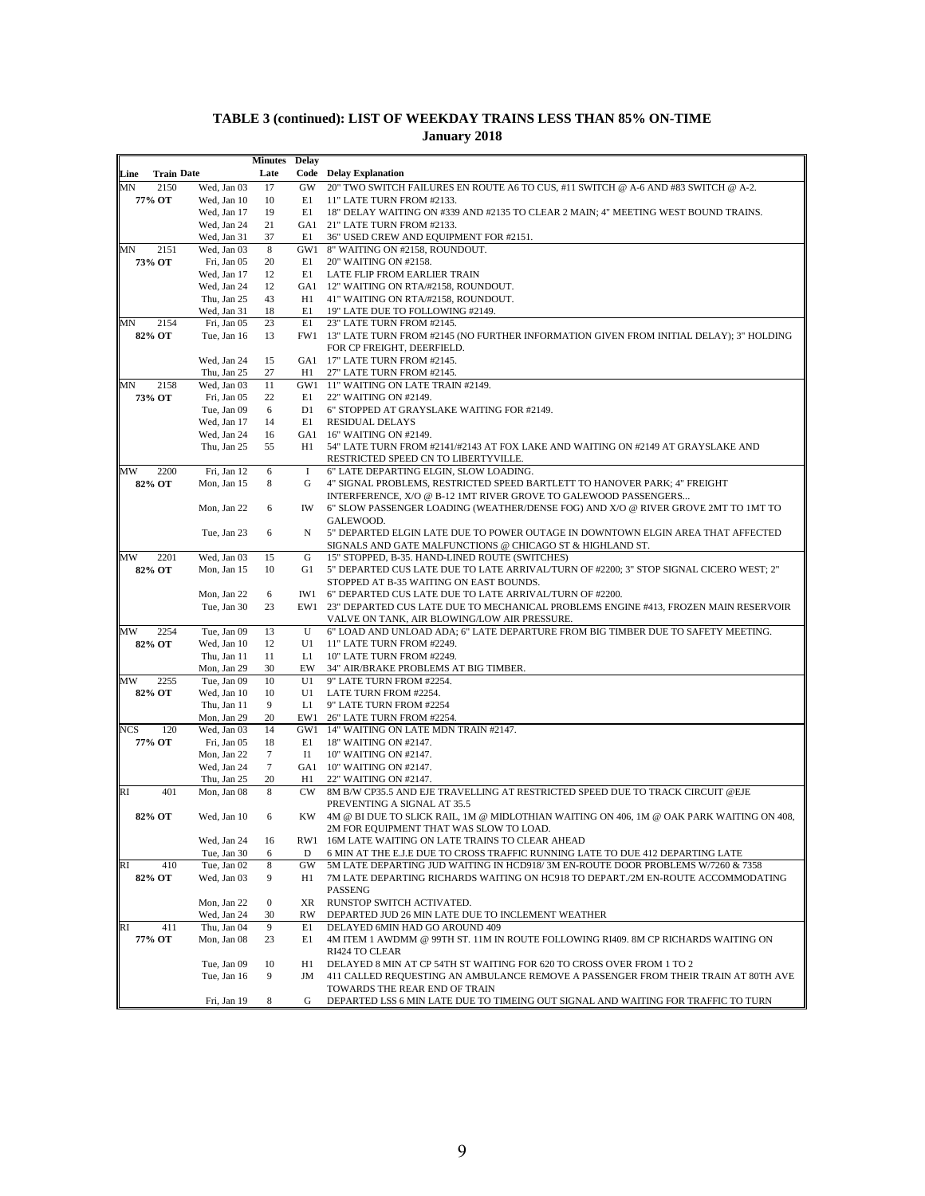## TABLE 3 (continued): LIST OF WEEKDAY TRAINS LESS THAN 85% ON-TIME
### January 2018

| Line | Train | Date | Minutes Late | Delay Code | Delay Explanation |
|---|---|---|---|---|---|
| MN | 2150 | Wed, Jan 03 | 17 | GW | 20" TWO SWITCH FAILURES EN ROUTE A6 TO CUS, #11 SWITCH @ A-6 AND #83 SWITCH @ A-2. |
| | 77% OT | Wed, Jan 10 | 10 | E1 | 11" LATE TURN FROM #2133. |
| | | Wed, Jan 17 | 19 | E1 | 18" DELAY WAITING ON #339 AND #2135 TO CLEAR 2 MAIN; 4" MEETING WEST BOUND TRAINS. |
| | | Wed, Jan 24 | 21 | GA1 | 21" LATE TURN FROM #2133. |
| | | Wed, Jan 31 | 37 | E1 | 36" USED CREW AND EQUIPMENT FOR #2151. |
| MN | 2151 | Wed, Jan 03 | 8 | GW1 | 8" WAITING ON #2158, ROUNDOUT. |
| | 73% OT | Fri, Jan 05 | 20 | E1 | 20" WAITING ON #2158. |
| | | Wed, Jan 17 | 12 | E1 | LATE FLIP FROM EARLIER TRAIN |
| | | Wed, Jan 24 | 12 | GA1 | 12" WAITING ON RTA/#2158, ROUNDOUT. |
| | | Thu, Jan 25 | 43 | H1 | 41" WAITING ON RTA/#2158, ROUNDOUT. |
| | | Wed, Jan 31 | 18 | E1 | 19" LATE DUE TO FOLLOWING #2149. |
| MN | 2154 | Fri, Jan 05 | 23 | E1 | 23" LATE TURN FROM #2145. |
| | 82% OT | Tue, Jan 16 | 13 | FW1 | 13" LATE TURN FROM #2145 (NO FURTHER INFORMATION GIVEN FROM INITIAL DELAY); 3" HOLDING FOR CP FREIGHT, DEERFIELD. |
| | | Wed, Jan 24 | 15 | GA1 | 17" LATE TURN FROM #2145. |
| | | Thu, Jan 25 | 27 | H1 | 27" LATE TURN FROM #2145. |
| MN | 2158 | Wed, Jan 03 | 11 | GW1 | 11" WAITING ON LATE TRAIN #2149. |
| | 73% OT | Fri, Jan 05 | 22 | E1 | 22" WAITING ON #2149. |
| | | Tue, Jan 09 | 6 | D1 | 6" STOPPED AT GRAYSLAKE WAITING FOR #2149. |
| | | Wed, Jan 17 | 14 | E1 | RESIDUAL DELAYS |
| | | Wed, Jan 24 | 16 | GA1 | 16" WAITING ON #2149. |
| | | Thu, Jan 25 | 55 | H1 | 54" LATE TURN FROM #2141/#2143 AT FOX LAKE AND WAITING ON #2149 AT GRAYSLAKE AND RESTRICTED SPEED CN TO LIBERTYVILLE. |
| MW | 2200 | Fri, Jan 12 | 6 | I | 6" LATE DEPARTING ELGIN, SLOW LOADING. |
| | 82% OT | Mon, Jan 15 | 8 | G | 4" SIGNAL PROBLEMS, RESTRICTED SPEED BARTLETT TO HANOVER PARK; 4" FREIGHT INTERFERENCE, X/O @ B-12 1MT RIVER GROVE TO GALEWOOD PASSENGERS... |
| | | Mon, Jan 22 | 6 | IW | 6" SLOW PASSENGER LOADING (WEATHER/DENSE FOG) AND X/O @ RIVER GROVE 2MT TO 1MT TO GALEWOOD. |
| | | Tue, Jan 23 | 6 | N | 5" DEPARTED ELGIN LATE DUE TO POWER OUTAGE IN DOWNTOWN ELGIN AREA THAT AFFECTED SIGNALS AND GATE MALFUNCTIONS @ CHICAGO ST & HIGHLAND ST. |
| MW | 2201 | Wed, Jan 03 | 15 | G | 15" STOPPED, B-35. HAND-LINED ROUTE (SWITCHES) |
| | 82% OT | Mon, Jan 15 | 10 | G1 | 5" DEPARTED CUS LATE DUE TO LATE ARRIVAL/TURN OF #2200; 3" STOP SIGNAL CICERO WEST; 2" STOPPED AT B-35 WAITING ON EAST BOUNDS. |
| | | Mon, Jan 22 | 6 | IW1 | 6" DEPARTED CUS LATE DUE TO LATE ARRIVAL/TURN OF #2200. |
| | | Tue, Jan 30 | 23 | EW1 | 23" DEPARTED CUS LATE DUE TO MECHANICAL PROBLEMS ENGINE #413, FROZEN MAIN RESERVOIR VALVE ON TANK, AIR BLOWING/LOW AIR PRESSURE. |
| MW | 2254 | Tue, Jan 09 | 13 | U | 6" LOAD AND UNLOAD ADA; 6" LATE DEPARTURE FROM BIG TIMBER DUE TO SAFETY MEETING. |
| | 82% OT | Wed, Jan 10 | 12 | U1 | 11" LATE TURN FROM #2249. |
| | | Thu, Jan 11 | 11 | L1 | 10" LATE TURN FROM #2249. |
| | | Mon, Jan 29 | 30 | EW | 34" AIR/BRAKE PROBLEMS AT BIG TIMBER. |
| MW | 2255 | Tue, Jan 09 | 10 | U1 | 9" LATE TURN FROM #2254. |
| | 82% OT | Wed, Jan 10 | 10 | U1 | LATE TURN FROM #2254. |
| | | Thu, Jan 11 | 9 | L1 | 9" LATE TURN FROM #2254 |
| | | Mon, Jan 29 | 20 | EW1 | 26" LATE TURN FROM #2254. |
| NCS | 120 | Wed, Jan 03 | 14 | GW1 | 14" WAITING ON LATE MDN TRAIN #2147. |
| | 77% OT | Fri, Jan 05 | 18 | E1 | 18" WAITING ON #2147. |
| | | Mon, Jan 22 | 7 | I1 | 10" WAITING ON #2147. |
| | | Wed, Jan 24 | 7 | GA1 | 10" WAITING ON #2147. |
| | | Thu, Jan 25 | 20 | H1 | 22" WAITING ON #2147. |
| RI | 401 | Mon, Jan 08 | 8 | CW | 8M B/W CP35.5 AND EJE TRAVELLING AT RESTRICTED SPEED DUE TO TRACK CIRCUIT @EJE PREVENTING A SIGNAL AT 35.5 |
| | 82% OT | Wed, Jan 10 | 6 | KW | 4M @ BI DUE TO SLICK RAIL, 1M @ MIDLOTHIAN WAITING ON 406, 1M @ OAK PARK WAITING ON 408, 2M FOR EQUIPMENT THAT WAS SLOW TO LOAD. |
| | | Wed, Jan 24 | 16 | RW1 | 16M LATE WAITING ON LATE TRAINS TO CLEAR AHEAD |
| | | Tue, Jan 30 | 6 | D | 6 MIN AT THE E.J.E DUE TO CROSS TRAFFIC RUNNING LATE TO DUE 412 DEPARTING LATE |
| RI | 410 | Tue, Jan 02 | 8 | GW | 5M LATE DEPARTING JUD WAITING IN HCD918/ 3M EN-ROUTE DOOR PROBLEMS W/7260 & 7358 |
| | 82% OT | Wed, Jan 03 | 9 | H1 | 7M LATE DEPARTING RICHARDS WAITING ON HC918 TO DEPART./2M EN-ROUTE ACCOMMODATING PASSENG |
| | | Mon, Jan 22 | 0 | XR | RUNSTOP SWITCH ACTIVATED. |
| | | Wed, Jan 24 | 30 | RW | DEPARTED JUD 26 MIN LATE DUE TO INCLEMENT WEATHER |
| RI | 411 | Thu, Jan 04 | 9 | E1 | DELAYED 6MIN HAD GO AROUND 409 |
| | 77% OT | Mon, Jan 08 | 23 | E1 | 4M ITEM 1 AWDMM @ 99TH ST. 11M IN ROUTE FOLLOWING RI409. 8M CP RICHARDS WAITING ON RI424 TO CLEAR |
| | | Tue, Jan 09 | 10 | H1 | DELAYED 8 MIN AT CP 54TH ST WAITING FOR 620 TO CROSS OVER FROM 1 TO 2 |
| | | Tue, Jan 16 | 9 | JM | 411 CALLED REQUESTING AN AMBULANCE REMOVE A PASSENGER FROM THEIR TRAIN AT 80TH AVE TOWARDS THE REAR END OF TRAIN |
| | | Fri, Jan 19 | 8 | G | DEPARTED LSS 6 MIN LATE DUE TO TIMEING OUT SIGNAL AND WAITING FOR TRAFFIC TO TURN |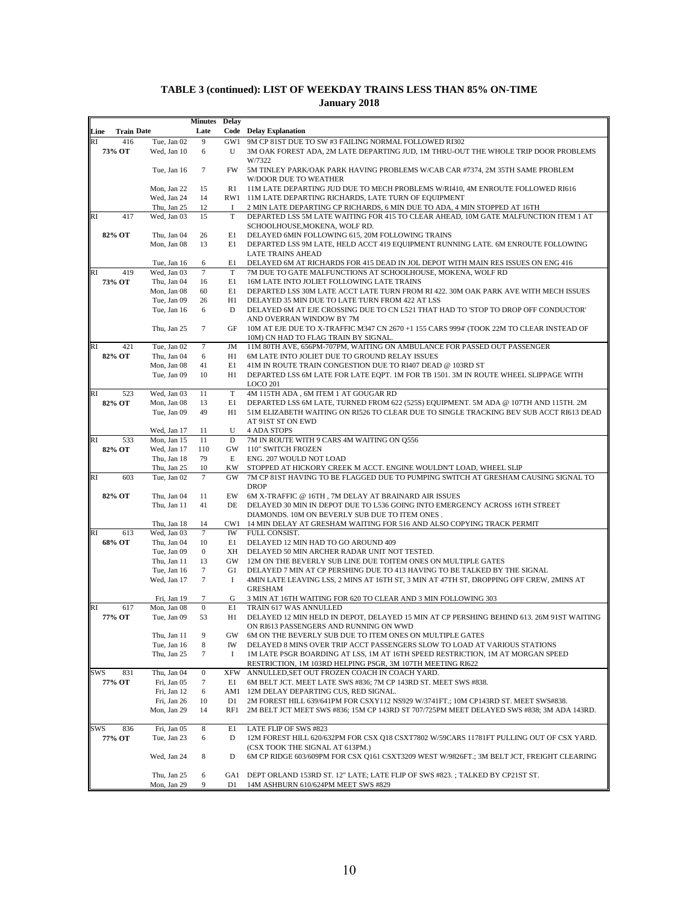**TABLE 3 (continued): LIST OF WEEKDAY TRAINS LESS THAN 85% ON-TIME**
**January 2018**

| Line | Train | Date | Minutes Late | Delay Code | Delay Explanation |
|---|---|---|---|---|---|
| RI | 416 | Tue, Jan 02 | 9 | GW1 | 9M CP 81ST DUE TO SW #3 FAILING NORMAL FOLLOWED RI302 |
| | 73% OT | Wed, Jan 10 | 6 | U | 3M OAK FOREST ADA, 2M LATE DEPARTING JUD, 1M THRU-OUT THE WHOLE TRIP DOOR PROBLEMS W/7322 |
| | | Tue, Jan 16 | 7 | FW | 5M TINLEY PARK/OAK PARK HAVING PROBLEMS W/CAB CAR #7374, 2M 35TH SAME PROBLEM W/DOOR DUE TO WEATHER |
| | | Mon, Jan 22 | 15 | R1 | 11M LATE DEPARTING JUD DUE TO MECH PROBLEMS W/RI410, 4M ENROUTE FOLLOWED RI616 |
| | | Wed, Jan 24 | 14 | RW1 | 11M LATE DEPARTING RICHARDS, LATE TURN OF EQUIPMENT |
| | | Thu, Jan 25 | 12 | I | 2 MIN LATE DEPARTING CP RICHARDS, 6 MIN DUE TO ADA, 4 MIN STOPPED AT 16TH |
| RI | 417 | Wed, Jan 03 | 15 | T | DEPARTED LSS 5M LATE WAITING FOR 415 TO CLEAR AHEAD, 10M GATE MALFUNCTION ITEM 1 AT SCHOOLHOUSE,MOKENA, WOLF RD. |
| | 82% OT | Thu, Jan 04 | 26 | E1 | DELAYED 6MIN FOLLOWING 615, 20M FOLLOWING TRAINS |
| | | Mon, Jan 08 | 13 | E1 | DEPARTED LSS 9M LATE, HELD ACCT 419 EQUIPMENT RUNNING LATE. 6M ENROUTE FOLLOWING LATE TRAINS AHEAD |
| | | Tue, Jan 16 | 6 | E1 | DELAYED 6M AT RICHARDS FOR 415 DEAD IN JOL DEPOT WITH MAIN RES ISSUES ON ENG 416 |
| RI | 419 | Wed, Jan 03 | 7 | T | 7M DUE TO GATE MALFUNCTIONS AT SCHOOLHOUSE, MOKENA, WOLF RD |
| | 73% OT | Thu, Jan 04 | 16 | E1 | 16M LATE INTO JOLIET FOLLOWING LATE TRAINS |
| | | Mon, Jan 08 | 60 | E1 | DEPARTED LSS 30M LATE ACCT LATE TURN FROM RI 422. 30M OAK PARK AVE WITH MECH ISSUES |
| | | Tue, Jan 09 | 26 | H1 | DELAYED 35 MIN DUE TO LATE TURN FROM 422 AT LSS |
| | | Tue, Jan 16 | 6 | D | DELAYED 6M AT EJE CROSSING DUE TO CN L521 THAT HAD TO 'STOP TO DROP OFF CONDUCTOR' AND OVERRAN WINDOW BY 7M |
| | | Thu, Jan 25 | 7 | GF | 10M AT EJE DUE TO X-TRAFFIC M347 CN 2670 +1 155 CARS 9994' (TOOK 22M TO CLEAR INSTEAD OF 10M) CN HAD TO FLAG TRAIN BY SIGNAL. |
| RI | 421 | Tue, Jan 02 | 7 | JM | 11M 80TH AVE, 656PM-707PM, WAITING ON AMBULANCE FOR PASSED OUT PASSENGER |
| | 82% OT | Thu, Jan 04 | 6 | H1 | 6M LATE INTO JOLIET DUE TO GROUND RELAY ISSUES |
| | | Mon, Jan 08 | 41 | E1 | 41M IN ROUTE TRAIN CONGESTION DUE TO RI407 DEAD @ 103RD ST |
| | | Tue, Jan 09 | 10 | H1 | DEPARTED LSS 6M LATE FOR LATE EQPT. 1M FOR TB 1501. 3M IN ROUTE WHEEL SLIPPAGE WITH LOCO 201 |
| RI | 523 | Wed, Jan 03 | 11 | T | 4M 115TH ADA , 6M ITEM 1 AT GOUGAR RD |
| | 82% OT | Mon, Jan 08 | 13 | E1 | DEPARTED LSS 6M LATE, TURNED FROM 622 (525S) EQUIPMENT. 5M ADA @ 107TH AND 115TH. 2M |
| | | Tue, Jan 09 | 49 | H1 | 51M ELIZABETH WAITING ON RI526 TO CLEAR DUE TO SINGLE TRACKING BEV SUB ACCT RI613 DEAD AT 91ST ST ON EWD |
| | | Wed, Jan 17 | 11 | U | 4 ADA STOPS |
| RI | 533 | Mon, Jan 15 | 11 | D | 7M IN ROUTE WITH 9 CARS 4M WAITING ON Q556 |
| | 82% OT | Wed, Jan 17 | 110 | GW | 110" SWITCH FROZEN |
| | | Thu, Jan 18 | 79 | E | ENG. 207 WOULD NOT LOAD |
| | | Thu, Jan 25 | 10 | KW | STOPPED AT HICKORY CREEK M ACCT. ENGINE WOULDN'T LOAD, WHEEL SLIP |
| RI | 603 | Tue, Jan 02 | 7 | GW | 7M CP 81ST HAVING TO BE FLAGGED DUE TO PUMPING SWITCH AT GRESHAM CAUSING SIGNAL TO DROP |
| | 82% OT | Thu, Jan 04 | 11 | EW | 6M X-TRAFFIC @ 16TH , 7M DELAY AT BRAINARD AIR ISSUES |
| | | Thu, Jan 11 | 41 | DE | DELAYED 30 MIN IN DEPOT DUE TO L536 GOING INTO EMERGENCY ACROSS 16TH STREET DIAMONDS. 10M ON BEVERLY SUB DUE TO ITEM ONES . |
| | | Thu, Jan 18 | 14 | CW1 | 14 MIN DELAY AT GRESHAM WAITING FOR 516 AND ALSO COPYING TRACK PERMIT |
| RI | 613 | Wed, Jan 03 | 7 | IW | FULL CONSIST. |
| | 68% OT | Thu, Jan 04 | 10 | E1 | DELAYED 12 MIN HAD TO GO AROUND 409 |
| | | Tue, Jan 09 | 0 | XH | DELAYED 50 MIN ARCHER RADAR UNIT NOT TESTED. |
| | | Thu, Jan 11 | 13 | GW | 12M ON THE BEVERLY SUB LINE DUE TOITEM ONES ON MULTIPLE GATES |
| | | Tue, Jan 16 | 7 | G1 | DELAYED 7 MIN AT CP PERSHING DUE TO 413 HAVING TO BE TALKED BY THE SIGNAL |
| | | Wed, Jan 17 | 7 | I | 4MIN LATE LEAVING LSS, 2 MINS AT 16TH ST, 3 MIN AT 47TH ST, DROPPING OFF CREW, 2MINS AT GRESHAM |
| | | Fri, Jan 19 | 7 | G | 3 MIN AT 16TH WAITING FOR 620 TO CLEAR AND 3 MIN FOLLOWING 303 |
| RI | 617 | Mon, Jan 08 | 0 | E1 | TRAIN 617 WAS ANNULLED |
| | 77% OT | Tue, Jan 09 | 53 | H1 | DELAYED 12 MIN HELD IN DEPOT, DELAYED 15 MIN AT CP PERSHING BEHIND 613. 26M 91ST WAITING ON RI613 PASSENGERS AND RUNNING ON WWD |
| | | Thu, Jan 11 | 9 | GW | 6M ON THE BEVERLY SUB DUE TO ITEM ONES ON MULTIPLE GATES |
| | | Tue, Jan 16 | 8 | IW | DELAYED 8 MINS OVER TRIP ACCT PASSENGERS SLOW TO LOAD AT VARIOUS STATIONS |
| | | Thu, Jan 25 | 7 | I | 1M LATE PSGR BOARDING AT LSS, 1M AT 16TH SPEED RESTRICTION, 1M AT MORGAN SPEED RESTRICTION, 1M 103RD HELPING PSGR, 3M 107TH MEETING RI622 |
| SWS | 831 | Thu, Jan 04 | 0 | XFW | ANNULLED,SET OUT FROZEN COACH IN COACH YARD. |
| | 77% OT | Fri, Jan 05 | 7 | E1 | 6M BELT JCT. MEET LATE SWS #836; 7M CP 143RD ST. MEET SWS #838. |
| | | Fri, Jan 12 | 6 | AM1 | 12M DELAY DEPARTING CUS, RED SIGNAL. |
| | | Fri, Jan 26 | 10 | D1 | 2M FOREST HILL 639/641PM FOR CSXY112 NS929 W/3741FT.; 10M CP143RD ST. MEET SWS#838. |
| | | Mon, Jan 29 | 14 | RF1 | 2M BELT JCT MEET SWS #836; 15M CP 143RD ST 707/725PM MEET DELAYED SWS #838; 3M ADA 143RD. |
| SWS | 836 | Fri, Jan 05 | 8 | E1 | LATE FLIP OF SWS #823 |
| | 77% OT | Tue, Jan 23 | 6 | D | 12M FOREST HILL 620/632PM FOR CSX Q18 CSXT7802 W/59CARS 11781FT PULLING OUT OF CSX YARD. (CSX TOOK THE SIGNAL AT 613PM.) |
| | | Wed, Jan 24 | 8 | D | 6M CP RIDGE 603/609PM FOR CSX Q161 CSXT3209 WEST W/9826FT.; 3M BELT JCT, FREIGHT CLEARING |
| | | Thu, Jan 25 | 6 | GA1 | DEPT ORLAND 153RD ST. 12" LATE; LATE FLIP OF SWS #823. ; TALKED BY CP21ST ST. |
| | | Mon, Jan 29 | 9 | D1 | 14M ASHBURN 610/624PM MEET SWS #829 |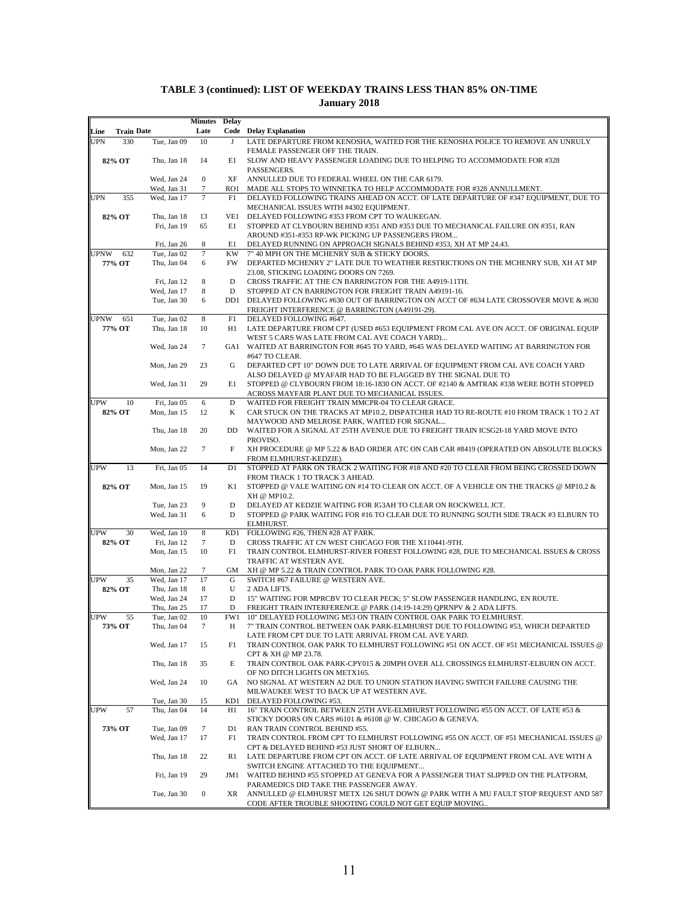**TABLE 3 (continued): LIST OF WEEKDAY TRAINS LESS THAN 85% ON-TIME**
**January 2018**

| Line | Train | Date | Minutes Late | Delay Code | Delay Explanation |
|---|---|---|---|---|---|
| UPN | 330 | Tue, Jan 09 | 10 | J | LATE DEPARTURE FROM KENOSHA, WAITED FOR THE KENOSHA POLICE TO REMOVE AN UNRULY FEMALE PASSENGER OFF THE TRAIN. |
| 82% OT | | Thu, Jan 18 | 14 | E1 | SLOW AND HEAVY PASSENGER LOADING DUE TO HELPING TO ACCOMMODATE FOR #328 PASSENGERS. |
| | | Wed, Jan 24 | 0 | XF | ANNULLED DUE TO FEDERAL WHEEL ON THE CAR 6179. |
| | | Wed, Jan 31 | 7 | RO1 | MADE ALL STOPS TO WINNETKA TO HELP ACCOMMODATE FOR #328 ANNULLMENT. |
| UPN | 355 | Wed, Jan 17 | 7 | F1 | DELAYED FOLLOWING TRAINS AHEAD ON ACCT. OF LATE DEPARTURE OF #347 EQUIPMENT, DUE TO MECHANICAL ISSUES WITH #4302 EQUIPMENT. |
| 82% OT | | Thu, Jan 18 | 13 | VE1 | DELAYED FOLLOWING #353 FROM CPT TO WAUKEGAN. |
| | | Fri, Jan 19 | 65 | E1 | STOPPED AT CLYBOURN BEHIND #351 AND #353 DUE TO MECHANICAL FAILURE ON #351, RAN AROUND #351-#353 RP-WK PICKING UP PASSENGERS FROM... |
| | | Fri, Jan 26 | 8 | E1 | DELAYED RUNNING ON APPROACH SIGNALS BEHIND #353, XH AT MP 24.43. |
| UPNW | 632 | Tue, Jan 02 | 7 | KW | 7" 40 MPH ON THE MCHENRY SUB & STICKY DOORS. |
| 77% OT | | Thu, Jan 04 | 6 | FW | DEPARTED MCHENRY 2" LATE DUE TO WEATHER RESTRICTIONS ON THE MCHENRY SUB, XH AT MP 23.08, STICKING LOADING DOORS ON 7269. |
| | | Fri, Jan 12 | 8 | D | CROSS TRAFFIC AT THE CN BARRINGTON FOR THE A4919-11TH. |
| | | Wed, Jan 17 | 8 | D | STOPPED AT CN BARRINGTON FOR FREIGHT TRAIN A49191-16. |
| | | Tue, Jan 30 | 6 | DD1 | DELAYED FOLLOWING #630 OUT OF BARRINGTON ON ACCT OF #634 LATE CROSSOVER MOVE & #630 FREIGHT INTERFERENCE @ BARRINGTON (A49191-29). |
| UPNW | 651 | Tue, Jan 02 | 8 | F1 | DELAYED FOLLOWING #647. |
| 77% OT | | Thu, Jan 18 | 10 | H1 | LATE DEPARTURE FROM CPT (USED #653 EQUIPMENT FROM CAL AVE ON ACCT. OF ORIGINAL EQUIP WEST 5 CARS WAS LATE FROM CAL AVE COACH YARD)... |
| | | Wed, Jan 24 | 7 | GA1 | WAITED AT BARRINGTON FOR #645 TO YARD, #645 WAS DELAYED WAITING AT BARRINGTON FOR #647 TO CLEAR. |
| | | Mon, Jan 29 | 23 | G | DEPARTED CPT 10" DOWN DUE TO LATE ARRIVAL OF EQUIPMENT FROM CAL AVE COACH YARD ALSO DELAYED @ MYAFAIR HAD TO BE FLAGGED BY THE SIGNAL DUE TO |
| | | Wed, Jan 31 | 29 | E1 | STOPPED @ CLYBOURN FROM 18:16-1830 ON ACCT. OF #2140 & AMTRAK #338 WERE BOTH STOPPED ACROSS MAYFAIR PLANT DUE TO MECHANICAL ISSUES. |
| UPW | 10 | Fri, Jan 05 | 6 | D | WAITED FOR FREIGHT TRAIN MMCPR-04 TO CLEAR GRACE. |
| 82% OT | | Mon, Jan 15 | 12 | K | CAR STUCK ON THE TRACKS AT MP10.2, DISPATCHER HAD TO RE-ROUTE #10 FROM TRACK 1 TO 2 AT MAYWOOD AND MELROSE PARK, WAITED FOR SIGNAL... |
| | | Thu, Jan 18 | 20 | DD | WAITED FOR A SIGNAL AT 25TH AVENUE DUE TO FREIGHT TRAIN ICSG2I-18 YARD MOVE INTO PROVISO. |
| | | Mon, Jan 22 | 7 | F | XH PROCEDURE @ MP 5.22 & BAD ORDER ATC ON CAB CAR #8419 (OPERATED ON ABSOLUTE BLOCKS FROM ELMHURST-KEDZIE). |
| UPW | 13 | Fri, Jan 05 | 14 | D1 | STOPPED AT PARK ON TRACK 2 WAITING FOR #18 AND #20 TO CLEAR FROM BEING CROSSED DOWN FROM TRACK 1 TO TRACK 3 AHEAD. |
| 82% OT | | Mon, Jan 15 | 19 | K1 | STOPPED @ VALE WAITING ON #14 TO CLEAR ON ACCT. OF A VEHICLE ON THE TRACKS @ MP10.2 & XH @ MP10.2. |
| | | Tue, Jan 23 | 9 | D | DELAYED AT KEDZIE WAITING FOR IG3AH TO CLEAR ON ROCKWELL JCT. |
| | | Wed, Jan 31 | 6 | D | STOPPED @ PARK WAITING FOR #16 TO CLEAR DUE TO RUNNING SOUTH SIDE TRACK #3 ELBURN TO ELMHURST. |
| UPW | 30 | Wed, Jan 10 | 8 | KD1 | FOLLOWING #26, THEN #28 AT PARK. |
| 82% OT | | Fri, Jan 12 | 7 | D | CROSS TRAFFIC AT CN WEST CHICAGO FOR THE X110441-9TH. |
| | | Mon, Jan 15 | 10 | F1 | TRAIN CONTROL ELMHURST-RIVER FOREST FOLLOWING #28, DUE TO MECHANICAL ISSUES & CROSS TRAFFIC AT WESTERN AVE. |
| | | Mon, Jan 22 | 7 | GM | XH @ MP 5.22 & TRAIN CONTROL PARK TO OAK PARK FOLLOWING #28. |
| UPW | 35 | Wed, Jan 17 | 17 | G | SWITCH #67 FAILURE @ WESTERN AVE. |
| 82% OT | | Thu, Jan 18 | 8 | U | 2 ADA LIFTS. |
| | | Wed, Jan 24 | 17 | D | 15" WAITING FOR MPRCBV TO CLEAR PECK; 5" SLOW PASSENGER HANDLING, EN ROUTE. |
| | | Thu, Jan 25 | 17 | D | FREIGHT TRAIN INTERFERENCE @ PARK (14:19-14:29) QPRNPV & 2 ADA LIFTS. |
| UPW | 55 | Tue, Jan 02 | 10 | FW1 | 10" DELAYED FOLLOWING M53 ON TRAIN CONTROL OAK PARK TO ELMHURST. |
| 73% OT | | Thu, Jan 04 | 7 | H | 7" TRAIN CONTROL BETWEEN OAK PARK-ELMHURST DUE TO FOLLOWING #53, WHICH DEPARTED LATE FROM CPT DUE TO LATE ARRIVAL FROM CAL AVE YARD. |
| | | Wed, Jan 17 | 15 | F1 | TRAIN CONTROL OAK PARK TO ELMHURST FOLLOWING #51 ON ACCT. OF #51 MECHANICAL ISSUES @ CPT & XH @ MP 23.78. |
| | | Thu, Jan 18 | 35 | E | TRAIN CONTROL OAK PARK-CPY015 & 20MPH OVER ALL CROSSINGS ELMHURST-ELBURN ON ACCT. OF NO DITCH LIGHTS ON METX165. |
| | | Wed, Jan 24 | 10 | GA | NO SIGNAL AT WESTERN A2 DUE TO UNION STATION HAVING SWITCH FAILURE CAUSING THE MILWAUKEE WEST TO BACK UP AT WESTERN AVE. |
| | | Tue, Jan 30 | 15 | KD1 | DELAYED FOLLOWING #53. |
| UPW | 57 | Thu, Jan 04 | 14 | H1 | 16" TRAIN CONTROL BETWEEN 25TH AVE-ELMHURST FOLLOWING #55 ON ACCT. OF LATE #53 & STICKY DOORS ON CARS #6101 & #6108 @ W. CHICAGO & GENEVA. |
| 73% OT | | Tue, Jan 09 | 7 | D1 | RAN TRAIN CONTROL BEHIND #55. |
| | | Wed, Jan 17 | 17 | F1 | TRAIN CONTROL FROM CPT TO ELMHURST FOLLOWING #55 ON ACCT. OF #51 MECHANICAL ISSUES @ CPT & DELAYED BEHIND #53 JUST SHORT OF ELBURN... |
| | | Thu, Jan 18 | 22 | R1 | LATE DEPARTURE FROM CPT ON ACCT. OF LATE ARRIVAL OF EQUIPMENT FROM CAL AVE WITH A SWITCH ENGINE ATTACHED TO THE EQUIPMENT... |
| | | Fri, Jan 19 | 29 | JM1 | WAITED BEHIND #55 STOPPED AT GENEVA FOR A PASSENGER THAT SLIPPED ON THE PLATFORM, PARAMEDICS DID TAKE THE PASSENGER AWAY. |
| | | Tue, Jan 30 | 0 | XR | ANNULLED @ ELMHURST METX 126 SHUT DOWN @ PARK WITH A MU FAULT STOP REQUEST AND 587 CODE AFTER TROUBLE SHOOTING COULD NOT GET EQUIP MOVING.. |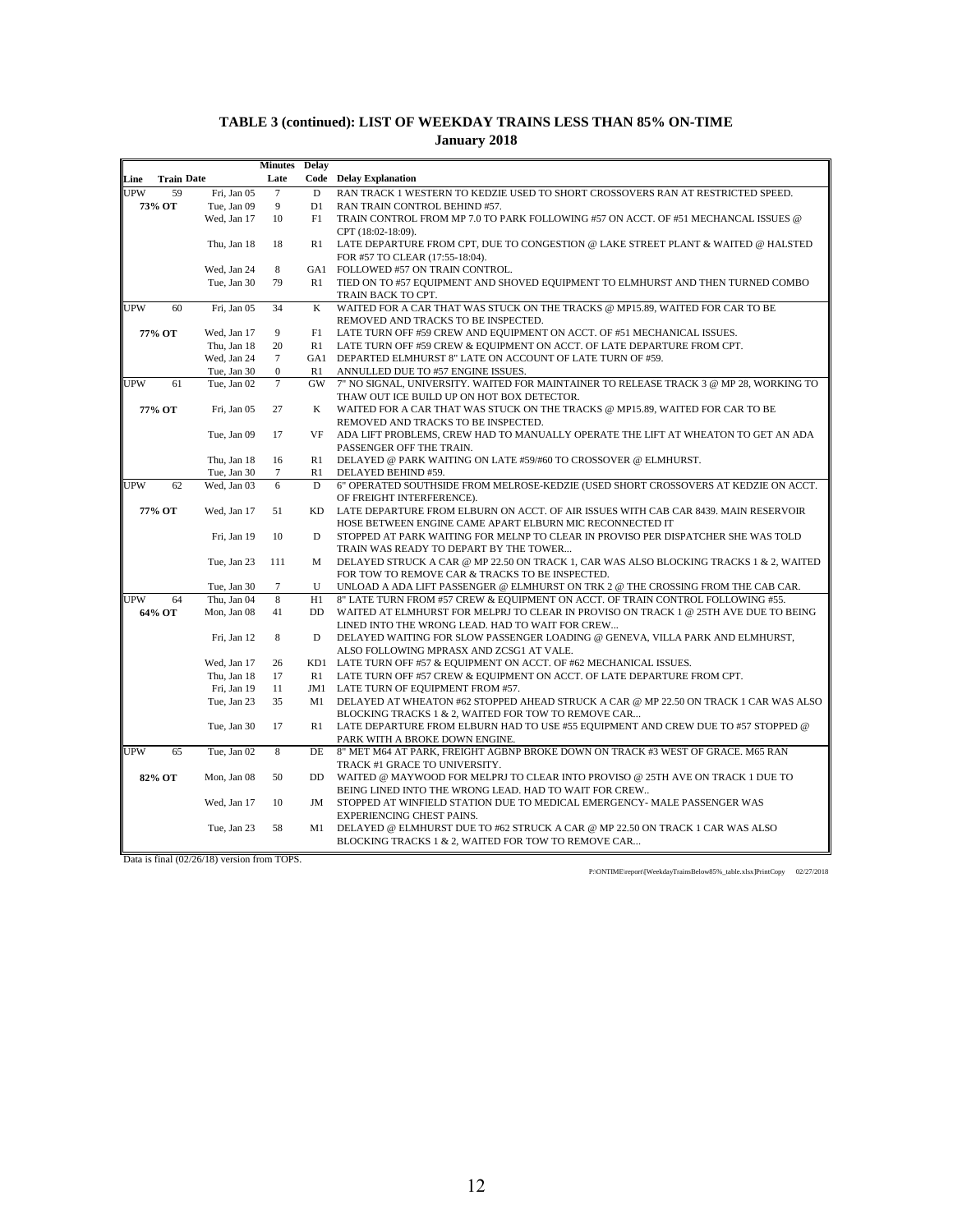## TABLE 3 (continued): LIST OF WEEKDAY TRAINS LESS THAN 85% ON-TIME
## January 2018

| Line | Train | Date | Minutes Late | Delay Code | Delay Explanation |
|---|---|---|---|---|---|
| UPW | 59 | Fri, Jan 05 | 7 | D | RAN TRACK 1 WESTERN TO KEDZIE USED TO SHORT CROSSOVERS RAN AT RESTRICTED SPEED. |
| 73% OT | | Tue, Jan 09 | 9 | D1 | RAN TRAIN CONTROL BEHIND #57. |
| | | Wed, Jan 17 | 10 | F1 | TRAIN CONTROL FROM MP 7.0 TO PARK FOLLOWING #57 ON ACCT. OF #51 MECHANCAL ISSUES @ CPT (18:02-18:09). |
| | | Thu, Jan 18 | 18 | R1 | LATE DEPARTURE FROM CPT, DUE TO CONGESTION @ LAKE STREET PLANT & WAITED @ HALSTED FOR #57 TO CLEAR (17:55-18:04). |
| | | Wed, Jan 24 | 8 | GA1 | FOLLOWED #57 ON TRAIN CONTROL. |
| | | Tue, Jan 30 | 79 | R1 | TIED ON TO #57 EQUIPMENT AND SHOVED EQUIPMENT TO ELMHURST AND THEN TURNED COMBO TRAIN BACK TO CPT. |
| UPW | 60 | Fri, Jan 05 | 34 | K | WAITED FOR A CAR THAT WAS STUCK ON THE TRACKS @ MP15.89, WAITED FOR CAR TO BE REMOVED AND TRACKS TO BE INSPECTED. |
| 77% OT | | Wed, Jan 17 | 9 | F1 | LATE TURN OFF #59 CREW AND EQUIPMENT ON ACCT. OF #51 MECHANICAL ISSUES. |
| | | Thu, Jan 18 | 20 | R1 | LATE TURN OFF #59 CREW & EQUIPMENT ON ACCT. OF LATE DEPARTURE FROM CPT. |
| | | Wed, Jan 24 | 7 | GA1 | DEPARTED ELMHURST 8" LATE ON ACCOUNT OF LATE TURN OF #59. |
| | | Tue, Jan 30 | 0 | R1 | ANNULLED DUE TO #57 ENGINE ISSUES. |
| UPW | 61 | Tue, Jan 02 | 7 | GW | 7" NO SIGNAL, UNIVERSITY. WAITED FOR MAINTAINER TO RELEASE TRACK 3 @ MP 28, WORKING TO THAW OUT ICE BUILD UP ON HOT BOX DETECTOR. |
| 77% OT | | Fri, Jan 05 | 27 | K | WAITED FOR A CAR THAT WAS STUCK ON THE TRACKS @ MP15.89, WAITED FOR CAR TO BE REMOVED AND TRACKS TO BE INSPECTED. |
| | | Tue, Jan 09 | 17 | VF | ADA LIFT PROBLEMS, CREW HAD TO MANUALLY OPERATE THE LIFT AT WHEATON TO GET AN ADA PASSENGER OFF THE TRAIN. |
| | | Thu, Jan 18 | 16 | R1 | DELAYED @ PARK WAITING ON LATE #59/#60 TO CROSSOVER @ ELMHURST. |
| | | Tue, Jan 30 | 7 | R1 | DELAYED BEHIND #59. |
| UPW | 62 | Wed, Jan 03 | 6 | D | 6" OPERATED SOUTHSIDE FROM MELROSE-KEDZIE (USED SHORT CROSSOVERS AT KEDZIE ON ACCT. OF FREIGHT INTERFERENCE). |
| 77% OT | | Wed, Jan 17 | 51 | KD | LATE DEPARTURE FROM ELBURN ON ACCT. OF AIR ISSUES WITH CAB CAR 8439. MAIN RESERVOIR HOSE BETWEEN ENGINE CAME APART ELBURN MIC RECONNECTED IT |
| | | Fri, Jan 19 | 10 | D | STOPPED AT PARK WAITING FOR MELNP TO CLEAR IN PROVISO PER DISPATCHER SHE WAS TOLD TRAIN WAS READY TO DEPART BY THE TOWER... |
| | | Tue, Jan 23 | 111 | M | DELAYED STRUCK A CAR @ MP 22.50 ON TRACK 1, CAR WAS ALSO BLOCKING TRACKS 1 & 2, WAITED FOR TOW TO REMOVE CAR & TRACKS TO BE INSPECTED. |
| | | Tue, Jan 30 | 7 | U | UNLOAD A ADA LIFT PASSENGER @ ELMHURST ON TRK 2 @ THE CROSSING FROM THE CAB CAR. |
| UPW | 64 | Thu, Jan 04 | 8 | H1 | 8" LATE TURN FROM #57 CREW & EQUIPMENT ON ACCT. OF TRAIN CONTROL FOLLOWING #55. |
| 64% OT | | Mon, Jan 08 | 41 | DD | WAITED AT ELMHURST FOR MELPRJ TO CLEAR IN PROVISO ON TRACK 1 @ 25TH AVE DUE TO BEING LINED INTO THE WRONG LEAD. HAD TO WAIT FOR CREW... |
| | | Fri, Jan 12 | 8 | D | DELAYED WAITING FOR SLOW PASSENGER LOADING @ GENEVA, VILLA PARK AND ELMHURST, ALSO FOLLOWING MPRASX AND ZCSG1 AT VALE. |
| | | Wed, Jan 17 | 26 | KD1 | LATE TURN OFF #57 & EQUIPMENT ON ACCT. OF #62 MECHANICAL ISSUES. |
| | | Thu, Jan 18 | 17 | R1 | LATE TURN OFF #57 CREW & EQUIPMENT ON ACCT. OF LATE DEPARTURE FROM CPT. |
| | | Fri, Jan 19 | 11 | JM1 | LATE TURN OF EQUIPMENT FROM #57. |
| | | Tue, Jan 23 | 35 | M1 | DELAYED AT WHEATON #62 STOPPED AHEAD STRUCK A CAR @ MP 22.50 ON TRACK 1 CAR WAS ALSO BLOCKING TRACKS 1 & 2, WAITED FOR TOW TO REMOVE CAR... |
| | | Tue, Jan 30 | 17 | R1 | LATE DEPARTURE FROM ELBURN HAD TO USE #55 EQUIPMENT AND CREW DUE TO #57 STOPPED @ PARK WITH A BROKE DOWN ENGINE. |
| UPW | 65 | Tue, Jan 02 | 8 | DE | 8" MET M64 AT PARK, FREIGHT AGBNP BROKE DOWN ON TRACK #3 WEST OF GRACE. M65 RAN TRACK #1 GRACE TO UNIVERSITY. |
| 82% OT | | Mon, Jan 08 | 50 | DD | WAITED @ MAYWOOD FOR MELPRJ TO CLEAR INTO PROVISO @ 25TH AVE ON TRACK 1 DUE TO BEING LINED INTO THE WRONG LEAD. HAD TO WAIT FOR CREW.. |
| | | Wed, Jan 17 | 10 | JM | STOPPED AT WINFIELD STATION DUE TO MEDICAL EMERGENCY- MALE PASSENGER WAS EXPERIENCING CHEST PAINS. |
| | | Tue, Jan 23 | 58 | M1 | DELAYED @ ELMHURST DUE TO #62 STRUCK A CAR @ MP 22.50 ON TRACK 1 CAR WAS ALSO BLOCKING TRACKS 1 & 2, WAITED FOR TOW TO REMOVE CAR... |

Data is final (02/26/18) version from TOPS.

P:\ONTIME\report\[WeekdayTrainsBelow85%_table.xlsx]PrintCopy 02/27/2018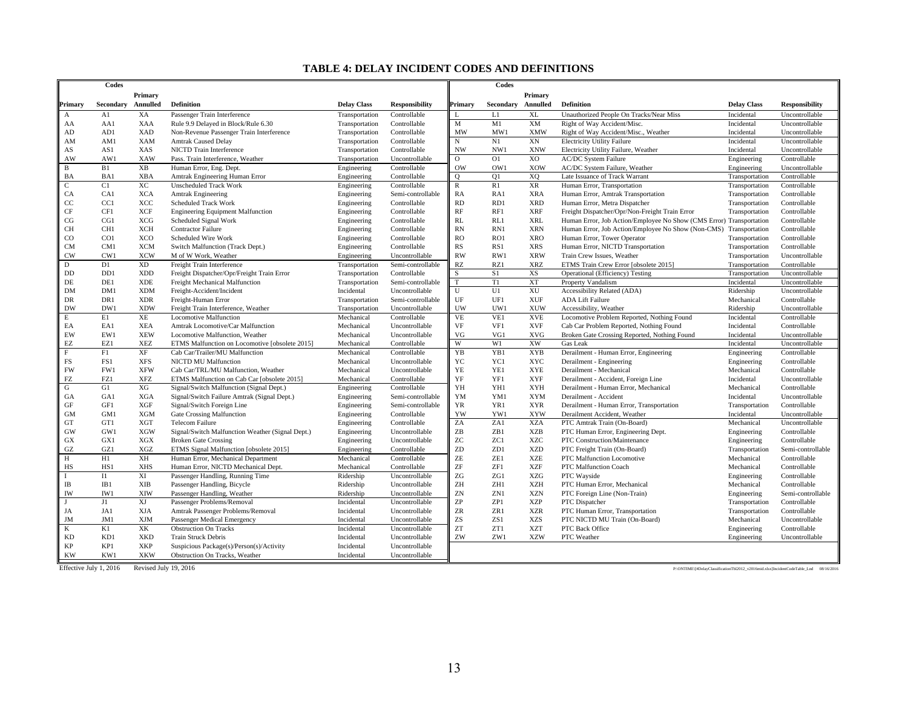# TABLE 4: DELAY INCIDENT CODES AND DEFINITIONS

| Primary | Secondary | Primary Annulled | Definition | Delay Class | Responsibility |
|---|---|---|---|---|---|
| A | A1 | XA | Passenger Train Interference | Transportation | Controllable |
| AA | AA1 | XAA | Rule 9.9 Delayed in Block/Rule 6.30 | Transportation | Controllable |
| AD | AD1 | XAD | Non-Revenue Passenger Train Interference | Transportation | Controllable |
| AM | AM1 | XAM | Amtrak Caused Delay | Transportation | Controllable |
| AS | AS1 | XAS | NICTD Train Interference | Transportation | Controllable |
| AW | AW1 | XAW | Pass. Train Interference, Weather | Transportation | Uncontrollable |
| B | B1 | XB | Human Error, Eng. Dept. | Engineering | Controllable |
| BA | BA1 | XBA | Amtrak Engineering Human Error | Engineering | Controllable |
| C | C1 | XC | Unscheduled Track Work | Engineering | Controllable |
| CA | CA1 | XCA | Amtrak Engineering | Engineering | Semi-controllable |
| CC | CC1 | XCC | Scheduled Track Work | Engineering | Controllable |
| CF | CF1 | XCF | Engineering Equipment Malfunction | Engineering | Controllable |
| CG | CG1 | XCG | Scheduled Signal Work | Engineering | Controllable |
| CH | CH1 | XCH | Contractor Failure | Engineering | Controllable |
| CO | CO1 | XCO | Scheduled Wire Work | Engineering | Controllable |
| CM | CM1 | XCM | Switch Malfunction (Track Dept.) | Engineering | Controllable |
| CW | CW1 | XCW | M of W Work, Weather | Engineering | Uncontrollable |
| D | D1 | XD | Freight Train Interference | Transportation | Semi-controllable |
| DD | DD1 | XDD | Freight Dispatcher/Opr/Freight Train Error | Transportation | Controllable |
| DE | DE1 | XDE | Freight Mechanical Malfunction | Transportation | Semi-controllable |
| DM | DM1 | XDM | Freight-Accident/Incident | Incidental | Uncontrollable |
| DR | DR1 | XDR | Freight-Human Error | Transportation | Semi-controllable |
| DW | DW1 | XDW | Freight Train Interference, Weather | Transportation | Uncontrollable |
| E | E1 | XE | Locomotive Malfunction | Mechanical | Controllable |
| EA | EA1 | XEA | Amtrak Locomotive/Car Malfunction | Mechanical | Uncontrollable |
| EW | EW1 | XEW | Locomotive Malfunction, Weather | Mechanical | Uncontrollable |
| EZ | EZ1 | XEZ | ETMS Malfunction on Locomotive [obsolete 2015] | Mechanical | Controllable |
| F | F1 | XF | Cab Car/Trailer/MU Malfunction | Mechanical | Controllable |
| FS | FS1 | XFS | NICTD MU Malfunction | Mechanical | Uncontrollable |
| FW | FW1 | XFW | Cab Car/TRL/MU Malfunction, Weather | Mechanical | Uncontrollable |
| FZ | FZ1 | XFZ | ETMS Malfunction on Cab Car [obsolete 2015] | Mechanical | Controllable |
| G | G1 | XG | Signal/Switch Malfunction (Signal Dept.) | Engineering | Controllable |
| GA | GA1 | XGA | Signal/Switch Failure Amtrak (Signal Dept.) | Engineering | Semi-controllable |
| GF | GF1 | XGF | Signal/Switch Foreign Line | Engineering | Semi-controllable |
| GM | GM1 | XGM | Gate Crossing Malfunction | Engineering | Controllable |
| GT | GT1 | XGT | Telecom Failure | Engineering | Controllable |
| GW | GW1 | XGW | Signal/Switch Malfunction Weather (Signal Dept.) | Engineering | Uncontrollable |
| GX | GX1 | XGX | Broken Gate Crossing | Engineering | Uncontrollable |
| GZ | GZ1 | XGZ | ETMS Signal Malfunction [obsolete 2015] | Engineering | Controllable |
| H | H1 | XH | Human Error, Mechanical Department | Mechanical | Controllable |
| HS | HS1 | XHS | Human Error, NICTD Mechanical Dept. | Mechanical | Controllable |
| I | I1 | XI | Passenger Handling, Running Time | Ridership | Uncontrollable |
| IB | IB1 | XIB | Passenger Handling, Bicycle | Ridership | Uncontrollable |
| IW | IW1 | XIW | Passenger Handling, Weather | Ridership | Uncontrollable |
| J | J1 | XJ | Passenger Problems/Removal | Incidental | Uncontrollable |
| JA | JA1 | XJA | Amtrak Passenger Problems/Removal | Incidental | Uncontrollable |
| JM | JM1 | XJM | Passenger Medical Emergency | Incidental | Uncontrollable |
| K | K1 | XK | Obstruction On Tracks | Incidental | Uncontrollable |
| KD | KD1 | XKD | Train Struck Debris | Incidental | Uncontrollable |
| KP | KP1 | XKP | Suspicious Package(s)/Person(s)/Activity | Incidental | Uncontrollable |
| KW | KW1 | XKW | Obstruction On Tracks, Weather | Incidental | Uncontrollable |
| L | L1 | XL | Unauthorized People On Tracks/Near Miss | Incidental | Uncontrollable |
| M | M1 | XM | Right of Way Accident/Misc. | Incidental | Uncontrollable |
| MW | MW1 | XMW | Right of Way Accident/Misc., Weather | Incidental | Uncontrollable |
| N | N1 | XN | Electricity Utility Failure | Incidental | Uncontrollable |
| NW | NW1 | XNW | Electricity Utility Failure, Weather | Incidental | Uncontrollable |
| O | O1 | XO | AC/DC System Failure | Engineering | Controllable |
| OW | OW1 | XOW | AC/DC System Failure, Weather | Engineering | Uncontrollable |
| Q | Q1 | XQ | Late Issuance of Track Warrant | Transportation | Controllable |
| R | R1 | XR | Human Error, Transportation | Transportation | Controllable |
| RA | RA1 | XRA | Human Error, Amtrak Transportation | Transportation | Controllable |
| RD | RD1 | XRD | Human Error, Metra Dispatcher | Transportation | Controllable |
| RF | RF1 | XRF | Freight Dispatcher/Opr/Non-Freight Train Error | Transportation | Controllable |
| RL | RL1 | XRL | Human Error, Job Action/Employee No Show (CMS Error) | Transportation | Controllable |
| RN | RN1 | XRN | Human Error, Job Action/Employee No Show (Non-CMS) | Transportation | Controllable |
| RO | RO1 | XRO | Human Error, Tower Operator | Transportation | Controllable |
| RS | RS1 | XRS | Human Error, NICTD Transportation | Transportation | Controllable |
| RW | RW1 | XRW | Train Crew Issues, Weather | Transportation | Uncontrollable |
| RZ | RZ1 | XRZ | ETMS Train Crew Error [obsolete 2015] | Transportation | Controllable |
| S | S1 | XS | Operational (Efficiency) Testing | Transportation | Uncontrollable |
| T | T1 | XT | Property Vandalism | Incidental | Uncontrollable |
| U | U1 | XU | Accessibility Related (ADA) | Ridership | Uncontrollable |
| UF | UF1 | XUF | ADA Lift Failure | Mechanical | Controllable |
| UW | UW1 | XUW | Accessibility, Weather | Ridership | Uncontrollable |
| VE | VE1 | XVE | Locomotive Problem Reported, Nothing Found | Incidental | Controllable |
| VF | VF1 | XVF | Cab Car Problem Reported, Nothing Found | Incidental | Controllable |
| VG | VG1 | XVG | Broken Gate Crossing Reported, Nothing Found | Incidental | Uncontrollable |
| W | W1 | XW | Gas Leak | Incidental | Uncontrollable |
| YB | YB1 | XYB | Derailment - Human Error, Engineering | Engineering | Controllable |
| YC | YC1 | XYC | Derailment - Engineering | Engineering | Controllable |
| YE | YE1 | XYE | Derailment - Mechanical | Mechanical | Controllable |
| YF | YF1 | XYF | Derailment - Accident, Foreign Line | Incidental | Uncontrollable |
| YH | YH1 | XYH | Derailment - Human Error, Mechanical | Mechanical | Controllable |
| YM | YM1 | XYM | Derailment - Accident | Incidental | Uncontrollable |
| YR | YR1 | XYR | Derailment - Human Error, Transportation | Transportation | Controllable |
| YW | YW1 | XYW | Derailment Accident, Weather | Incidental | Uncontrollable |
| ZA | ZA1 | XZA | PTC Amtrak Train (On-Board) | Mechanical | Uncontrollable |
| ZB | ZB1 | XZB | PTC Human Error, Engineering Dept. | Engineering | Controllable |
| ZC | ZC1 | XZC | PTC Construction/Maintenance | Engineering | Controllable |
| ZD | ZD1 | XZD | PTC Freight Train (On-Board) | Transportation | Semi-controllable |
| ZE | ZE1 | XZE | PTC Malfunction Locomotive | Mechanical | Controllable |
| ZF | ZF1 | XZF | PTC Malfunction Coach | Mechanical | Controllable |
| ZG | ZG1 | XZG | PTC Wayside | Engineering | Controllable |
| ZH | ZH1 | XZH | PTC Human Error, Mechanical | Mechanical | Controllable |
| ZN | ZN1 | XZN | PTC Foreign Line (Non-Train) | Engineering | Semi-controllable |
| ZP | ZP1 | XZP | PTC Dispatcher | Transportation | Controllable |
| ZR | ZR1 | XZR | PTC Human Error, Transportation | Transportation | Controllable |
| ZS | ZS1 | XZS | PTC NICTD MU Train (On-Board) | Mechanical | Uncontrollable |
| ZT | ZT1 | XZT | PTC Back Office | Engineering | Controllable |
| ZW | ZW1 | XZW | PTC Weather | Engineering | Uncontrollable |

Effective July 1, 2016 Revised July 19, 2016

P:\ONTIME\[4DelayClassificationTbl2012_v2016mid.xlsx]IncidentCodeTable_Lnd 08/16/2016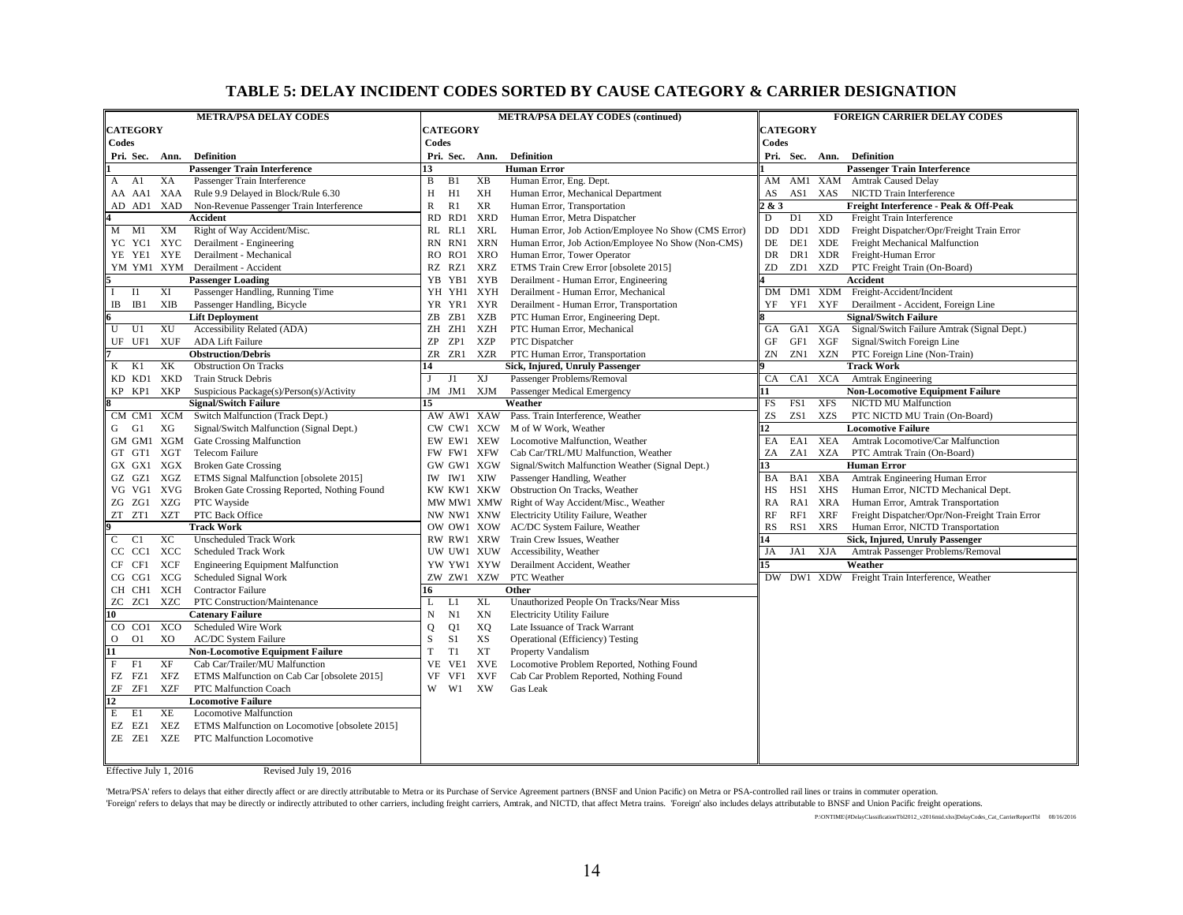# TABLE 5: DELAY INCIDENT CODES SORTED BY CAUSE CATEGORY & CARRIER DESIGNATION

## METRA/PSA DELAY CODES

| Pri. | Sec. | Ann. | Definition |
|---|---|---|---|
| **1** | | | **Passenger Train Interference** |
| A | A1 | XA | Passenger Train Interference |
| AA | AA1 | XAA | Rule 9.9 Delayed in Block/Rule 6.30 |
| AD | AD1 | XAD | Non-Revenue Passenger Train Interference |
| **4** | | | **Accident** |
| M | M1 | XM | Right of Way Accident/Misc. |
| YC | YC1 | XYC | Derailment - Engineering |
| YE | YE1 | XYE | Derailment - Mechanical |
| YM | YM1 | XYM | Derailment - Accident |
| **5** | | | **Passenger Loading** |
| I | I1 | XI | Passenger Handling, Running Time |
| IB | IB1 | XIB | Passenger Handling, Bicycle |
| **6** | | | **Lift Deployment** |
| U | U1 | XU | Accessibility Related (ADA) |
| UF | UF1 | XUF | ADA Lift Failure |
| **7** | | | **Obstruction/Debris** |
| K | K1 | XK | Obstruction On Tracks |
| KD | KD1 | XKD | Train Struck Debris |
| KP | KP1 | XKP | Suspicious Package(s)/Person(s)/Activity |
| **8** | | | **Signal/Switch Failure** |
| CM | CM1 | XCM | Switch Malfunction (Track Dept.) |
| G | G1 | XG | Signal/Switch Malfunction (Signal Dept.) |
| GM | GM1 | XGM | Gate Crossing Malfunction |
| GT | GT1 | XGT | Telecom Failure |
| GX | GX1 | XGX | Broken Gate Crossing |
| GZ | GZ1 | XGZ | ETMS Signal Malfunction [obsolete 2015] |
| VG | VG1 | XVG | Broken Gate Crossing Reported, Nothing Found |
| ZG | ZG1 | XZG | PTC Wayside |
| ZT | ZT1 | XZT | PTC Back Office |
| **9** | | | **Track Work** |
| C | C1 | XC | Unscheduled Track Work |
| CC | CC1 | XCC | Scheduled Track Work |
| CF | CF1 | XCF | Engineering Equipment Malfunction |
| CG | CG1 | XCG | Scheduled Signal Work |
| CH | CH1 | XCH | Contractor Failure |
| ZC | ZC1 | XZC | PTC Construction/Maintenance |
| **10** | | | **Catenary Failure** |
| CO | CO1 | XCO | Scheduled Wire Work |
| O | O1 | XO | AC/DC System Failure |
| **11** | | | **Non-Locomotive Equipment Failure** |
| F | F1 | XF | Cab Car/Trailer/MU Malfunction |
| FZ | FZ1 | XFZ | ETMS Malfunction on Cab Car [obsolete 2015] |
| ZF | ZF1 | XZF | PTC Malfunction Coach |
| **12** | | | **Locomotive Failure** |
| E | E1 | XE | Locomotive Malfunction |
| EZ | EZ1 | XEZ | ETMS Malfunction on Locomotive [obsolete 2015] |
| ZE | ZE1 | XZE | PTC Malfunction Locomotive |

## METRA/PSA DELAY CODES (continued)

| Pri. | Sec. | Ann. | Definition |
|---|---|---|---|
| **13** | | | **Human Error** |
| B | B1 | XB | Human Error, Eng. Dept. |
| H | H1 | XH | Human Error, Mechanical Department |
| R | R1 | XR | Human Error, Transportation |
| RD | RD1 | XRD | Human Error, Metra Dispatcher |
| RL | RL1 | XRL | Human Error, Job Action/Employee No Show (CMS Error) |
| RN | RN1 | XRN | Human Error, Job Action/Employee No Show (Non-CMS) |
| RO | RO1 | XRO | Human Error, Tower Operator |
| RZ | RZ1 | XRZ | ETMS Train Crew Error [obsolete 2015] |
| YB | YB1 | XYB | Derailment - Human Error, Engineering |
| YH | YH1 | XYH | Derailment - Human Error, Mechanical |
| YR | YR1 | XYR | Derailment - Human Error, Transportation |
| ZB | ZB1 | XZB | PTC Human Error, Engineering Dept. |
| ZH | ZH1 | XZH | PTC Human Error, Mechanical |
| ZP | ZP1 | XZP | PTC Dispatcher |
| ZR | ZR1 | XZR | PTC Human Error, Transportation |
| **14** | | | **Sick, Injured, Unruly Passenger** |
| J | J1 | XJ | Passenger Problems/Removal |
| JM | JM1 | XJM | Passenger Medical Emergency |
| **15** | | | **Weather** |
| AW | AW1 | XAW | Pass. Train Interference, Weather |
| CW | CW1 | XCW | M of W Work, Weather |
| EW | EW1 | XEW | Locomotive Malfunction, Weather |
| FW | FW1 | XFW | Cab Car/TRL/MU Malfunction, Weather |
| GW | GW1 | XGW | Signal/Switch Malfunction Weather (Signal Dept.) |
| IW | IW1 | XIW | Passenger Handling, Weather |
| KW | KW1 | XKW | Obstruction On Tracks, Weather |
| MW | MW1 | XMW | Right of Way Accident/Misc., Weather |
| NW | NW1 | XNW | Electricity Utility Failure, Weather |
| OW | OW1 | XOW | AC/DC System Failure, Weather |
| RW | RW1 | XRW | Train Crew Issues, Weather |
| UW | UW1 | XUW | Accessibility, Weather |
| YW | YW1 | XYW | Derailment Accident, Weather |
| ZW | ZW1 | XZW | PTC Weather |
| **16** | | | **Other** |
| L | L1 | XL | Unauthorized People On Tracks/Near Miss |
| N | N1 | XN | Electricity Utility Failure |
| Q | Q1 | XQ | Late Issuance of Track Warrant |
| S | S1 | XS | Operational (Efficiency) Testing |
| T | T1 | XT | Property Vandalism |
| VE | VE1 | XVE | Locomotive Problem Reported, Nothing Found |
| VF | VF1 | XVF | Cab Car Problem Reported, Nothing Found |
| W | W1 | XW | Gas Leak |

## FOREIGN CARRIER DELAY CODES

| Pri. | Sec. | Ann. | Definition |
|---|---|---|---|
| **1** | | | **Passenger Train Interference** |
| AM | AM1 | XAM | Amtrak Caused Delay |
| AS | AS1 | XAS | NICTD Train Interference |
| **2 & 3** | | | **Freight Interference - Peak & Off-Peak** |
| D | D1 | XD | Freight Train Interference |
| DD | DD1 | XDD | Freight Dispatcher/Opr/Freight Train Error |
| DE | DE1 | XDE | Freight Mechanical Malfunction |
| DR | DR1 | XDR | Freight-Human Error |
| ZD | ZD1 | XZD | PTC Freight Train (On-Board) |
| **4** | | | **Accident** |
| DM | DM1 | XDM | Freight-Accident/Incident |
| YF | YF1 | XYF | Derailment - Accident, Foreign Line |
| **8** | | | **Signal/Switch Failure** |
| GA | GA1 | XGA | Signal/Switch Failure Amtrak (Signal Dept.) |
| GF | GF1 | XGF | Signal/Switch Foreign Line |
| ZN | ZN1 | XZN | PTC Foreign Line (Non-Train) |
| **9** | | | **Track Work** |
| CA | CA1 | XCA | Amtrak Engineering |
| **11** | | | **Non-Locomotive Equipment Failure** |
| FS | FS1 | XFS | NICTD MU Malfunction |
| ZS | ZS1 | XZS | PTC NICTD MU Train (On-Board) |
| **12** | | | **Locomotive Failure** |
| EA | EA1 | XEA | Amtrak Locomotive/Car Malfunction |
| ZA | ZA1 | XZA | PTC Amtrak Train (On-Board) |
| **13** | | | **Human Error** |
| BA | BA1 | XBA | Amtrak Engineering Human Error |
| HS | HS1 | XHS | Human Error, NICTD Mechanical Dept. |
| RA | RA1 | XRA | Human Error, Amtrak Transportation |
| RF | RF1 | XRF | Freight Dispatcher/Opr/Non-Freight Train Error |
| RS | RS1 | XRS | Human Error, NICTD Transportation |
| **14** | | | **Sick, Injured, Unruly Passenger** |
| JA | JA1 | XJA | Amtrak Passenger Problems/Removal |
| **15** | | | **Weather** |
| DW | DW1 | XDW | Freight Train Interference, Weather |

Effective July 1, 2016 Revised July 19, 2016

'Metra/PSA' refers to delays that either directly affect or are directly attributable to Metra or its Purchase of Service Agreement partners (BNSF and Union Pacific) on Metra or PSA-controlled rail lines or trains in commuter operation.
'Foreign' refers to delays that may be directly or indirectly attributed to other carriers, including freight carriers, Amtrak, and NICTD, that affect Metra trains. 'Foreign' also includes delays attributable to BNSF and Union Pacific freight operations.

P:\ONTIME\[#DelayClassificationTbl2012_v2016mid.xlsx]DelayCodes_Cat_CarrierReportTbl 08/16/2016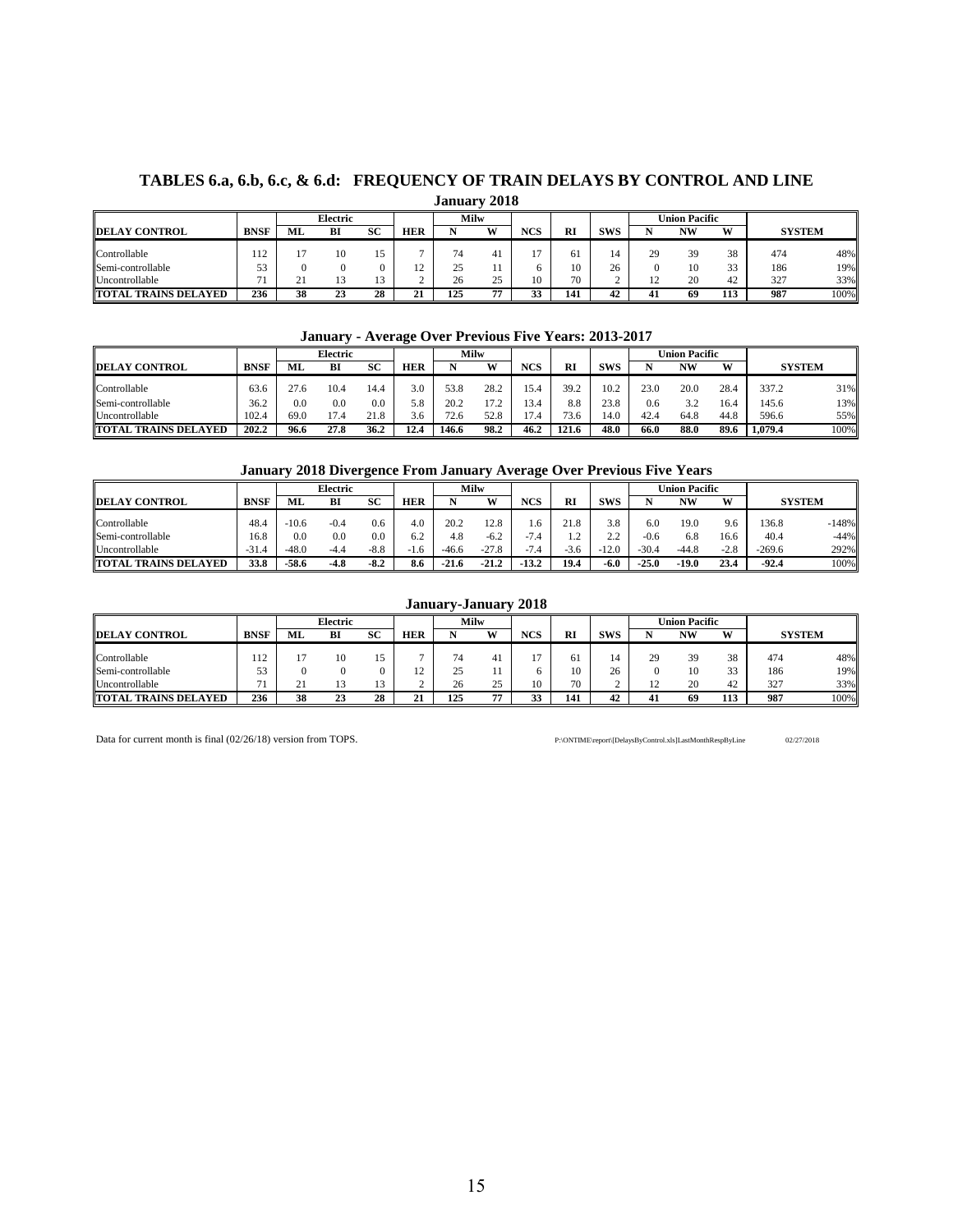# TABLES 6.a, 6.b, 6.c, & 6.d: FREQUENCY OF TRAIN DELAYS BY CONTROL AND LINE

## January 2018

| DELAY CONTROL | BNSF | Electric ML | Electric BI | Electric SC | HER | Milw N | Milw W | NCS | RI | SWS | Union Pacific N | Union Pacific NW | Union Pacific W | SYSTEM | |
|---|---|---|---|---|---|---|---|---|---|---|---|---|---|---|---|
| Controllable | 112 | 17 | 10 | 15 | 7 | 74 | 41 | 17 | 61 | 14 | 29 | 39 | 38 | 474 | 48% |
| Semi-controllable | 53 | 0 | 0 | 0 | 12 | 25 | 11 | 6 | 10 | 26 | 0 | 10 | 33 | 186 | 19% |
| Uncontrollable | 71 | 21 | 13 | 13 | 2 | 26 | 25 | 10 | 70 | 2 | 12 | 20 | 42 | 327 | 33% |
| **TOTAL TRAINS DELAYED** | **236** | **38** | **23** | **28** | **21** | **125** | **77** | **33** | **141** | **42** | **41** | **69** | **113** | **987** | 100% |

## January - Average Over Previous Five Years: 2013-2017

| DELAY CONTROL | BNSF | Electric ML | Electric BI | Electric SC | HER | Milw N | Milw W | NCS | RI | SWS | Union Pacific N | Union Pacific NW | Union Pacific W | SYSTEM | |
|---|---|---|---|---|---|---|---|---|---|---|---|---|---|---|---|
| Controllable | 63.6 | 27.6 | 10.4 | 14.4 | 3.0 | 53.8 | 28.2 | 15.4 | 39.2 | 10.2 | 23.0 | 20.0 | 28.4 | 337.2 | 31% |
| Semi-controllable | 36.2 | 0.0 | 0.0 | 0.0 | 5.8 | 20.2 | 17.2 | 13.4 | 8.8 | 23.8 | 0.6 | 3.2 | 16.4 | 145.6 | 13% |
| Uncontrollable | 102.4 | 69.0 | 17.4 | 21.8 | 3.6 | 72.6 | 52.8 | 17.4 | 73.6 | 14.0 | 42.4 | 64.8 | 44.8 | 596.6 | 55% |
| **TOTAL TRAINS DELAYED** | **202.2** | **96.6** | **27.8** | **36.2** | **12.4** | **146.6** | **98.2** | **46.2** | **121.6** | **48.0** | **66.0** | **88.0** | **89.6** | **1,079.4** | 100% |

## January 2018 Divergence From January Average Over Previous Five Years

| DELAY CONTROL | BNSF | Electric ML | Electric BI | Electric SC | HER | Milw N | Milw W | NCS | RI | SWS | Union Pacific N | Union Pacific NW | Union Pacific W | SYSTEM | |
|---|---|---|---|---|---|---|---|---|---|---|---|---|---|---|---|
| Controllable | 48.4 | -10.6 | -0.4 | 0.6 | 4.0 | 20.2 | 12.8 | 1.6 | 21.8 | 3.8 | 6.0 | 19.0 | 9.6 | 136.8 | -148% |
| Semi-controllable | 16.8 | 0.0 | 0.0 | 0.0 | 6.2 | 4.8 | -6.2 | -7.4 | 1.2 | 2.2 | -0.6 | 6.8 | 16.6 | 40.4 | -44% |
| Uncontrollable | -31.4 | -48.0 | -4.4 | -8.8 | -1.6 | -46.6 | -27.8 | -7.4 | -3.6 | -12.0 | -30.4 | -44.8 | -2.8 | -269.6 | 292% |
| **TOTAL TRAINS DELAYED** | **33.8** | **-58.6** | **-4.8** | **-8.2** | **8.6** | **-21.6** | **-21.2** | **-13.2** | **19.4** | **-6.0** | **-25.0** | **-19.0** | **23.4** | **-92.4** | 100% |

## January-January 2018

| DELAY CONTROL | BNSF | Electric ML | Electric BI | Electric SC | HER | Milw N | Milw W | NCS | RI | SWS | Union Pacific N | Union Pacific NW | Union Pacific W | SYSTEM | |
|---|---|---|---|---|---|---|---|---|---|---|---|---|---|---|---|
| Controllable | 112 | 17 | 10 | 15 | 7 | 74 | 41 | 17 | 61 | 14 | 29 | 39 | 38 | 474 | 48% |
| Semi-controllable | 53 | 0 | 0 | 0 | 12 | 25 | 11 | 6 | 10 | 26 | 0 | 10 | 33 | 186 | 19% |
| Uncontrollable | 71 | 21 | 13 | 13 | 2 | 26 | 25 | 10 | 70 | 2 | 12 | 20 | 42 | 327 | 33% |
| **TOTAL TRAINS DELAYED** | **236** | **38** | **23** | **28** | **21** | **125** | **77** | **33** | **141** | **42** | **41** | **69** | **113** | **987** | 100% |

Data for current month is final (02/26/18) version from TOPS.

P:\ONTIME\report\[DelaysByControl.xls]LastMonthRespByLine 02/27/2018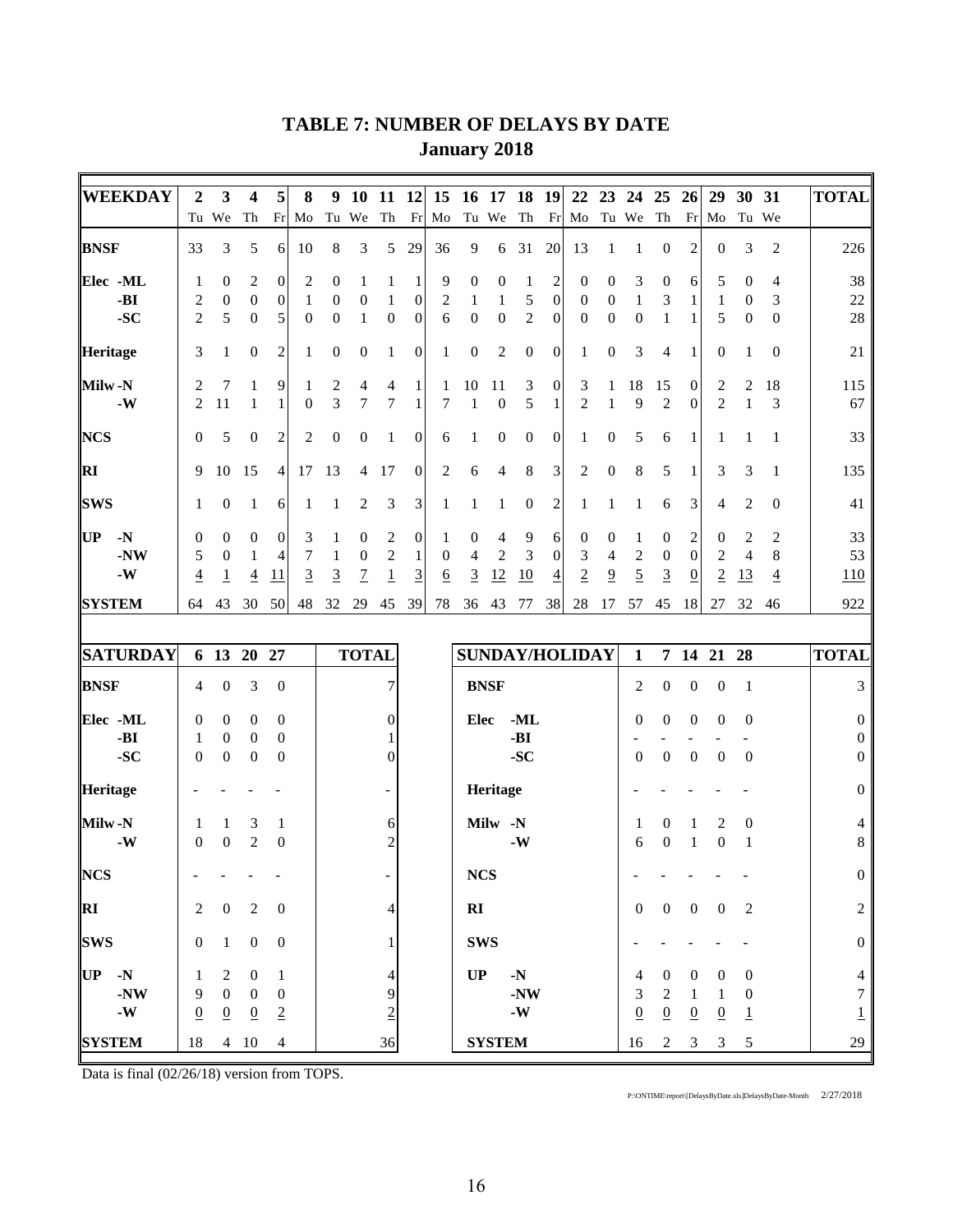# TABLE 7: NUMBER OF DELAYS BY DATE
## January 2018

| WEEKDAY | 2 Tu | 3 We | 4 Th | 5 Fr | 8 Mo | 9 Tu | 10 We | 11 Th | 12 Fr | 15 Mo | 16 Tu | 17 We | 18 Th | 19 Fr | 22 Mo | 23 Tu | 24 We | 25 Th | 26 Fr | 29 Mo | 30 Tu | 31 We | TOTAL |
|---|---|---|---|---|---|---|---|---|---|---|---|---|---|---|---|---|---|---|---|---|---|---|---|
| **BNSF** | 33 | 3 | 5 | 6 | 10 | 8 | 3 | 5 | 29 | 36 | 9 | 6 | 31 | 20 | 13 | 1 | 1 | 0 | 2 | 0 | 3 | 2 | 226 |
| **Elec -ML** | 1 | 0 | 2 | 0 | 2 | 0 | 1 | 1 | 1 | 9 | 0 | 0 | 1 | 2 | 0 | 0 | 3 | 0 | 6 | 5 | 0 | 4 | 38 |
| **-BI** | 2 | 0 | 0 | 0 | 1 | 0 | 0 | 1 | 0 | 2 | 1 | 1 | 5 | 0 | 0 | 0 | 1 | 3 | 1 | 1 | 0 | 3 | 22 |
| **-SC** | 2 | 5 | 0 | 5 | 0 | 0 | 1 | 0 | 0 | 6 | 0 | 0 | 2 | 0 | 0 | 0 | 0 | 1 | 1 | 5 | 0 | 0 | 28 |
| **Heritage** | 3 | 1 | 0 | 2 | 1 | 0 | 0 | 1 | 0 | 1 | 0 | 2 | 0 | 0 | 1 | 0 | 3 | 4 | 1 | 0 | 1 | 0 | 21 |
| **Milw -N** | 2 | 7 | 1 | 9 | 1 | 2 | 4 | 4 | 1 | 1 | 10 | 11 | 3 | 0 | 3 | 1 | 18 | 15 | 0 | 2 | 2 | 18 | 115 |
| **-W** | 2 | 11 | 1 | 1 | 0 | 3 | 7 | 7 | 1 | 7 | 1 | 0 | 5 | 1 | 2 | 1 | 9 | 2 | 0 | 2 | 1 | 3 | 67 |
| **NCS** | 0 | 5 | 0 | 2 | 2 | 0 | 0 | 1 | 0 | 6 | 1 | 0 | 0 | 0 | 1 | 0 | 5 | 6 | 1 | 1 | 1 | 1 | 33 |
| **RI** | 9 | 10 | 15 | 4 | 17 | 13 | 4 | 17 | 0 | 2 | 6 | 4 | 8 | 3 | 2 | 0 | 8 | 5 | 1 | 3 | 3 | 1 | 135 |
| **SWS** | 1 | 0 | 1 | 6 | 1 | 1 | 2 | 3 | 3 | 1 | 1 | 1 | 0 | 2 | 1 | 1 | 1 | 6 | 3 | 4 | 2 | 0 | 41 |
| **UP -N** | 0 | 0 | 0 | 0 | 3 | 1 | 0 | 2 | 0 | 1 | 0 | 4 | 9 | 6 | 0 | 0 | 1 | 0 | 2 | 0 | 2 | 2 | 33 |
| **-NW** | 5 | 0 | 1 | 4 | 7 | 1 | 0 | 2 | 1 | 0 | 4 | 2 | 3 | 0 | 3 | 4 | 2 | 0 | 0 | 2 | 4 | 8 | 53 |
| **-W** | 4 | 1 | 4 | 11 | 3 | 3 | 7 | 1 | 3 | 6 | 3 | 12 | 10 | 4 | 2 | 9 | 5 | 3 | 0 | 2 | 13 | 4 | 110 |
| **SYSTEM** | 64 | 43 | 30 | 50 | 48 | 32 | 29 | 45 | 39 | 78 | 36 | 43 | 77 | 38 | 28 | 17 | 57 | 45 | 18 | 27 | 32 | 46 | 922 |

| SATURDAY | 6 | 13 | 20 | 27 | TOTAL |
|---|---|---|---|---|---|
| **BNSF** | 4 | 0 | 3 | 0 | 7 |
| **Elec -ML** | 0 | 0 | 0 | 0 | 0 |
| **-BI** | 1 | 0 | 0 | 0 | 1 |
| **-SC** | 0 | 0 | 0 | 0 | 0 |
| **Heritage** | - | - | - | - | - |
| **Milw -N** | 1 | 1 | 3 | 1 | 6 |
| **-W** | 0 | 0 | 2 | 0 | 2 |
| **NCS** | - | - | - | - | - |
| **RI** | 2 | 0 | 2 | 0 | 4 |
| **SWS** | 0 | 1 | 0 | 0 | 1 |
| **UP -N** | 1 | 2 | 0 | 1 | 4 |
| **-NW** | 9 | 0 | 0 | 0 | 9 |
| **-W** | 0 | 0 | 0 | 2 | 2 |
| **SYSTEM** | 18 | 4 | 10 | 4 | 36 |

| SUNDAY/HOLIDAY | 1 | 7 | 14 | 21 | 28 | TOTAL |
|---|---|---|---|---|---|---|
| **BNSF** | 2 | 0 | 0 | 0 | 1 | 3 |
| **Elec -ML** | 0 | 0 | 0 | 0 | 0 | 0 |
| **-BI** | - | - | - | - | - | 0 |
| **-SC** | 0 | 0 | 0 | 0 | 0 | 0 |
| **Heritage** | - | - | - | - | - | 0 |
| **Milw -N** | 1 | 0 | 1 | 2 | 0 | 4 |
| **-W** | 6 | 0 | 1 | 0 | 1 | 8 |
| **NCS** | - | - | - | - | - | 0 |
| **RI** | 0 | 0 | 0 | 0 | 2 | 2 |
| **SWS** | - | - | - | - | - | 0 |
| **UP -N** | 4 | 0 | 0 | 0 | 0 | 4 |
| **-NW** | 3 | 2 | 1 | 1 | 0 | 7 |
| **-W** | 0 | 0 | 0 | 0 | 1 | 1 |
| **SYSTEM** | 16 | 2 | 3 | 3 | 5 | 29 |

Data is final (02/26/18) version from TOPS.

P:\ONTIME\report\[DelaysByDate.xls]DelaysByDate-Month 2/27/2018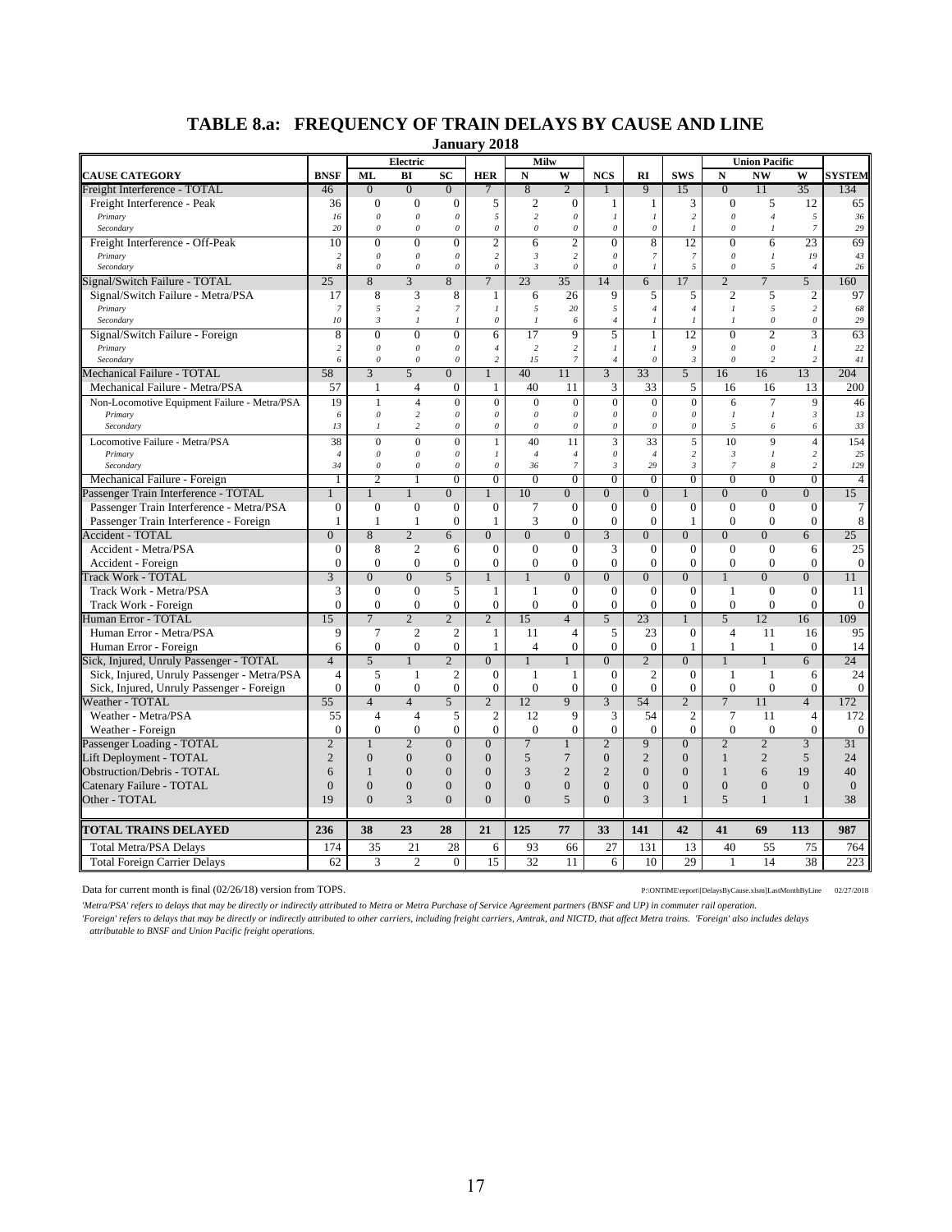# TABLE 8.a: FREQUENCY OF TRAIN DELAYS BY CAUSE AND LINE

**January 2018**

| | | Electric | | | | Milw | | | | | Union Pacific | | | |
|---|---|---|---|---|---|---|---|---|---|---|---|---|---|---|
| **CAUSE CATEGORY** | **BNSF** | **ML** | **BI** | **SC** | **HER** | **N** | **W** | **NCS** | **RI** | **SWS** | **N** | **NW** | **W** | **SYSTEM** |
| Freight Interference - TOTAL | 46 | 0 | 0 | 0 | 7 | 8 | 2 | 1 | 9 | 15 | 0 | 11 | 35 | 134 |
| Freight Interference - Peak | 36 | 0 | 0 | 0 | 5 | 2 | 0 | 1 | 1 | 3 | 0 | 5 | 12 | 65 |
| *Primary* | *16* | *0* | *0* | *0* | *5* | *2* | *0* | *1* | *1* | *2* | *0* | *4* | *5* | *36* |
| *Secondary* | *20* | *0* | *0* | *0* | *0* | *0* | *0* | *0* | *0* | *1* | *0* | *1* | *7* | *29* |
| Freight Interference - Off-Peak | 10 | 0 | 0 | 0 | 2 | 6 | 2 | 0 | 8 | 12 | 0 | 6 | 23 | 69 |
| *Primary* | *2* | *0* | *0* | *0* | *2* | *3* | *2* | *0* | *7* | *7* | *0* | *1* | *19* | *43* |
| *Secondary* | *8* | *0* | *0* | *0* | *0* | *3* | *0* | *0* | *1* | *5* | *0* | *5* | *4* | *26* |
| Signal/Switch Failure - TOTAL | 25 | 8 | 3 | 8 | 7 | 23 | 35 | 14 | 6 | 17 | 2 | 7 | 5 | 160 |
| Signal/Switch Failure - Metra/PSA | 17 | 8 | 3 | 8 | 1 | 6 | 26 | 9 | 5 | 5 | 2 | 5 | 2 | 97 |
| *Primary* | *7* | *5* | *2* | *7* | *1* | *5* | *20* | *5* | *4* | *4* | *1* | *5* | *2* | *68* |
| *Secondary* | *10* | *3* | *1* | *1* | *0* | *1* | *6* | *4* | *1* | *1* | *1* | *0* | *0* | *29* |
| Signal/Switch Failure - Foreign | 8 | 0 | 0 | 0 | 6 | 17 | 9 | 5 | 1 | 12 | 0 | 2 | 3 | 63 |
| *Primary* | *2* | *0* | *0* | *0* | *4* | *2* | *2* | *1* | *1* | *9* | *0* | *0* | *1* | *22* |
| *Secondary* | *6* | *0* | *0* | *0* | *2* | *15* | *7* | *4* | *0* | *3* | *0* | *2* | *2* | *41* |
| Mechanical Failure - TOTAL | 58 | 3 | 5 | 0 | 1 | 40 | 11 | 3 | 33 | 5 | 16 | 16 | 13 | 204 |
| Mechanical Failure - Metra/PSA | 57 | 1 | 4 | 0 | 1 | 40 | 11 | 3 | 33 | 5 | 16 | 16 | 13 | 200 |
| Non-Locomotive Equipment Failure - Metra/PSA | 19 | 1 | 4 | 0 | 0 | 0 | 0 | 0 | 0 | 0 | 6 | 7 | 9 | 46 |
| *Primary* | *6* | *0* | *2* | *0* | *0* | *0* | *0* | *0* | *0* | *0* | *1* | *1* | *3* | *13* |
| *Secondary* | *13* | *1* | *2* | *0* | *0* | *0* | *0* | *0* | *0* | *0* | *5* | *6* | *6* | *33* |
| Locomotive Failure - Metra/PSA | 38 | 0 | 0 | 0 | 1 | 40 | 11 | 3 | 33 | 5 | 10 | 9 | 4 | 154 |
| *Primary* | *4* | *0* | *0* | *0* | *1* | *4* | *4* | *0* | *4* | *2* | *3* | *1* | *2* | *25* |
| *Secondary* | *34* | *0* | *0* | *0* | *0* | *36* | *7* | *3* | *29* | *3* | *7* | *8* | *2* | *129* |
| Mechanical Failure - Foreign | 1 | 2 | 1 | 0 | 0 | 0 | 0 | 0 | 0 | 0 | 0 | 0 | 0 | 4 |
| Passenger Train Interference - TOTAL | 1 | 1 | 1 | 0 | 1 | 10 | 0 | 0 | 0 | 1 | 0 | 0 | 0 | 15 |
| Passenger Train Interference - Metra/PSA | 0 | 0 | 0 | 0 | 0 | 7 | 0 | 0 | 0 | 0 | 0 | 0 | 0 | 7 |
| Passenger Train Interference - Foreign | 1 | 1 | 1 | 0 | 1 | 3 | 0 | 0 | 0 | 1 | 0 | 0 | 0 | 8 |
| Accident - TOTAL | 0 | 8 | 2 | 6 | 0 | 0 | 0 | 3 | 0 | 0 | 0 | 0 | 6 | 25 |
| Accident - Metra/PSA | 0 | 8 | 2 | 6 | 0 | 0 | 0 | 3 | 0 | 0 | 0 | 0 | 6 | 25 |
| Accident - Foreign | 0 | 0 | 0 | 0 | 0 | 0 | 0 | 0 | 0 | 0 | 0 | 0 | 0 | 0 |
| Track Work - TOTAL | 3 | 0 | 0 | 5 | 1 | 1 | 0 | 0 | 0 | 0 | 1 | 0 | 0 | 11 |
| Track Work - Metra/PSA | 3 | 0 | 0 | 5 | 1 | 1 | 0 | 0 | 0 | 0 | 1 | 0 | 0 | 11 |
| Track Work - Foreign | 0 | 0 | 0 | 0 | 0 | 0 | 0 | 0 | 0 | 0 | 0 | 0 | 0 | 0 |
| Human Error - TOTAL | 15 | 7 | 2 | 2 | 2 | 15 | 4 | 5 | 23 | 1 | 5 | 12 | 16 | 109 |
| Human Error - Metra/PSA | 9 | 7 | 2 | 2 | 1 | 11 | 4 | 5 | 23 | 0 | 4 | 11 | 16 | 95 |
| Human Error - Foreign | 6 | 0 | 0 | 0 | 1 | 4 | 0 | 0 | 0 | 1 | 1 | 1 | 0 | 14 |
| Sick, Injured, Unruly Passenger - TOTAL | 4 | 5 | 1 | 2 | 0 | 1 | 1 | 0 | 2 | 0 | 1 | 1 | 6 | 24 |
| Sick, Injured, Unruly Passenger - Metra/PSA | 4 | 5 | 1 | 2 | 0 | 1 | 1 | 0 | 2 | 0 | 1 | 1 | 6 | 24 |
| Sick, Injured, Unruly Passenger - Foreign | 0 | 0 | 0 | 0 | 0 | 0 | 0 | 0 | 0 | 0 | 0 | 0 | 0 | 0 |
| Weather - TOTAL | 55 | 4 | 4 | 5 | 2 | 12 | 9 | 3 | 54 | 2 | 7 | 11 | 4 | 172 |
| Weather - Metra/PSA | 55 | 4 | 4 | 5 | 2 | 12 | 9 | 3 | 54 | 2 | 7 | 11 | 4 | 172 |
| Weather - Foreign | 0 | 0 | 0 | 0 | 0 | 0 | 0 | 0 | 0 | 0 | 0 | 0 | 0 | 0 |
| Passenger Loading - TOTAL | 2 | 1 | 2 | 0 | 0 | 7 | 1 | 2 | 9 | 0 | 2 | 2 | 3 | 31 |
| Lift Deployment - TOTAL | 2 | 0 | 0 | 0 | 0 | 5 | 7 | 0 | 2 | 0 | 1 | 2 | 5 | 24 |
| Obstruction/Debris - TOTAL | 6 | 1 | 0 | 0 | 0 | 3 | 2 | 2 | 0 | 0 | 1 | 6 | 19 | 40 |
| Catenary Failure - TOTAL | 0 | 0 | 0 | 0 | 0 | 0 | 0 | 0 | 0 | 0 | 0 | 0 | 0 | 0 |
| Other - TOTAL | 19 | 0 | 3 | 0 | 0 | 0 | 5 | 0 | 3 | 1 | 5 | 1 | 1 | 38 |
| **TOTAL TRAINS DELAYED** | **236** | **38** | **23** | **28** | **21** | **125** | **77** | **33** | **141** | **42** | **41** | **69** | **113** | **987** |
| Total Metra/PSA Delays | 174 | 35 | 21 | 28 | 6 | 93 | 66 | 27 | 131 | 13 | 40 | 55 | 75 | 764 |
| Total Foreign Carrier Delays | 62 | 3 | 2 | 0 | 15 | 32 | 11 | 6 | 10 | 29 | 1 | 14 | 38 | 223 |

Data for current month is final (02/26/18) version from TOPS.

P:\ONTIME\report\[DelaysByCause.xlsm]LastMonthByLine 02/27/2018

*'Metra/PSA' refers to delays that may be directly or indirectly attributed to Metra or Metra Purchase of Service Agreement partners (BNSF and UP) in commuter rail operation.*

*'Foreign' refers to delays that may be directly or indirectly attributed to other carriers, including freight carriers, Amtrak, and NICTD, that affect Metra trains. 'Foreign' also includes delays attributable to BNSF and Union Pacific freight operations.*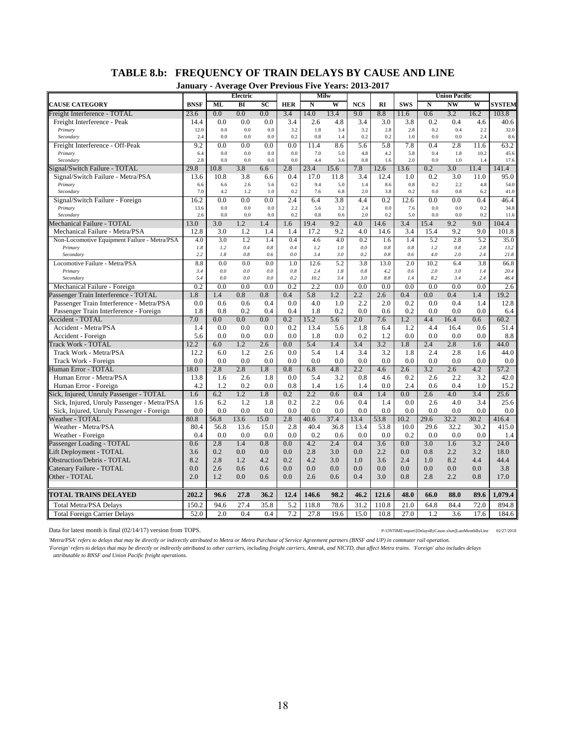## TABLE 8.b: FREQUENCY OF TRAIN DELAYS BY CAUSE AND LINE

**January - Average Over Previous Five Years: 2013-2017**

| | | Electric | | | | Milw | | | | | Union Pacific | | | |
|---|---|---|---|---|---|---|---|---|---|---|---|---|---|---|
| **CAUSE CATEGORY** | **BNSF** | **ML** | **BI** | **SC** | **HER** | **N** | **W** | **NCS** | **RI** | **SWS** | **N** | **NW** | **W** | **SYSTEM** |
| Freight Interference - TOTAL | 23.6 | 0.0 | 0.0 | 0.0 | 3.4 | 14.0 | 13.4 | 9.0 | 8.8 | 11.6 | 0.6 | 3.2 | 16.2 | 103.8 |
| Freight Interference - Peak | 14.4 | 0.0 | 0.0 | 0.0 | 3.4 | 2.6 | 4.8 | 3.4 | 3.0 | 3.8 | 0.2 | 0.4 | 4.6 | 40.6 |
| *Primary* | 12.0 | 0.0 | 0.0 | 0.0 | 3.2 | 1.8 | 3.4 | 3.2 | 2.8 | 2.8 | 0.2 | 0.4 | 2.2 | 32.0 |
| *Secondary* | 2.4 | 0.0 | 0.0 | 0.0 | 0.2 | 0.8 | 1.4 | 0.2 | 0.2 | 1.0 | 0.0 | 0.0 | 2.4 | 8.6 |
| Freight Interference - Off-Peak | 9.2 | 0.0 | 0.0 | 0.0 | 0.0 | 11.4 | 8.6 | 5.6 | 5.8 | 7.8 | 0.4 | 2.8 | 11.6 | 63.2 |
| *Primary* | 6.4 | 0.0 | 0.0 | 0.0 | 0.0 | 7.0 | 5.0 | 4.8 | 4.2 | 5.8 | 0.4 | 1.8 | 10.2 | 45.6 |
| *Secondary* | 2.8 | 0.0 | 0.0 | 0.0 | 0.0 | 4.4 | 3.6 | 0.8 | 1.6 | 2.0 | 0.0 | 1.0 | 1.4 | 17.6 |
| Signal/Switch Failure - TOTAL | 29.8 | 10.8 | 3.8 | 6.6 | 2.8 | 23.4 | 15.6 | 7.8 | 12.6 | 13.6 | 0.2 | 3.0 | 11.4 | 141.4 |
| Signal/Switch Failure - Metra/PSA | 13.6 | 10.8 | 3.8 | 6.6 | 0.4 | 17.0 | 11.8 | 3.4 | 12.4 | 1.0 | 0.2 | 3.0 | 11.0 | 95.0 |
| *Primary* | 6.6 | 6.6 | 2.6 | 5.6 | 0.2 | 9.4 | 5.0 | 1.4 | 8.6 | 0.8 | 0.2 | 2.2 | 4.8 | 54.0 |
| *Secondary* | 7.0 | 4.2 | 1.2 | 1.0 | 0.2 | 7.6 | 6.8 | 2.0 | 3.8 | 0.2 | 0.0 | 0.8 | 6.2 | 41.0 |
| Signal/Switch Failure - Foreign | 16.2 | 0.0 | 0.0 | 0.0 | 2.4 | 6.4 | 3.8 | 4.4 | 0.2 | 12.6 | 0.0 | 0.0 | 0.4 | 46.4 |
| *Primary* | 13.6 | 0.0 | 0.0 | 0.0 | 2.2 | 5.6 | 3.2 | 2.4 | 0.0 | 7.6 | 0.0 | 0.0 | 0.2 | 34.8 |
| *Secondary* | 2.6 | 0.0 | 0.0 | 0.0 | 0.2 | 0.8 | 0.6 | 2.0 | 0.2 | 5.0 | 0.0 | 0.0 | 0.2 | 11.6 |
| Mechanical Failure - TOTAL | 13.0 | 3.0 | 1.2 | 1.4 | 1.6 | 19.4 | 9.2 | 4.0 | 14.6 | 3.4 | 15.4 | 9.2 | 9.0 | 104.4 |
| Mechanical Failure - Metra/PSA | 12.8 | 3.0 | 1.2 | 1.4 | 1.4 | 17.2 | 9.2 | 4.0 | 14.6 | 3.4 | 15.4 | 9.2 | 9.0 | 101.8 |
| Non-Locomotive Equipment Failure - Metra/PSA | 4.0 | 3.0 | 1.2 | 1.4 | 0.4 | 4.6 | 4.0 | 0.2 | 1.6 | 1.4 | 5.2 | 2.8 | 5.2 | 35.0 |
| *Primary* | *1.8* | *1.2* | *0.4* | *0.8* | *0.4* | *1.2* | *1.0* | *0.0* | *0.8* | *0.8* | *1.2* | *0.8* | *2.8* | *13.2* |
| *Secondary* | *2.2* | *1.8* | *0.8* | *0.6* | *0.0* | *3.4* | *3.0* | *0.2* | *0.8* | *0.6* | *4.0* | *2.0* | *2.4* | *21.8* |
| Locomotive Failure - Metra/PSA | 8.8 | 0.0 | 0.0 | 0.0 | 1.0 | 12.6 | 5.2 | 3.8 | 13.0 | 2.0 | 10.2 | 6.4 | 3.8 | 66.8 |
| *Primary* | *3.4* | *0.0* | *0.0* | *0.0* | *0.8* | *2.4* | *1.8* | *0.8* | *4.2* | *0.6* | *2.0* | *3.0* | *1.4* | *20.4* |
| *Secondary* | *5.4* | *0.0* | *0.0* | *0.0* | *0.2* | *10.2* | *3.4* | *3.0* | *8.8* | *1.4* | *8.2* | *3.4* | *2.4* | *46.4* |
| Mechanical Failure - Foreign | 0.2 | 0.0 | 0.0 | 0.0 | 0.2 | 2.2 | 0.0 | 0.0 | 0.0 | 0.0 | 0.0 | 0.0 | 0.0 | 2.6 |
| Passenger Train Interference - TOTAL | 1.8 | 1.4 | 0.8 | 0.8 | 0.4 | 5.8 | 1.2 | 2.2 | 2.6 | 0.4 | 0.0 | 0.4 | 1.4 | 19.2 |
| Passenger Train Interference - Metra/PSA | 0.0 | 0.6 | 0.6 | 0.4 | 0.0 | 4.0 | 1.0 | 2.2 | 2.0 | 0.2 | 0.0 | 0.4 | 1.4 | 12.8 |
| Passenger Train Interference - Foreign | 1.8 | 0.8 | 0.2 | 0.4 | 0.4 | 1.8 | 0.2 | 0.0 | 0.6 | 0.2 | 0.0 | 0.0 | 0.0 | 6.4 |
| Accident - TOTAL | 7.0 | 0.0 | 0.0 | 0.0 | 0.2 | 15.2 | 5.6 | 2.0 | 7.6 | 1.2 | 4.4 | 16.4 | 0.6 | 60.2 |
| Accident - Metra/PSA | 1.4 | 0.0 | 0.0 | 0.0 | 0.2 | 13.4 | 5.6 | 1.8 | 6.4 | 1.2 | 4.4 | 16.4 | 0.6 | 51.4 |
| Accident - Foreign | 5.6 | 0.0 | 0.0 | 0.0 | 0.0 | 1.8 | 0.0 | 0.2 | 1.2 | 0.0 | 0.0 | 0.0 | 0.0 | 8.8 |
| Track Work - TOTAL | 12.2 | 6.0 | 1.2 | 2.6 | 0.0 | 5.4 | 1.4 | 3.4 | 3.2 | 1.8 | 2.4 | 2.8 | 1.6 | 44.0 |
| Track Work - Metra/PSA | 12.2 | 6.0 | 1.2 | 2.6 | 0.0 | 5.4 | 1.4 | 3.4 | 3.2 | 1.8 | 2.4 | 2.8 | 1.6 | 44.0 |
| Track Work - Foreign | 0.0 | 0.0 | 0.0 | 0.0 | 0.0 | 0.0 | 0.0 | 0.0 | 0.0 | 0.0 | 0.0 | 0.0 | 0.0 | 0.0 |
| Human Error - TOTAL | 18.0 | 2.8 | 2.8 | 1.8 | 0.8 | 6.8 | 4.8 | 2.2 | 4.6 | 2.6 | 3.2 | 2.6 | 4.2 | 57.2 |
| Human Error - Metra/PSA | 13.8 | 1.6 | 2.6 | 1.8 | 0.0 | 5.4 | 3.2 | 0.8 | 4.6 | 0.2 | 2.6 | 2.2 | 3.2 | 42.0 |
| Human Error - Foreign | 4.2 | 1.2 | 0.2 | 0.0 | 0.8 | 1.4 | 1.6 | 1.4 | 0.0 | 2.4 | 0.6 | 0.4 | 1.0 | 15.2 |
| Sick, Injured, Unruly Passenger - TOTAL | 1.6 | 6.2 | 1.2 | 1.8 | 0.2 | 2.2 | 0.6 | 0.4 | 1.4 | 0.0 | 2.6 | 4.0 | 3.4 | 25.6 |
| Sick, Injured, Unruly Passenger - Metra/PSA | 1.6 | 6.2 | 1.2 | 1.8 | 0.2 | 2.2 | 0.6 | 0.4 | 1.4 | 0.0 | 2.6 | 4.0 | 3.4 | 25.6 |
| Sick, Injured, Unruly Passenger - Foreign | 0.0 | 0.0 | 0.0 | 0.0 | 0.0 | 0.0 | 0.0 | 0.0 | 0.0 | 0.0 | 0.0 | 0.0 | 0.0 | 0.0 |
| Weather - TOTAL | 80.8 | 56.8 | 13.6 | 15.0 | 2.8 | 40.6 | 37.4 | 13.4 | 53.8 | 10.2 | 29.6 | 32.2 | 30.2 | 416.4 |
| Weather - Metra/PSA | 80.4 | 56.8 | 13.6 | 15.0 | 2.8 | 40.4 | 36.8 | 13.4 | 53.8 | 10.0 | 29.6 | 32.2 | 30.2 | 415.0 |
| Weather - Foreign | 0.4 | 0.0 | 0.0 | 0.0 | 0.0 | 0.2 | 0.6 | 0.0 | 0.0 | 0.2 | 0.0 | 0.0 | 0.0 | 1.4 |
| Passenger Loading - TOTAL | 0.6 | 2.8 | 1.4 | 0.8 | 0.0 | 4.2 | 2.4 | 0.4 | 3.6 | 0.0 | 3.0 | 1.6 | 3.2 | 24.0 |
| Lift Deployment - TOTAL | 3.6 | 0.2 | 0.0 | 0.0 | 0.0 | 2.8 | 3.0 | 0.0 | 2.2 | 0.0 | 0.8 | 2.2 | 3.2 | 18.0 |
| Obstruction/Debris - TOTAL | 8.2 | 2.8 | 1.2 | 4.2 | 0.2 | 4.2 | 3.0 | 1.0 | 3.6 | 2.4 | 1.0 | 8.2 | 4.4 | 44.4 |
| Catenary Failure - TOTAL | 0.0 | 2.6 | 0.6 | 0.6 | 0.0 | 0.0 | 0.0 | 0.0 | 0.0 | 0.0 | 0.0 | 0.0 | 0.0 | 3.8 |
| Other - TOTAL | 2.0 | 1.2 | 0.0 | 0.6 | 0.0 | 2.6 | 0.6 | 0.4 | 3.0 | 0.8 | 2.8 | 2.2 | 0.8 | 17.0 |
| **TOTAL TRAINS DELAYED** | **202.2** | **96.6** | **27.8** | **36.2** | **12.4** | **146.6** | **98.2** | **46.2** | **121.6** | **48.0** | **66.0** | **88.0** | **89.6** | **1,079.4** |
| Total Metra/PSA Delays | 150.2 | 94.6 | 27.4 | 35.8 | 5.2 | 118.8 | 78.6 | 31.2 | 110.8 | 21.0 | 64.8 | 84.4 | 72.0 | 894.8 |
| Total Foreign Carrier Delays | 52.0 | 2.0 | 0.4 | 0.4 | 7.2 | 27.8 | 19.6 | 15.0 | 10.8 | 27.0 | 1.2 | 3.6 | 17.6 | 184.6 |

Data for latest month is final (02/14/17) version from TOPS. P:\ONTIME\report\[DelaysByCause.xlsm]LastMonthByLine 02/27/2018

*'Metra/PSA' refers to delays that may be directly or indirectly attributed to Metra or Metra Purchase of Service Agreement partners (BNSF and UP) in commuter rail operation.*

*'Foreign' refers to delays that may be directly or indirectly attributed to other carriers, including freight carriers, Amtrak, and NICTD, that affect Metra trains. 'Foreign' also includes delays attributable to BNSF and Union Pacific freight operations.*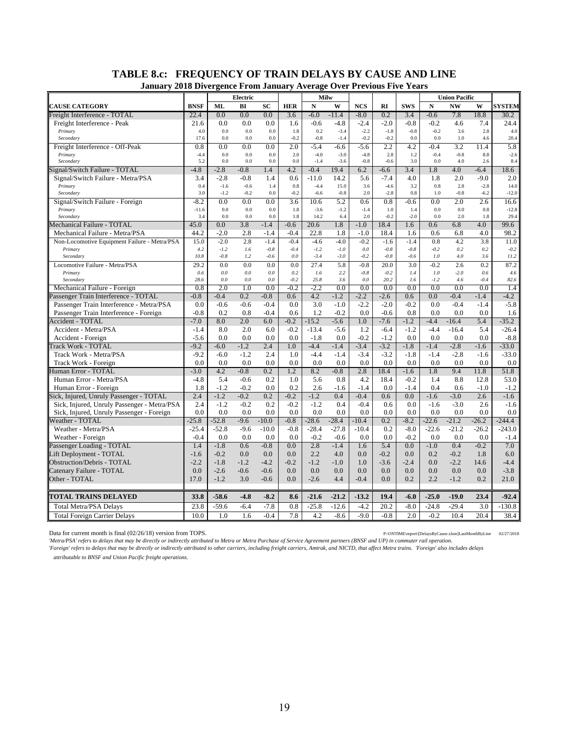# TABLE 8.c: FREQUENCY OF TRAIN DELAYS BY CAUSE AND LINE

**January 2018 Divergence From January Average Over Previous Five Years**

| | | Electric | | | | Milw | | | | | Union Pacific | | | |
|---|---|---|---|---|---|---|---|---|---|---|---|---|---|---|
| **CAUSE CATEGORY** | **BNSF** | **ML** | **BI** | **SC** | **HER** | **N** | **W** | **NCS** | **RI** | **SWS** | **N** | **NW** | **W** | **SYSTEM** |
| Freight Interference - TOTAL | 22.4 | 0.0 | 0.0 | 0.0 | 3.6 | -6.0 | -11.4 | -8.0 | 0.2 | 3.4 | -0.6 | 7.8 | 18.8 | 30.2 |
| Freight Interference - Peak | 21.6 | 0.0 | 0.0 | 0.0 | 1.6 | -0.6 | -4.8 | -2.4 | -2.0 | -0.8 | -0.2 | 4.6 | 7.4 | 24.4 |
| *Primary* | 4.0 | 0.0 | 0.0 | 0.0 | 1.8 | 0.2 | -3.4 | -2.2 | -1.8 | -0.8 | -0.2 | 3.6 | 2.8 | 4.0 |
| *Secondary* | 17.6 | 0.0 | 0.0 | 0.0 | -0.2 | -0.8 | -1.4 | -0.2 | -0.2 | 0.0 | 0.0 | 1.0 | 4.6 | 20.4 |
| Freight Interference - Off-Peak | 0.8 | 0.0 | 0.0 | 0.0 | 2.0 | -5.4 | -6.6 | -5.6 | 2.2 | 4.2 | -0.4 | 3.2 | 11.4 | 5.8 |
| *Primary* | -4.4 | 0.0 | 0.0 | 0.0 | 2.0 | -4.0 | -3.0 | -4.8 | 2.8 | 1.2 | -0.4 | -0.8 | 8.8 | -2.6 |
| *Secondary* | 5.2 | 0.0 | 0.0 | 0.0 | 0.0 | -1.4 | -3.6 | -0.8 | -0.6 | 3.0 | 0.0 | 4.0 | 2.6 | 8.4 |
| Signal/Switch Failure - TOTAL | -4.8 | -2.8 | -0.8 | 1.4 | 4.2 | -0.4 | 19.4 | 6.2 | -6.6 | 3.4 | 1.8 | 4.0 | -6.4 | 18.6 |
| Signal/Switch Failure - Metra/PSA | 3.4 | -2.8 | -0.8 | 1.4 | 0.6 | -11.0 | 14.2 | 5.6 | -7.4 | 4.0 | 1.8 | 2.0 | -9.0 | 2.0 |
| *Primary* | 0.4 | -1.6 | -0.6 | 1.4 | 0.8 | -4.4 | 15.0 | 3.6 | -4.6 | 3.2 | 0.8 | 2.8 | -2.8 | 14.0 |
| *Secondary* | 3.0 | -1.2 | -0.2 | 0.0 | -0.2 | -6.6 | -0.8 | 2.0 | -2.8 | 0.8 | 1.0 | -0.8 | -6.2 | -12.0 |
| Signal/Switch Failure - Foreign | -8.2 | 0.0 | 0.0 | 0.0 | 3.6 | 10.6 | 5.2 | 0.6 | 0.8 | -0.6 | 0.0 | 2.0 | 2.6 | 16.6 |
| *Primary* | -11.6 | 0.0 | 0.0 | 0.0 | 1.8 | -3.6 | -1.2 | -1.4 | 1.0 | 1.4 | 0.0 | 0.0 | 0.8 | -12.8 |
| *Secondary* | 3.4 | 0.0 | 0.0 | 0.0 | 1.8 | 14.2 | 6.4 | 2.0 | -0.2 | -2.0 | 0.0 | 2.0 | 1.8 | 29.4 |
| Mechanical Failure - TOTAL | 45.0 | 0.0 | 3.8 | -1.4 | -0.6 | 20.6 | 1.8 | -1.0 | 18.4 | 1.6 | 0.6 | 6.8 | 4.0 | 99.6 |
| Mechanical Failure - Metra/PSA | 44.2 | -2.0 | 2.8 | -1.4 | -0.4 | 22.8 | 1.8 | -1.0 | 18.4 | 1.6 | 0.6 | 6.8 | 4.0 | 98.2 |
| Non-Locomotive Equipment Failure - Metra/PSA | 15.0 | -2.0 | 2.8 | -1.4 | -0.4 | -4.6 | -4.0 | -0.2 | -1.6 | -1.4 | 0.8 | 4.2 | 3.8 | 11.0 |
| *Primary* | *4.2* | *-1.2* | *1.6* | *-0.8* | *-0.4* | *-1.2* | *-1.0* | *0.0* | *-0.8* | *-0.8* | *-0.2* | *0.2* | *0.2* | *-0.2* |
| *Secondary* | *10.8* | *-0.8* | *1.2* | *-0.6* | *0.0* | *-3.4* | *-3.0* | *-0.2* | *-0.8* | *-0.6* | *1.0* | *4.0* | *3.6* | *11.2* |
| Locomotive Failure - Metra/PSA | 29.2 | 0.0 | 0.0 | 0.0 | 0.0 | 27.4 | 5.8 | -0.8 | 20.0 | 3.0 | -0.2 | 2.6 | 0.2 | 87.2 |
| *Primary* | *0.6* | *0.0* | *0.0* | *0.0* | *0.2* | *1.6* | *2.2* | *-0.8* | *-0.2* | *1.4* | *1.0* | *-2.0* | *0.6* | *4.6* |
| *Secondary* | *28.6* | *0.0* | *0.0* | *0.0* | *-0.2* | *25.8* | *3.6* | *0.0* | *20.2* | *1.6* | *-1.2* | *4.6* | *-0.4* | *82.6* |
| Mechanical Failure - Foreign | 0.8 | 2.0 | 1.0 | 0.0 | -0.2 | -2.2 | 0.0 | 0.0 | 0.0 | 0.0 | 0.0 | 0.0 | 0.0 | 1.4 |
| Passenger Train Interference - TOTAL | -0.8 | -0.4 | 0.2 | -0.8 | 0.6 | 4.2 | -1.2 | -2.2 | -2.6 | 0.6 | 0.0 | -0.4 | -1.4 | -4.2 |
| Passenger Train Interference - Metra/PSA | 0.0 | -0.6 | -0.6 | -0.4 | 0.0 | 3.0 | -1.0 | -2.2 | -2.0 | -0.2 | 0.0 | -0.4 | -1.4 | -5.8 |
| Passenger Train Interference - Foreign | -0.8 | 0.2 | 0.8 | -0.4 | 0.6 | 1.2 | -0.2 | 0.0 | -0.6 | 0.8 | 0.0 | 0.0 | 0.0 | 1.6 |
| Accident - TOTAL | -7.0 | 8.0 | 2.0 | 6.0 | -0.2 | -15.2 | -5.6 | 1.0 | -7.6 | -1.2 | -4.4 | -16.4 | 5.4 | -35.2 |
| Accident - Metra/PSA | -1.4 | 8.0 | 2.0 | 6.0 | -0.2 | -13.4 | -5.6 | 1.2 | -6.4 | -1.2 | -4.4 | -16.4 | 5.4 | -26.4 |
| Accident - Foreign | -5.6 | 0.0 | 0.0 | 0.0 | 0.0 | -1.8 | 0.0 | -0.2 | -1.2 | 0.0 | 0.0 | 0.0 | 0.0 | -8.8 |
| Track Work - TOTAL | -9.2 | -6.0 | -1.2 | 2.4 | 1.0 | -4.4 | -1.4 | -3.4 | -3.2 | -1.8 | -1.4 | -2.8 | -1.6 | -33.0 |
| Track Work - Metra/PSA | -9.2 | -6.0 | -1.2 | 2.4 | 1.0 | -4.4 | -1.4 | -3.4 | -3.2 | -1.8 | -1.4 | -2.8 | -1.6 | -33.0 |
| Track Work - Foreign | 0.0 | 0.0 | 0.0 | 0.0 | 0.0 | 0.0 | 0.0 | 0.0 | 0.0 | 0.0 | 0.0 | 0.0 | 0.0 | 0.0 |
| Human Error - TOTAL | -3.0 | 4.2 | -0.8 | 0.2 | 1.2 | 8.2 | -0.8 | 2.8 | 18.4 | -1.6 | 1.8 | 9.4 | 11.8 | 51.8 |
| Human Error - Metra/PSA | -4.8 | 5.4 | -0.6 | 0.2 | 1.0 | 5.6 | 0.8 | 4.2 | 18.4 | -0.2 | 1.4 | 8.8 | 12.8 | 53.0 |
| Human Error - Foreign | 1.8 | -1.2 | -0.2 | 0.0 | 0.2 | 2.6 | -1.6 | -1.4 | 0.0 | -1.4 | 0.4 | 0.6 | -1.0 | -1.2 |
| Sick, Injured, Unruly Passenger - TOTAL | 2.4 | -1.2 | -0.2 | 0.2 | -0.2 | -1.2 | 0.4 | -0.4 | 0.6 | 0.0 | -1.6 | -3.0 | 2.6 | -1.6 |
| Sick, Injured, Unruly Passenger - Metra/PSA | 2.4 | -1.2 | -0.2 | 0.2 | -0.2 | -1.2 | 0.4 | -0.4 | 0.6 | 0.0 | -1.6 | -3.0 | 2.6 | -1.6 |
| Sick, Injured, Unruly Passenger - Foreign | 0.0 | 0.0 | 0.0 | 0.0 | 0.0 | 0.0 | 0.0 | 0.0 | 0.0 | 0.0 | 0.0 | 0.0 | 0.0 | 0.0 |
| Weather - TOTAL | -25.8 | -52.8 | -9.6 | -10.0 | -0.8 | -28.6 | -28.4 | -10.4 | 0.2 | -8.2 | -22.6 | -21.2 | -26.2 | -244.4 |
| Weather - Metra/PSA | -25.4 | -52.8 | -9.6 | -10.0 | -0.8 | -28.4 | -27.8 | -10.4 | 0.2 | -8.0 | -22.6 | -21.2 | -26.2 | -243.0 |
| Weather - Foreign | -0.4 | 0.0 | 0.0 | 0.0 | 0.0 | -0.2 | -0.6 | 0.0 | 0.0 | -0.2 | 0.0 | 0.0 | 0.0 | -1.4 |
| Passenger Loading - TOTAL | 1.4 | -1.8 | 0.6 | -0.8 | 0.0 | 2.8 | -1.4 | 1.6 | 5.4 | 0.0 | -1.0 | 0.4 | -0.2 | 7.0 |
| Lift Deployment - TOTAL | -1.6 | -0.2 | 0.0 | 0.0 | 0.0 | 2.2 | 4.0 | 0.0 | -0.2 | 0.0 | 0.2 | -0.2 | 1.8 | 6.0 |
| Obstruction/Debris - TOTAL | -2.2 | -1.8 | -1.2 | -4.2 | -0.2 | -1.2 | -1.0 | 1.0 | -3.6 | -2.4 | 0.0 | -2.2 | 14.6 | -4.4 |
| Catenary Failure - TOTAL | 0.0 | -2.6 | -0.6 | -0.6 | 0.0 | 0.0 | 0.0 | 0.0 | 0.0 | 0.0 | 0.0 | 0.0 | 0.0 | -3.8 |
| Other - TOTAL | 17.0 | -1.2 | 3.0 | -0.6 | 0.0 | -2.6 | 4.4 | -0.4 | 0.0 | 0.2 | 2.2 | -1.2 | 0.2 | 21.0 |
| **TOTAL TRAINS DELAYED** | **33.8** | **-58.6** | **-4.8** | **-8.2** | **8.6** | **-21.6** | **-21.2** | **-13.2** | **19.4** | **-6.0** | **-25.0** | **-19.0** | **23.4** | **-92.4** |
| Total Metra/PSA Delays | 23.8 | -59.6 | -6.4 | -7.8 | 0.8 | -25.8 | -12.6 | -4.2 | 20.2 | -8.0 | -24.8 | -29.4 | 3.0 | -130.8 |
| Total Foreign Carrier Delays | 10.0 | 1.0 | 1.6 | -0.4 | 7.8 | 4.2 | -8.6 | -9.0 | -0.8 | 2.0 | -0.2 | 10.4 | 20.4 | 38.4 |

Data for current month is final (02/26/18) version from TOPS. P:\ONTIME\report\[DelaysByCause.xlsm]LastMonthByLine 02/27/2018

*'Metra/PSA' refers to delays that may be directly or indirectly attributed to Metra or Metra Purchase of Service Agreement partners (BNSF and UP) in commuter rail operation.*

*'Foreign' refers to delays that may be directly or indirectly attributed to other carriers, including freight carriers, Amtrak, and NICTD, that affect Metra trains. 'Foreign' also includes delays attributable to BNSF and Union Pacific freight operations.*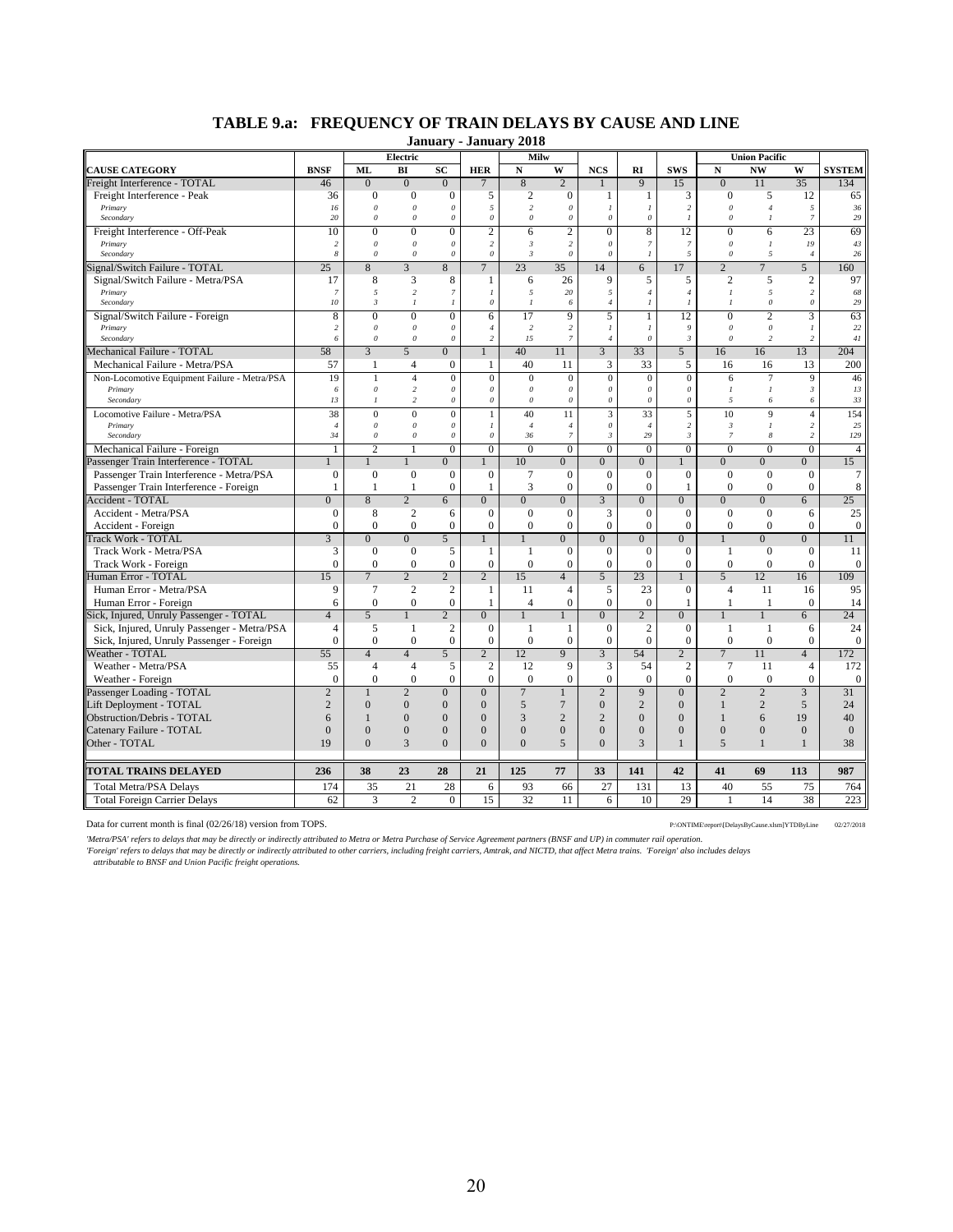## TABLE 9.a: FREQUENCY OF TRAIN DELAYS BY CAUSE AND LINE

### January - January 2018

| CAUSE CATEGORY | BNSF | Electric ML | Electric BI | Electric SC | HER | Milw N | Milw W | NCS | RI | SWS | Union Pacific N | Union Pacific NW | Union Pacific W | SYSTEM |
|---|---|---|---|---|---|---|---|---|---|---|---|---|---|---|
| Freight Interference - TOTAL | 46 | 0 | 0 | 0 | 7 | 8 | 2 | 1 | 9 | 15 | 0 | 11 | 35 | 134 |
| Freight Interference - Peak | 36 | 0 | 0 | 0 | 5 | 2 | 0 | 1 | 1 | 3 | 0 | 5 | 12 | 65 |
| *Primary* | *16* | *0* | *0* | *0* | *5* | *2* | *0* | *1* | *1* | *2* | *0* | *4* | *5* | *36* |
| *Secondary* | *20* | *0* | *0* | *0* | *0* | *0* | *0* | *0* | *0* | *1* | *0* | *1* | *7* | *29* |
| Freight Interference - Off-Peak | 10 | 0 | 0 | 0 | 2 | 6 | 2 | 0 | 8 | 12 | 0 | 6 | 23 | 69 |
| *Primary* | *2* | *0* | *0* | *0* | *2* | *3* | *2* | *0* | *7* | *7* | *0* | *1* | *19* | *43* |
| *Secondary* | *8* | *0* | *0* | *0* | *0* | *3* | *0* | *0* | *1* | *5* | *0* | *5* | *4* | *26* |
| Signal/Switch Failure - TOTAL | 25 | 8 | 3 | 8 | 7 | 23 | 35 | 14 | 6 | 17 | 2 | 7 | 5 | 160 |
| Signal/Switch Failure - Metra/PSA | 17 | 8 | 3 | 8 | 1 | 6 | 26 | 9 | 5 | 5 | 2 | 5 | 2 | 97 |
| *Primary* | *7* | *5* | *2* | *7* | *1* | *5* | *20* | *5* | *4* | *4* | *1* | *5* | *2* | *68* |
| *Secondary* | *10* | *3* | *1* | *1* | *0* | *1* | *6* | *4* | *1* | *1* | *1* | *0* | *0* | *29* |
| Signal/Switch Failure - Foreign | 8 | 0 | 0 | 0 | 6 | 17 | 9 | 5 | 1 | 12 | 0 | 2 | 3 | 63 |
| *Primary* | *2* | *0* | *0* | *0* | *4* | *2* | *2* | *1* | *1* | *9* | *0* | *0* | *1* | *22* |
| *Secondary* | *6* | *0* | *0* | *0* | *2* | *15* | *7* | *4* | *0* | *3* | *0* | *2* | *2* | *41* |
| Mechanical Failure - TOTAL | 58 | 3 | 5 | 0 | 1 | 40 | 11 | 3 | 33 | 5 | 16 | 16 | 13 | 204 |
| Mechanical Failure - Metra/PSA | 57 | 1 | 4 | 0 | 1 | 40 | 11 | 3 | 33 | 5 | 16 | 16 | 13 | 200 |
| Non-Locomotive Equipment Failure - Metra/PSA | 19 | 1 | 4 | 0 | 0 | 0 | 0 | 0 | 0 | 0 | 6 | 7 | 9 | 46 |
| *Primary* | *6* | *0* | *2* | *0* | *0* | *0* | *0* | *0* | *0* | *0* | *1* | *1* | *3* | *13* |
| *Secondary* | *13* | *1* | *2* | *0* | *0* | *0* | *0* | *0* | *0* | *0* | *5* | *6* | *6* | *33* |
| Locomotive Failure - Metra/PSA | 38 | 0 | 0 | 0 | 1 | 40 | 11 | 3 | 33 | 5 | 10 | 9 | 4 | 154 |
| *Primary* | *4* | *0* | *0* | *0* | *1* | *4* | *4* | *0* | *4* | *2* | *3* | *1* | *2* | *25* |
| *Secondary* | *34* | *0* | *0* | *0* | *0* | *36* | *7* | *3* | *29* | *3* | *7* | *8* | *2* | *129* |
| Mechanical Failure - Foreign | 1 | 2 | 1 | 0 | 0 | 0 | 0 | 0 | 0 | 0 | 0 | 0 | 0 | 4 |
| Passenger Train Interference - TOTAL | 1 | 1 | 1 | 0 | 1 | 10 | 0 | 0 | 0 | 1 | 0 | 0 | 0 | 15 |
| Passenger Train Interference - Metra/PSA | 0 | 0 | 0 | 0 | 0 | 7 | 0 | 0 | 0 | 0 | 0 | 0 | 0 | 7 |
| Passenger Train Interference - Foreign | 1 | 1 | 1 | 0 | 1 | 3 | 0 | 0 | 0 | 1 | 0 | 0 | 0 | 8 |
| Accident - TOTAL | 0 | 8 | 2 | 6 | 0 | 0 | 0 | 3 | 0 | 0 | 0 | 0 | 6 | 25 |
| Accident - Metra/PSA | 0 | 8 | 2 | 6 | 0 | 0 | 0 | 3 | 0 | 0 | 0 | 0 | 6 | 25 |
| Accident - Foreign | 0 | 0 | 0 | 0 | 0 | 0 | 0 | 0 | 0 | 0 | 0 | 0 | 0 | 0 |
| Track Work - TOTAL | 3 | 0 | 0 | 5 | 1 | 1 | 0 | 0 | 0 | 0 | 1 | 0 | 0 | 11 |
| Track Work - Metra/PSA | 3 | 0 | 0 | 5 | 1 | 1 | 0 | 0 | 0 | 0 | 1 | 0 | 0 | 11 |
| Track Work - Foreign | 0 | 0 | 0 | 0 | 0 | 0 | 0 | 0 | 0 | 0 | 0 | 0 | 0 | 0 |
| Human Error - TOTAL | 15 | 7 | 2 | 2 | 2 | 15 | 4 | 5 | 23 | 1 | 5 | 12 | 16 | 109 |
| Human Error - Metra/PSA | 9 | 7 | 2 | 2 | 1 | 11 | 4 | 5 | 23 | 0 | 4 | 11 | 16 | 95 |
| Human Error - Foreign | 6 | 0 | 0 | 0 | 1 | 4 | 0 | 0 | 0 | 1 | 1 | 1 | 0 | 14 |
| Sick, Injured, Unruly Passenger - TOTAL | 4 | 5 | 1 | 2 | 0 | 1 | 1 | 0 | 2 | 0 | 1 | 1 | 6 | 24 |
| Sick, Injured, Unruly Passenger - Metra/PSA | 4 | 5 | 1 | 2 | 0 | 1 | 1 | 0 | 2 | 0 | 1 | 1 | 6 | 24 |
| Sick, Injured, Unruly Passenger - Foreign | 0 | 0 | 0 | 0 | 0 | 0 | 0 | 0 | 0 | 0 | 0 | 0 | 0 | 0 |
| Weather - TOTAL | 55 | 4 | 4 | 5 | 2 | 12 | 9 | 3 | 54 | 2 | 7 | 11 | 4 | 172 |
| Weather - Metra/PSA | 55 | 4 | 4 | 5 | 2 | 12 | 9 | 3 | 54 | 2 | 7 | 11 | 4 | 172 |
| Weather - Foreign | 0 | 0 | 0 | 0 | 0 | 0 | 0 | 0 | 0 | 0 | 0 | 0 | 0 | 0 |
| Passenger Loading - TOTAL | 2 | 1 | 2 | 0 | 0 | 7 | 1 | 2 | 9 | 0 | 2 | 2 | 3 | 31 |
| Lift Deployment - TOTAL | 2 | 0 | 0 | 0 | 0 | 5 | 7 | 0 | 2 | 0 | 1 | 2 | 5 | 24 |
| Obstruction/Debris - TOTAL | 6 | 1 | 0 | 0 | 0 | 3 | 2 | 2 | 0 | 0 | 1 | 6 | 19 | 40 |
| Catenary Failure - TOTAL | 0 | 0 | 0 | 0 | 0 | 0 | 0 | 0 | 0 | 0 | 0 | 0 | 0 | 0 |
| Other - TOTAL | 19 | 0 | 3 | 0 | 0 | 0 | 5 | 0 | 3 | 1 | 5 | 1 | 1 | 38 |
| **TOTAL TRAINS DELAYED** | **236** | **38** | **23** | **28** | **21** | **125** | **77** | **33** | **141** | **42** | **41** | **69** | **113** | **987** |
| Total Metra/PSA Delays | 174 | 35 | 21 | 28 | 6 | 93 | 66 | 27 | 131 | 13 | 40 | 55 | 75 | 764 |
| Total Foreign Carrier Delays | 62 | 3 | 2 | 0 | 15 | 32 | 11 | 6 | 10 | 29 | 1 | 14 | 38 | 223 |

Data for current month is final (02/26/18) version from TOPS.

P:\ONTIME\report\[DelaysByCause.xlsm]YTDByLine 02/27/2018

*'Metra/PSA' refers to delays that may be directly or indirectly attributed to Metra or Metra Purchase of Service Agreement partners (BNSF and UP) in commuter rail operation.*

*'Foreign' refers to delays that may be directly or indirectly attributed to other carriers, including freight carriers, Amtrak, and NICTD, that affect Metra trains. 'Foreign' also includes delays attributable to BNSF and Union Pacific freight operations.*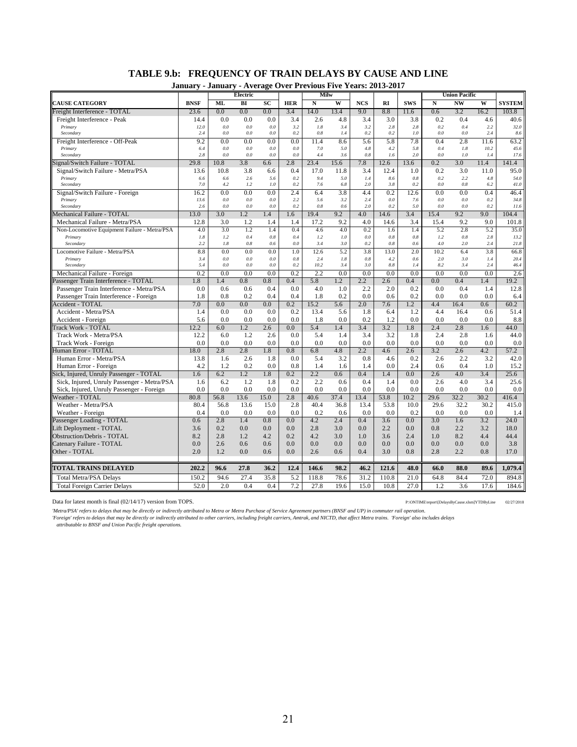## TABLE 9.b: FREQUENCY OF TRAIN DELAYS BY CAUSE AND LINE

**January - January - Average Over Previous Five Years: 2013-2017**

| | | Electric | | | | Milw | | | | | Union Pacific | | | |
|---|---|---|---|---|---|---|---|---|---|---|---|---|---|---|
| **CAUSE CATEGORY** | **BNSF** | **ML** | **BI** | **SC** | **HER** | **N** | **W** | **NCS** | **RI** | **SWS** | **N** | **NW** | **W** | **SYSTEM** |
| Freight Interference - TOTAL | 23.6 | 0.0 | 0.0 | 0.0 | 3.4 | 14.0 | 13.4 | 9.0 | 8.8 | 11.6 | 0.6 | 3.2 | 16.2 | 103.8 |
| Freight Interference - Peak | 14.4 | 0.0 | 0.0 | 0.0 | 3.4 | 2.6 | 4.8 | 3.4 | 3.0 | 3.8 | 0.2 | 0.4 | 4.6 | 40.6 |
| *Primary* | *12.0* | *0.0* | *0.0* | *0.0* | *3.2* | *1.8* | *3.4* | *3.2* | *2.8* | *2.8* | *0.2* | *0.4* | *2.2* | *32.0* |
| *Secondary* | *2.4* | *0.0* | *0.0* | *0.0* | *0.2* | *0.8* | *1.4* | *0.2* | *0.2* | *1.0* | *0.0* | *0.0* | *2.4* | *8.6* |
| Freight Interference - Off-Peak | 9.2 | 0.0 | 0.0 | 0.0 | 0.0 | 11.4 | 8.6 | 5.6 | 5.8 | 7.8 | 0.4 | 2.8 | 11.6 | 63.2 |
| *Primary* | *6.4* | *0.0* | *0.0* | *0.0* | *0.0* | *7.0* | *5.0* | *4.8* | *4.2* | *5.8* | *0.4* | *1.8* | *10.2* | *45.6* |
| *Secondary* | *2.8* | *0.0* | *0.0* | *0.0* | *0.0* | *4.4* | *3.6* | *0.8* | *1.6* | *2.0* | *0.0* | *1.0* | *1.4* | *17.6* |
| Signal/Switch Failure - TOTAL | 29.8 | 10.8 | 3.8 | 6.6 | 2.8 | 23.4 | 15.6 | 7.8 | 12.6 | 13.6 | 0.2 | 3.0 | 11.4 | 141.4 |
| Signal/Switch Failure - Metra/PSA | 13.6 | 10.8 | 3.8 | 6.6 | 0.4 | 17.0 | 11.8 | 3.4 | 12.4 | 1.0 | 0.2 | 3.0 | 11.0 | 95.0 |
| *Primary* | *6.6* | *6.6* | *2.6* | *5.6* | *0.2* | *9.4* | *5.0* | *1.4* | *8.6* | *0.8* | *0.2* | *2.2* | *4.8* | *54.0* |
| *Secondary* | *7.0* | *4.2* | *1.2* | *1.0* | *0.2* | *7.6* | *6.8* | *2.0* | *3.8* | *0.2* | *0.0* | *0.8* | *6.2* | *41.0* |
| Signal/Switch Failure - Foreign | 16.2 | 0.0 | 0.0 | 0.0 | 2.4 | 6.4 | 3.8 | 4.4 | 0.2 | 12.6 | 0.0 | 0.0 | 0.4 | 46.4 |
| *Primary* | *13.6* | *0.0* | *0.0* | *0.0* | *2.2* | *5.6* | *3.2* | *2.4* | *0.0* | *7.6* | *0.0* | *0.0* | *0.2* | *34.8* |
| *Secondary* | *2.6* | *0.0* | *0.0* | *0.0* | *0.2* | *0.8* | *0.6* | *2.0* | *0.2* | *5.0* | *0.0* | *0.0* | *0.2* | *11.6* |
| Mechanical Failure - TOTAL | 13.0 | 3.0 | 1.2 | 1.4 | 1.6 | 19.4 | 9.2 | 4.0 | 14.6 | 3.4 | 15.4 | 9.2 | 9.0 | 104.4 |
| Mechanical Failure - Metra/PSA | 12.8 | 3.0 | 1.2 | 1.4 | 1.4 | 17.2 | 9.2 | 4.0 | 14.6 | 3.4 | 15.4 | 9.2 | 9.0 | 101.8 |
| Non-Locomotive Equipment Failure - Metra/PSA | 4.0 | 3.0 | 1.2 | 1.4 | 0.4 | 4.6 | 4.0 | 0.2 | 1.6 | 1.4 | 5.2 | 2.8 | 5.2 | 35.0 |
| *Primary* | *1.8* | *1.2* | *0.4* | *0.8* | *0.4* | *1.2* | *1.0* | *0.0* | *0.8* | *0.8* | *1.2* | *0.8* | *2.8* | *13.2* |
| *Secondary* | *2.2* | *1.8* | *0.8* | *0.6* | *0.0* | *3.4* | *3.0* | *0.2* | *0.8* | *0.6* | *4.0* | *2.0* | *2.4* | *21.8* |
| Locomotive Failure - Metra/PSA | 8.8 | 0.0 | 0.0 | 0.0 | 1.0 | 12.6 | 5.2 | 3.8 | 13.0 | 2.0 | 10.2 | 6.4 | 3.8 | 66.8 |
| *Primary* | *3.4* | *0.0* | *0.0* | *0.0* | *0.8* | *2.4* | *1.8* | *0.8* | *4.2* | *0.6* | *2.0* | *3.0* | *1.4* | *20.4* |
| *Secondary* | *5.4* | *0.0* | *0.0* | *0.0* | *0.2* | *10.2* | *3.4* | *3.0* | *8.8* | *1.4* | *8.2* | *3.4* | *2.4* | *46.4* |
| Mechanical Failure - Foreign | 0.2 | 0.0 | 0.0 | 0.0 | 0.2 | 2.2 | 0.0 | 0.0 | 0.0 | 0.0 | 0.0 | 0.0 | 0.0 | 2.6 |
| Passenger Train Interference - TOTAL | 1.8 | 1.4 | 0.8 | 0.8 | 0.4 | 5.8 | 1.2 | 2.2 | 2.6 | 0.4 | 0.0 | 0.4 | 1.4 | 19.2 |
| Passenger Train Interference - Metra/PSA | 0.0 | 0.6 | 0.6 | 0.4 | 0.0 | 4.0 | 1.0 | 2.2 | 2.0 | 0.2 | 0.0 | 0.4 | 1.4 | 12.8 |
| Passenger Train Interference - Foreign | 1.8 | 0.8 | 0.2 | 0.4 | 0.4 | 1.8 | 0.2 | 0.0 | 0.6 | 0.2 | 0.0 | 0.0 | 0.0 | 6.4 |
| Accident - TOTAL | 7.0 | 0.0 | 0.0 | 0.0 | 0.2 | 15.2 | 5.6 | 2.0 | 7.6 | 1.2 | 4.4 | 16.4 | 0.6 | 60.2 |
| Accident - Metra/PSA | 1.4 | 0.0 | 0.0 | 0.0 | 0.2 | 13.4 | 5.6 | 1.8 | 6.4 | 1.2 | 4.4 | 16.4 | 0.6 | 51.4 |
| Accident - Foreign | 5.6 | 0.0 | 0.0 | 0.0 | 0.0 | 1.8 | 0.0 | 0.2 | 1.2 | 0.0 | 0.0 | 0.0 | 0.0 | 8.8 |
| Track Work - TOTAL | 12.2 | 6.0 | 1.2 | 2.6 | 0.0 | 5.4 | 1.4 | 3.4 | 3.2 | 1.8 | 2.4 | 2.8 | 1.6 | 44.0 |
| Track Work - Metra/PSA | 12.2 | 6.0 | 1.2 | 2.6 | 0.0 | 5.4 | 1.4 | 3.4 | 3.2 | 1.8 | 2.4 | 2.8 | 1.6 | 44.0 |
| Track Work - Foreign | 0.0 | 0.0 | 0.0 | 0.0 | 0.0 | 0.0 | 0.0 | 0.0 | 0.0 | 0.0 | 0.0 | 0.0 | 0.0 | 0.0 |
| Human Error - TOTAL | 18.0 | 2.8 | 2.8 | 1.8 | 0.8 | 6.8 | 4.8 | 2.2 | 4.6 | 2.6 | 3.2 | 2.6 | 4.2 | 57.2 |
| Human Error - Metra/PSA | 13.8 | 1.6 | 2.6 | 1.8 | 0.0 | 5.4 | 3.2 | 0.8 | 4.6 | 0.2 | 2.6 | 2.2 | 3.2 | 42.0 |
| Human Error - Foreign | 4.2 | 1.2 | 0.2 | 0.0 | 0.8 | 1.4 | 1.6 | 1.4 | 0.0 | 2.4 | 0.6 | 0.4 | 1.0 | 15.2 |
| Sick, Injured, Unruly Passenger - TOTAL | 1.6 | 6.2 | 1.2 | 1.8 | 0.2 | 2.2 | 0.6 | 0.4 | 1.4 | 0.0 | 2.6 | 4.0 | 3.4 | 25.6 |
| Sick, Injured, Unruly Passenger - Metra/PSA | 1.6 | 6.2 | 1.2 | 1.8 | 0.2 | 2.2 | 0.6 | 0.4 | 1.4 | 0.0 | 2.6 | 4.0 | 3.4 | 25.6 |
| Sick, Injured, Unruly Passenger - Foreign | 0.0 | 0.0 | 0.0 | 0.0 | 0.0 | 0.0 | 0.0 | 0.0 | 0.0 | 0.0 | 0.0 | 0.0 | 0.0 | 0.0 |
| Weather - TOTAL | 80.8 | 56.8 | 13.6 | 15.0 | 2.8 | 40.6 | 37.4 | 13.4 | 53.8 | 10.2 | 29.6 | 32.2 | 30.2 | 416.4 |
| Weather - Metra/PSA | 80.4 | 56.8 | 13.6 | 15.0 | 2.8 | 40.4 | 36.8 | 13.4 | 53.8 | 10.0 | 29.6 | 32.2 | 30.2 | 415.0 |
| Weather - Foreign | 0.4 | 0.0 | 0.0 | 0.0 | 0.0 | 0.2 | 0.6 | 0.0 | 0.0 | 0.2 | 0.0 | 0.0 | 0.0 | 1.4 |
| Passenger Loading - TOTAL | 0.6 | 2.8 | 1.4 | 0.8 | 0.0 | 4.2 | 2.4 | 0.4 | 3.6 | 0.0 | 3.0 | 1.6 | 3.2 | 24.0 |
| Lift Deployment - TOTAL | 3.6 | 0.2 | 0.0 | 0.0 | 0.0 | 2.8 | 3.0 | 0.0 | 2.2 | 0.0 | 0.8 | 2.2 | 3.2 | 18.0 |
| Obstruction/Debris - TOTAL | 8.2 | 2.8 | 1.2 | 4.2 | 0.2 | 4.2 | 3.0 | 1.0 | 3.6 | 2.4 | 1.0 | 8.2 | 4.4 | 44.4 |
| Catenary Failure - TOTAL | 0.0 | 2.6 | 0.6 | 0.6 | 0.0 | 0.0 | 0.0 | 0.0 | 0.0 | 0.0 | 0.0 | 0.0 | 0.0 | 3.8 |
| Other - TOTAL | 2.0 | 1.2 | 0.0 | 0.6 | 0.0 | 2.6 | 0.6 | 0.4 | 3.0 | 0.8 | 2.8 | 2.2 | 0.8 | 17.0 |
| **TOTAL TRAINS DELAYED** | **202.2** | **96.6** | **27.8** | **36.2** | **12.4** | **146.6** | **98.2** | **46.2** | **121.6** | **48.0** | **66.0** | **88.0** | **89.6** | **1,079.4** |
| Total Metra/PSA Delays | 150.2 | 94.6 | 27.4 | 35.8 | 5.2 | 118.8 | 78.6 | 31.2 | 110.8 | 21.0 | 64.8 | 84.4 | 72.0 | 894.8 |
| Total Foreign Carrier Delays | 52.0 | 2.0 | 0.4 | 0.4 | 7.2 | 27.8 | 19.6 | 15.0 | 10.8 | 27.0 | 1.2 | 3.6 | 17.6 | 184.6 |

Data for latest month is final (02/14/17) version from TOPS.

P:\ONTIME\report\[DelaysByCause.xlsm]YTDByLine 02/27/2018

*'Metra/PSA' refers to delays that may be directly or indirectly attributed to Metra or Metra Purchase of Service Agreement partners (BNSF and UP) in commuter rail operation.*
*'Foreign' refers to delays that may be directly or indirectly attributed to other carriers, including freight carriers, Amtrak, and NICTD, that affect Metra trains. 'Foreign' also includes delays attributable to BNSF and Union Pacific freight operations.*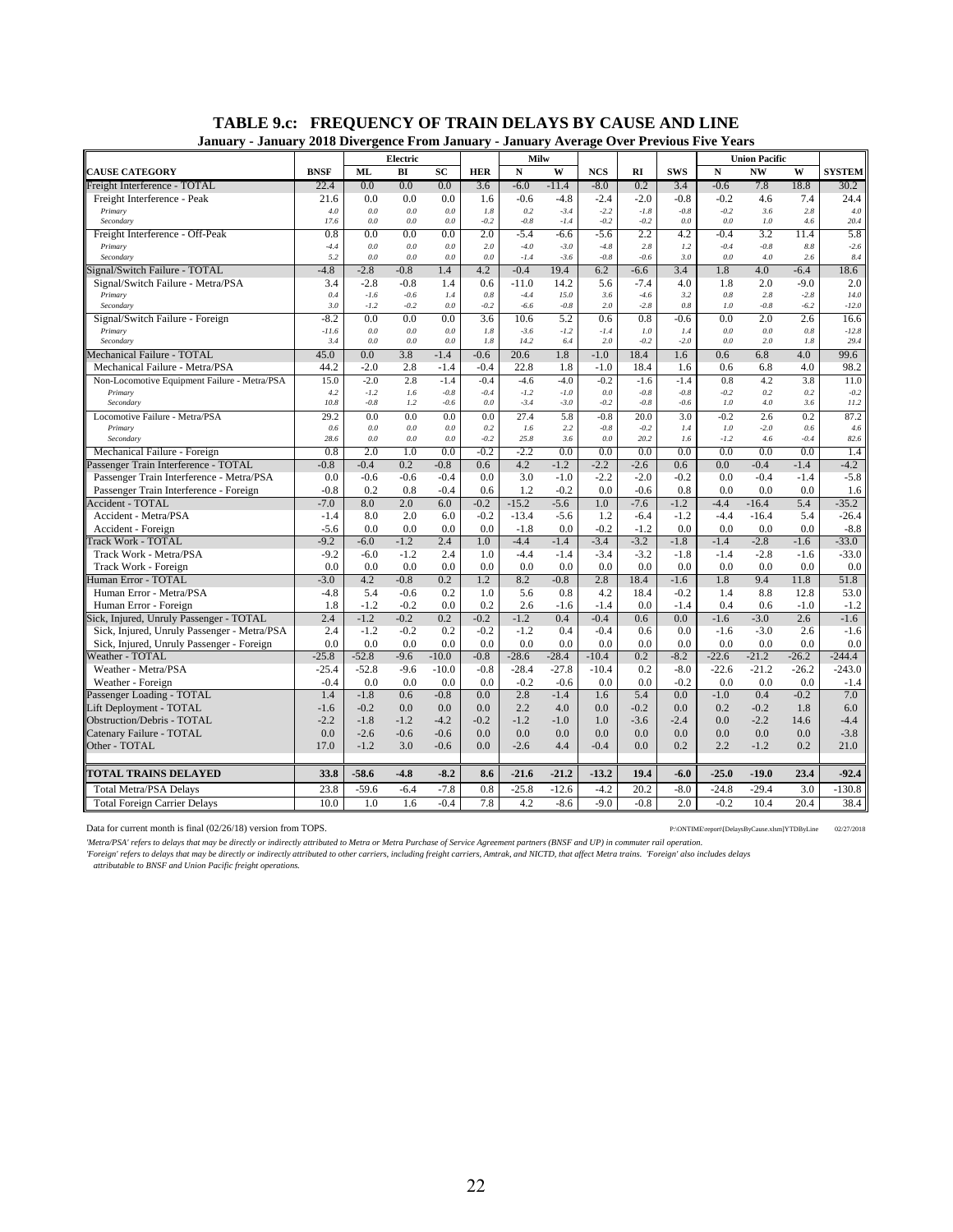## TABLE 9.c: FREQUENCY OF TRAIN DELAYS BY CAUSE AND LINE

**January - January 2018 Divergence From January - January Average Over Previous Five Years**

| | | Electric | | | | Milw | | | | | Union Pacific | | | |
|---|---|---|---|---|---|---|---|---|---|---|---|---|---|---|
| **CAUSE CATEGORY** | **BNSF** | **ML** | **BI** | **SC** | **HER** | **N** | **W** | **NCS** | **RI** | **SWS** | **N** | **NW** | **W** | **SYSTEM** |
| Freight Interference - TOTAL | 22.4 | 0.0 | 0.0 | 0.0 | 3.6 | -6.0 | -11.4 | -8.0 | 0.2 | 3.4 | -0.6 | 7.8 | 18.8 | 30.2 |
| Freight Interference - Peak | 21.6 | 0.0 | 0.0 | 0.0 | 1.6 | -0.6 | -4.8 | -2.4 | -2.0 | -0.8 | -0.2 | 4.6 | 7.4 | 24.4 |
| *Primary* | *4.0* | *0.0* | *0.0* | *0.0* | *1.8* | *0.2* | *-3.4* | *-2.2* | *-1.8* | *-0.8* | *-0.2* | *3.6* | *2.8* | *4.0* |
| *Secondary* | *17.6* | *0.0* | *0.0* | *0.0* | *-0.2* | *-0.8* | *-1.4* | *-0.2* | *-0.2* | *0.0* | *0.0* | *1.0* | *4.6* | *20.4* |
| Freight Interference - Off-Peak | 0.8 | 0.0 | 0.0 | 0.0 | 2.0 | -5.4 | -6.6 | -5.6 | 2.2 | 4.2 | -0.4 | 3.2 | 11.4 | 5.8 |
| *Primary* | *-4.4* | *0.0* | *0.0* | *0.0* | *2.0* | *-4.0* | *-3.0* | *-4.8* | *2.8* | *1.2* | *-0.4* | *-0.8* | *8.8* | *-2.6* |
| *Secondary* | *5.2* | *0.0* | *0.0* | *0.0* | *0.0* | *-1.4* | *-3.6* | *-0.8* | *-0.6* | *3.0* | *0.0* | *4.0* | *2.6* | *8.4* |
| Signal/Switch Failure - TOTAL | -4.8 | -2.8 | -0.8 | 1.4 | 4.2 | -0.4 | 19.4 | 6.2 | -6.6 | 3.4 | 1.8 | 4.0 | -6.4 | 18.6 |
| Signal/Switch Failure - Metra/PSA | 3.4 | -2.8 | -0.8 | 1.4 | 0.6 | -11.0 | 14.2 | 5.6 | -7.4 | 4.0 | 1.8 | 2.0 | -9.0 | 2.0 |
| *Primary* | *0.4* | *-1.6* | *-0.6* | *1.4* | *0.8* | *-4.4* | *15.0* | *3.6* | *-4.6* | *3.2* | *0.8* | *2.8* | *-2.8* | *14.0* |
| *Secondary* | *3.0* | *-1.2* | *-0.2* | *0.0* | *-0.2* | *-6.6* | *-0.8* | *2.0* | *-2.8* | *0.8* | *1.0* | *-0.8* | *-6.2* | *-12.0* |
| Signal/Switch Failure - Foreign | -8.2 | 0.0 | 0.0 | 0.0 | 3.6 | 10.6 | 5.2 | 0.6 | 0.8 | -0.6 | 0.0 | 2.0 | 2.6 | 16.6 |
| *Primary* | *-11.6* | *0.0* | *0.0* | *0.0* | *1.8* | *-3.6* | *-1.2* | *-1.4* | *1.0* | *1.4* | *0.0* | *0.0* | *0.8* | *-12.8* |
| *Secondary* | *3.4* | *0.0* | *0.0* | *0.0* | *1.8* | *14.2* | *6.4* | *2.0* | *-0.2* | *-2.0* | *0.0* | *2.0* | *1.8* | *29.4* |
| Mechanical Failure - TOTAL | 45.0 | 0.0 | 3.8 | -1.4 | -0.6 | 20.6 | 1.8 | -1.0 | 18.4 | 1.6 | 0.6 | 6.8 | 4.0 | 99.6 |
| Mechanical Failure - Metra/PSA | 44.2 | -2.0 | 2.8 | -1.4 | -0.4 | 22.8 | 1.8 | -1.0 | 18.4 | 1.6 | 0.6 | 6.8 | 4.0 | 98.2 |
| Non-Locomotive Equipment Failure - Metra/PSA | 15.0 | -2.0 | 2.8 | -1.4 | -0.4 | -4.6 | -4.0 | -0.2 | -1.6 | -1.4 | 0.8 | 4.2 | 3.8 | 11.0 |
| *Primary* | *4.2* | *-1.2* | *1.6* | *-0.8* | *-0.4* | *-1.2* | *-1.0* | *0.0* | *-0.8* | *-0.8* | *-0.2* | *0.2* | *0.2* | *-0.2* |
| *Secondary* | *10.8* | *-0.8* | *1.2* | *-0.6* | *0.0* | *-3.4* | *-3.0* | *-0.2* | *-0.8* | *-0.6* | *1.0* | *4.0* | *3.6* | *11.2* |
| Locomotive Failure - Metra/PSA | 29.2 | 0.0 | 0.0 | 0.0 | 0.0 | 27.4 | 5.8 | -0.8 | 20.0 | 3.0 | -0.2 | 2.6 | 0.2 | 87.2 |
| *Primary* | *0.6* | *0.0* | *0.0* | *0.0* | *0.2* | *1.6* | *2.2* | *-0.8* | *-0.2* | *1.4* | *1.0* | *-2.0* | *0.6* | *4.6* |
| *Secondary* | *28.6* | *0.0* | *0.0* | *0.0* | *-0.2* | *25.8* | *3.6* | *0.0* | *20.2* | *1.6* | *-1.2* | *4.6* | *-0.4* | *82.6* |
| Mechanical Failure - Foreign | 0.8 | 2.0 | 1.0 | 0.0 | -0.2 | -2.2 | 0.0 | 0.0 | 0.0 | 0.0 | 0.0 | 0.0 | 0.0 | 1.4 |
| Passenger Train Interference - TOTAL | -0.8 | -0.4 | 0.2 | -0.8 | 0.6 | 4.2 | -1.2 | -2.2 | -2.6 | 0.6 | 0.0 | -0.4 | -1.4 | -4.2 |
| Passenger Train Interference - Metra/PSA | 0.0 | -0.6 | -0.6 | -0.4 | 0.0 | 3.0 | -1.0 | -2.2 | -2.0 | -0.2 | 0.0 | -0.4 | -1.4 | -5.8 |
| Passenger Train Interference - Foreign | -0.8 | 0.2 | 0.8 | -0.4 | 0.6 | 1.2 | -0.2 | 0.0 | -0.6 | 0.8 | 0.0 | 0.0 | 0.0 | 1.6 |
| Accident - TOTAL | -7.0 | 8.0 | 2.0 | 6.0 | -0.2 | -15.2 | -5.6 | 1.0 | -7.6 | -1.2 | -4.4 | -16.4 | 5.4 | -35.2 |
| Accident - Metra/PSA | -1.4 | 8.0 | 2.0 | 6.0 | -0.2 | -13.4 | -5.6 | 1.2 | -6.4 | -1.2 | -4.4 | -16.4 | 5.4 | -26.4 |
| Accident - Foreign | -5.6 | 0.0 | 0.0 | 0.0 | 0.0 | -1.8 | 0.0 | -0.2 | -1.2 | 0.0 | 0.0 | 0.0 | 0.0 | -8.8 |
| Track Work - TOTAL | -9.2 | -6.0 | -1.2 | 2.4 | 1.0 | -4.4 | -1.4 | -3.4 | -3.2 | -1.8 | -1.4 | -2.8 | -1.6 | -33.0 |
| Track Work - Metra/PSA | -9.2 | -6.0 | -1.2 | 2.4 | 1.0 | -4.4 | -1.4 | -3.4 | -3.2 | -1.8 | -1.4 | -2.8 | -1.6 | -33.0 |
| Track Work - Foreign | 0.0 | 0.0 | 0.0 | 0.0 | 0.0 | 0.0 | 0.0 | 0.0 | 0.0 | 0.0 | 0.0 | 0.0 | 0.0 | 0.0 |
| Human Error - TOTAL | -3.0 | 4.2 | -0.8 | 0.2 | 1.2 | 8.2 | -0.8 | 2.8 | 18.4 | -1.6 | 1.8 | 9.4 | 11.8 | 51.8 |
| Human Error - Metra/PSA | -4.8 | 5.4 | -0.6 | 0.2 | 1.0 | 5.6 | 0.8 | 4.2 | 18.4 | -0.2 | 1.4 | 8.8 | 12.8 | 53.0 |
| Human Error - Foreign | 1.8 | -1.2 | -0.2 | 0.0 | 0.2 | 2.6 | -1.6 | -1.4 | 0.0 | -1.4 | 0.4 | 0.6 | -1.0 | -1.2 |
| Sick, Injured, Unruly Passenger - TOTAL | 2.4 | -1.2 | -0.2 | 0.2 | -0.2 | -1.2 | 0.4 | -0.4 | 0.6 | 0.0 | -1.6 | -3.0 | 2.6 | -1.6 |
| Sick, Injured, Unruly Passenger - Metra/PSA | 2.4 | -1.2 | -0.2 | 0.2 | -0.2 | -1.2 | 0.4 | -0.4 | 0.6 | 0.0 | -1.6 | -3.0 | 2.6 | -1.6 |
| Sick, Injured, Unruly Passenger - Foreign | 0.0 | 0.0 | 0.0 | 0.0 | 0.0 | 0.0 | 0.0 | 0.0 | 0.0 | 0.0 | 0.0 | 0.0 | 0.0 | 0.0 |
| Weather - TOTAL | -25.8 | -52.8 | -9.6 | -10.0 | -0.8 | -28.6 | -28.4 | -10.4 | 0.2 | -8.2 | -22.6 | -21.2 | -26.2 | -244.4 |
| Weather - Metra/PSA | -25.4 | -52.8 | -9.6 | -10.0 | -0.8 | -28.4 | -27.8 | -10.4 | 0.2 | -8.0 | -22.6 | -21.2 | -26.2 | -243.0 |
| Weather - Foreign | -0.4 | 0.0 | 0.0 | 0.0 | 0.0 | -0.2 | -0.6 | 0.0 | 0.0 | -0.2 | 0.0 | 0.0 | 0.0 | -1.4 |
| Passenger Loading - TOTAL | 1.4 | -1.8 | 0.6 | -0.8 | 0.0 | 2.8 | -1.4 | 1.6 | 5.4 | 0.0 | -1.0 | 0.4 | -0.2 | 7.0 |
| Lift Deployment - TOTAL | -1.6 | -0.2 | 0.0 | 0.0 | 0.0 | 2.2 | 4.0 | 0.0 | -0.2 | 0.0 | 0.2 | -0.2 | 1.8 | 6.0 |
| Obstruction/Debris - TOTAL | -2.2 | -1.8 | -1.2 | -4.2 | -0.2 | -1.2 | -1.0 | 1.0 | -3.6 | -2.4 | 0.0 | -2.2 | 14.6 | -4.4 |
| Catenary Failure - TOTAL | 0.0 | -2.6 | -0.6 | -0.6 | 0.0 | 0.0 | 0.0 | 0.0 | 0.0 | 0.0 | 0.0 | 0.0 | 0.0 | -3.8 |
| Other - TOTAL | 17.0 | -1.2 | 3.0 | -0.6 | 0.0 | -2.6 | 4.4 | -0.4 | 0.0 | 0.2 | 2.2 | -1.2 | 0.2 | 21.0 |
| **TOTAL TRAINS DELAYED** | **33.8** | **-58.6** | **-4.8** | **-8.2** | **8.6** | **-21.6** | **-21.2** | **-13.2** | **19.4** | **-6.0** | **-25.0** | **-19.0** | **23.4** | **-92.4** |
| Total Metra/PSA Delays | 23.8 | -59.6 | -6.4 | -7.8 | 0.8 | -25.8 | -12.6 | -4.2 | 20.2 | -8.0 | -24.8 | -29.4 | 3.0 | -130.8 |
| Total Foreign Carrier Delays | 10.0 | 1.0 | 1.6 | -0.4 | 7.8 | 4.2 | -8.6 | -9.0 | -0.8 | 2.0 | -0.2 | 10.4 | 20.4 | 38.4 |

Data for current month is final (02/26/18) version from TOPS.

P:\ONTIME\report\[DelaysByCause.xlsm]YTDByLine 02/27/2018

*'Metra/PSA' refers to delays that may be directly or indirectly attributed to Metra or Metra Purchase of Service Agreement partners (BNSF and UP) in commuter rail operation.*

*'Foreign' refers to delays that may be directly or indirectly attributed to other carriers, including freight carriers, Amtrak, and NICTD, that affect Metra trains. 'Foreign' also includes delays attributable to BNSF and Union Pacific freight operations.*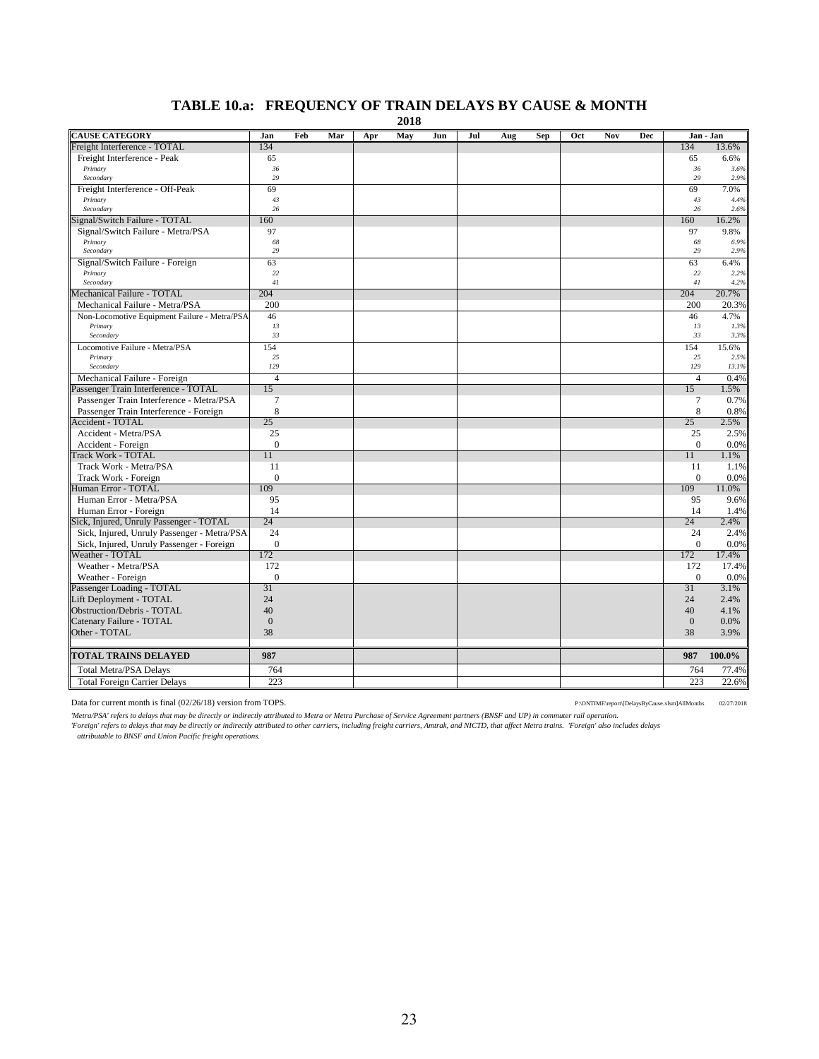# TABLE 10.a: FREQUENCY OF TRAIN DELAYS BY CAUSE & MONTH

**2018**

| CAUSE CATEGORY | Jan | Feb | Mar | Apr | May | Jun | Jul | Aug | Sep | Oct | Nov | Dec | Jan - Jan | |
|---|---|---|---|---|---|---|---|---|---|---|---|---|---|---|
| Freight Interference - TOTAL | 134 | | | | | | | | | | | | 134 | 13.6% |
| Freight Interference - Peak | 65 | | | | | | | | | | | | 65 | 6.6% |
| *Primary* | *36* | | | | | | | | | | | | *36* | *3.6%* |
| *Secondary* | *29* | | | | | | | | | | | | *29* | *2.9%* |
| Freight Interference - Off-Peak | 69 | | | | | | | | | | | | 69 | 7.0% |
| *Primary* | *43* | | | | | | | | | | | | *43* | *4.4%* |
| *Secondary* | *26* | | | | | | | | | | | | *26* | *2.6%* |
| Signal/Switch Failure - TOTAL | 160 | | | | | | | | | | | | 160 | 16.2% |
| Signal/Switch Failure - Metra/PSA | 97 | | | | | | | | | | | | 97 | 9.8% |
| *Primary* | *68* | | | | | | | | | | | | *68* | *6.9%* |
| *Secondary* | *29* | | | | | | | | | | | | *29* | *2.9%* |
| Signal/Switch Failure - Foreign | 63 | | | | | | | | | | | | 63 | 6.4% |
| *Primary* | *22* | | | | | | | | | | | | *22* | *2.2%* |
| *Secondary* | *41* | | | | | | | | | | | | *41* | *4.2%* |
| Mechanical Failure - TOTAL | 204 | | | | | | | | | | | | 204 | 20.7% |
| Mechanical Failure - Metra/PSA | 200 | | | | | | | | | | | | 200 | 20.3% |
| Non-Locomotive Equipment Failure - Metra/PSA | 46 | | | | | | | | | | | | 46 | 4.7% |
| *Primary* | *13* | | | | | | | | | | | | *13* | *1.3%* |
| *Secondary* | *33* | | | | | | | | | | | | *33* | *3.3%* |
| Locomotive Failure - Metra/PSA | 154 | | | | | | | | | | | | 154 | 15.6% |
| *Primary* | *25* | | | | | | | | | | | | *25* | *2.5%* |
| *Secondary* | *129* | | | | | | | | | | | | *129* | *13.1%* |
| Mechanical Failure - Foreign | 4 | | | | | | | | | | | | 4 | 0.4% |
| Passenger Train Interference - TOTAL | 15 | | | | | | | | | | | | 15 | 1.5% |
| Passenger Train Interference - Metra/PSA | 7 | | | | | | | | | | | | 7 | 0.7% |
| Passenger Train Interference - Foreign | 8 | | | | | | | | | | | | 8 | 0.8% |
| Accident - TOTAL | 25 | | | | | | | | | | | | 25 | 2.5% |
| Accident - Metra/PSA | 25 | | | | | | | | | | | | 25 | 2.5% |
| Accident - Foreign | 0 | | | | | | | | | | | | 0 | 0.0% |
| Track Work - TOTAL | 11 | | | | | | | | | | | | 11 | 1.1% |
| Track Work - Metra/PSA | 11 | | | | | | | | | | | | 11 | 1.1% |
| Track Work - Foreign | 0 | | | | | | | | | | | | 0 | 0.0% |
| Human Error - TOTAL | 109 | | | | | | | | | | | | 109 | 11.0% |
| Human Error - Metra/PSA | 95 | | | | | | | | | | | | 95 | 9.6% |
| Human Error - Foreign | 14 | | | | | | | | | | | | 14 | 1.4% |
| Sick, Injured, Unruly Passenger - TOTAL | 24 | | | | | | | | | | | | 24 | 2.4% |
| Sick, Injured, Unruly Passenger - Metra/PSA | 24 | | | | | | | | | | | | 24 | 2.4% |
| Sick, Injured, Unruly Passenger - Foreign | 0 | | | | | | | | | | | | 0 | 0.0% |
| Weather - TOTAL | 172 | | | | | | | | | | | | 172 | 17.4% |
| Weather - Metra/PSA | 172 | | | | | | | | | | | | 172 | 17.4% |
| Weather - Foreign | 0 | | | | | | | | | | | | 0 | 0.0% |
| Passenger Loading - TOTAL | 31 | | | | | | | | | | | | 31 | 3.1% |
| Lift Deployment - TOTAL | 24 | | | | | | | | | | | | 24 | 2.4% |
| Obstruction/Debris - TOTAL | 40 | | | | | | | | | | | | 40 | 4.1% |
| Catenary Failure - TOTAL | 0 | | | | | | | | | | | | 0 | 0.0% |
| Other - TOTAL | 38 | | | | | | | | | | | | 38 | 3.9% |
| **TOTAL TRAINS DELAYED** | **987** | | | | | | | | | | | | **987** | **100.0%** |
| Total Metra/PSA Delays | 764 | | | | | | | | | | | | 764 | 77.4% |
| Total Foreign Carrier Delays | 223 | | | | | | | | | | | | 223 | 22.6% |

Data for current month is final (02/26/18) version from TOPS. P:\ONTIME\report\[DelaysByCause.xlsm]AllMonths 02/27/2018

*'Metra/PSA' refers to delays that may be directly or indirectly attributed to Metra or Metra Purchase of Service Agreement partners (BNSF and UP) in commuter rail operation.*
*'Foreign' refers to delays that may be directly or indirectly attributed to other carriers, including freight carriers, Amtrak, and NICTD, that affect Metra trains. 'Foreign' also includes delays attributable to BNSF and Union Pacific freight operations.*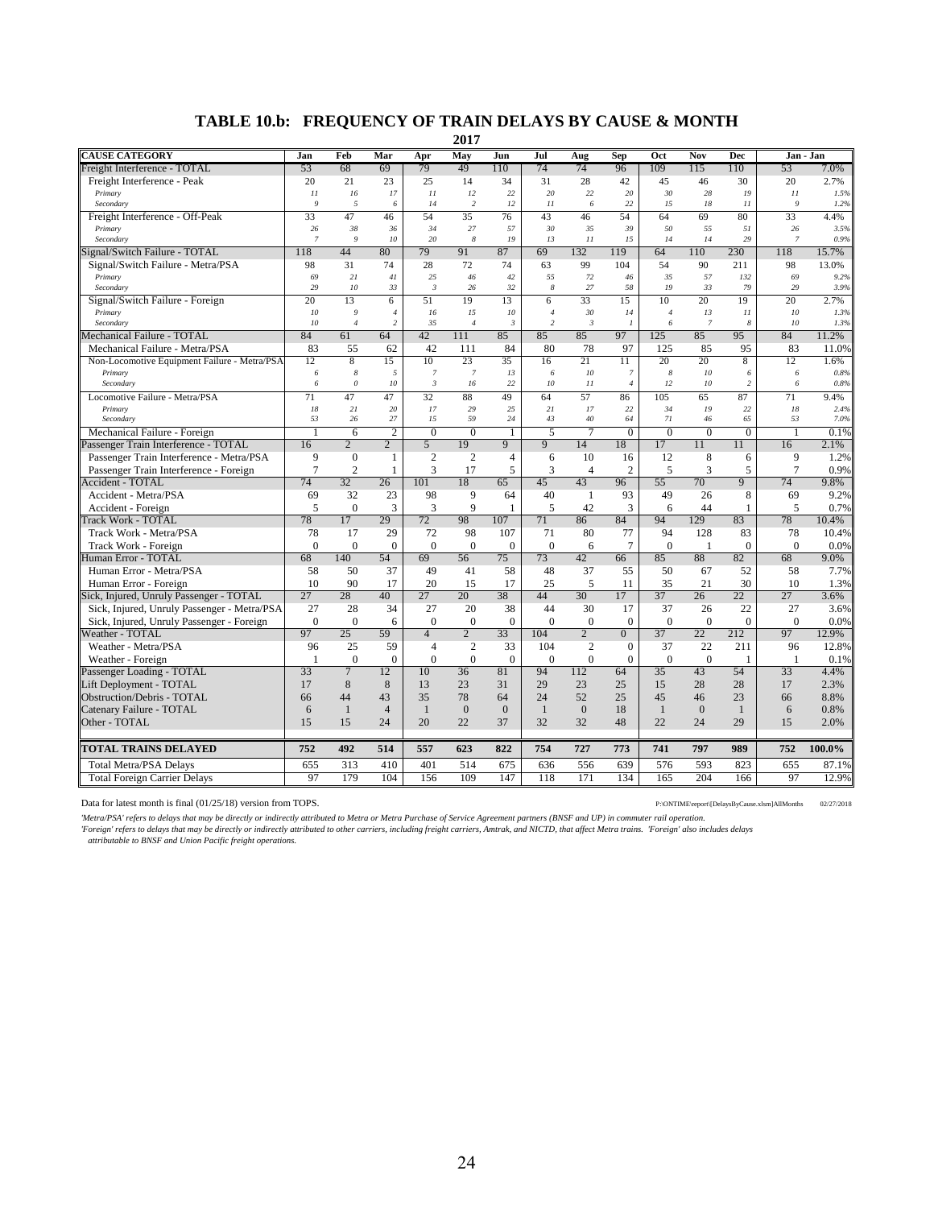# TABLE 10.b: FREQUENCY OF TRAIN DELAYS BY CAUSE & MONTH

**2017**

| CAUSE CATEGORY | Jan | Feb | Mar | Apr | May | Jun | Jul | Aug | Sep | Oct | Nov | Dec | Jan - Jan | |
|---|---|---|---|---|---|---|---|---|---|---|---|---|---|---|
| Freight Interference - TOTAL | 53 | 68 | 69 | 79 | 49 | 110 | 74 | 74 | 96 | 109 | 115 | 110 | 53 | 7.0% |
| Freight Interference - Peak | 20 | 21 | 23 | 25 | 14 | 34 | 31 | 28 | 42 | 45 | 46 | 30 | 20 | 2.7% |
| *Primary* | *11* | *16* | *17* | *11* | *12* | *22* | *20* | *22* | *20* | *30* | *28* | *19* | *11* | *1.5%* |
| *Secondary* | *9* | *5* | *6* | *14* | *2* | *12* | *11* | *6* | *22* | *15* | *18* | *11* | *9* | *1.2%* |
| Freight Interference - Off-Peak | 33 | 47 | 46 | 54 | 35 | 76 | 43 | 46 | 54 | 64 | 69 | 80 | 33 | 4.4% |
| *Primary* | *26* | *38* | *36* | *34* | *27* | *57* | *30* | *35* | *39* | *50* | *55* | *51* | *26* | *3.5%* |
| *Secondary* | *7* | *9* | *10* | *20* | *8* | *19* | *13* | *11* | *15* | *14* | *14* | *29* | *7* | *0.9%* |
| Signal/Switch Failure - TOTAL | 118 | 44 | 80 | 79 | 91 | 87 | 69 | 132 | 119 | 64 | 110 | 230 | 118 | 15.7% |
| Signal/Switch Failure - Metra/PSA | 98 | 31 | 74 | 28 | 72 | 74 | 63 | 99 | 104 | 54 | 90 | 211 | 98 | 13.0% |
| *Primary* | *69* | *21* | *41* | *25* | *46* | *42* | *55* | *72* | *46* | *35* | *57* | *132* | *69* | *9.2%* |
| *Secondary* | *29* | *10* | *33* | *3* | *26* | *32* | *8* | *27* | *58* | *19* | *33* | *79* | *29* | *3.9%* |
| Signal/Switch Failure - Foreign | 20 | 13 | 6 | 51 | 19 | 13 | 6 | 33 | 15 | 10 | 20 | 19 | 20 | 2.7% |
| *Primary* | *10* | *9* | *4* | *16* | *15* | *10* | *4* | *30* | *14* | *4* | *13* | *11* | *10* | *1.3%* |
| *Secondary* | *10* | *4* | *2* | *35* | *4* | *3* | *2* | *3* | *1* | *6* | *7* | *8* | *10* | *1.3%* |
| Mechanical Failure - TOTAL | 84 | 61 | 64 | 42 | 111 | 85 | 85 | 85 | 97 | 125 | 85 | 95 | 84 | 11.2% |
| Mechanical Failure - Metra/PSA | 83 | 55 | 62 | 42 | 111 | 84 | 80 | 78 | 97 | 125 | 85 | 95 | 83 | 11.0% |
| Non-Locomotive Equipment Failure - Metra/PSA | 12 | 8 | 15 | 10 | 23 | 35 | 16 | 21 | 11 | 20 | 20 | 8 | 12 | 1.6% |
| *Primary* | *6* | *8* | *5* | *7* | *7* | *13* | *6* | *10* | *7* | *8* | *10* | *6* | *6* | *0.8%* |
| *Secondary* | *6* | *0* | *10* | *3* | *16* | *22* | *10* | *11* | *4* | *12* | *10* | *2* | *6* | *0.8%* |
| Locomotive Failure - Metra/PSA | 71 | 47 | 47 | 32 | 88 | 49 | 64 | 57 | 86 | 105 | 65 | 87 | 71 | 9.4% |
| *Primary* | *18* | *21* | *20* | *17* | *29* | *25* | *21* | *17* | *22* | *34* | *19* | *22* | *18* | *2.4%* |
| *Secondary* | *53* | *26* | *27* | *15* | *59* | *24* | *43* | *40* | *64* | *71* | *46* | *65* | *53* | *7.0%* |
| Mechanical Failure - Foreign | 1 | 6 | 2 | 0 | 0 | 1 | 5 | 7 | 0 | 0 | 0 | 0 | 1 | 0.1% |
| Passenger Train Interference - TOTAL | 16 | 2 | 2 | 5 | 19 | 9 | 9 | 14 | 18 | 17 | 11 | 11 | 16 | 2.1% |
| Passenger Train Interference - Metra/PSA | 9 | 0 | 1 | 2 | 2 | 4 | 6 | 10 | 16 | 12 | 8 | 6 | 9 | 1.2% |
| Passenger Train Interference - Foreign | 7 | 2 | 1 | 3 | 17 | 5 | 3 | 4 | 2 | 5 | 3 | 5 | 7 | 0.9% |
| Accident - TOTAL | 74 | 32 | 26 | 101 | 18 | 65 | 45 | 43 | 96 | 55 | 70 | 9 | 74 | 9.8% |
| Accident - Metra/PSA | 69 | 32 | 23 | 98 | 9 | 64 | 40 | 1 | 93 | 49 | 26 | 8 | 69 | 9.2% |
| Accident - Foreign | 5 | 0 | 3 | 3 | 9 | 1 | 5 | 42 | 3 | 6 | 44 | 1 | 5 | 0.7% |
| Track Work - TOTAL | 78 | 17 | 29 | 72 | 98 | 107 | 71 | 86 | 84 | 94 | 129 | 83 | 78 | 10.4% |
| Track Work - Metra/PSA | 78 | 17 | 29 | 72 | 98 | 107 | 71 | 80 | 77 | 94 | 128 | 83 | 78 | 10.4% |
| Track Work - Foreign | 0 | 0 | 0 | 0 | 0 | 0 | 0 | 6 | 7 | 0 | 1 | 0 | 0 | 0.0% |
| Human Error - TOTAL | 68 | 140 | 54 | 69 | 56 | 75 | 73 | 42 | 66 | 85 | 88 | 82 | 68 | 9.0% |
| Human Error - Metra/PSA | 58 | 50 | 37 | 49 | 41 | 58 | 48 | 37 | 55 | 50 | 67 | 52 | 58 | 7.7% |
| Human Error - Foreign | 10 | 90 | 17 | 20 | 15 | 17 | 25 | 5 | 11 | 35 | 21 | 30 | 10 | 1.3% |
| Sick, Injured, Unruly Passenger - TOTAL | 27 | 28 | 40 | 27 | 20 | 38 | 44 | 30 | 17 | 37 | 26 | 22 | 27 | 3.6% |
| Sick, Injured, Unruly Passenger - Metra/PSA | 27 | 28 | 34 | 27 | 20 | 38 | 44 | 30 | 17 | 37 | 26 | 22 | 27 | 3.6% |
| Sick, Injured, Unruly Passenger - Foreign | 0 | 0 | 6 | 0 | 0 | 0 | 0 | 0 | 0 | 0 | 0 | 0 | 0 | 0.0% |
| Weather - TOTAL | 97 | 25 | 59 | 4 | 2 | 33 | 104 | 2 | 0 | 37 | 22 | 212 | 97 | 12.9% |
| Weather - Metra/PSA | 96 | 25 | 59 | 4 | 2 | 33 | 104 | 2 | 0 | 37 | 22 | 211 | 96 | 12.8% |
| Weather - Foreign | 1 | 0 | 0 | 0 | 0 | 0 | 0 | 0 | 0 | 0 | 0 | 1 | 1 | 0.1% |
| Passenger Loading - TOTAL | 33 | 7 | 12 | 10 | 36 | 81 | 94 | 112 | 64 | 35 | 43 | 54 | 33 | 4.4% |
| Lift Deployment - TOTAL | 17 | 8 | 8 | 13 | 23 | 31 | 29 | 23 | 25 | 15 | 28 | 28 | 17 | 2.3% |
| Obstruction/Debris - TOTAL | 66 | 44 | 43 | 35 | 78 | 64 | 24 | 52 | 25 | 45 | 46 | 23 | 66 | 8.8% |
| Catenary Failure - TOTAL | 6 | 1 | 4 | 1 | 0 | 0 | 1 | 0 | 18 | 1 | 0 | 1 | 6 | 0.8% |
| Other - TOTAL | 15 | 15 | 24 | 20 | 22 | 37 | 32 | 32 | 48 | 22 | 24 | 29 | 15 | 2.0% |
| **TOTAL TRAINS DELAYED** | **752** | **492** | **514** | **557** | **623** | **822** | **754** | **727** | **773** | **741** | **797** | **989** | **752** | **100.0%** |
| Total Metra/PSA Delays | 655 | 313 | 410 | 401 | 514 | 675 | 636 | 556 | 639 | 576 | 593 | 823 | 655 | 87.1% |
| Total Foreign Carrier Delays | 97 | 179 | 104 | 156 | 109 | 147 | 118 | 171 | 134 | 165 | 204 | 166 | 97 | 12.9% |

Data for latest month is final (01/25/18) version from TOPS.

P:\ONTIME\report\[DelaysByCause.xlsm]AllMonths 02/27/2018

*'Metra/PSA' refers to delays that may be directly or indirectly attributed to Metra or Metra Purchase of Service Agreement partners (BNSF and UP) in commuter rail operation.*

*'Foreign' refers to delays that may be directly or indirectly attributed to other carriers, including freight carriers, Amtrak, and NICTD, that affect Metra trains. 'Foreign' also includes delays attributable to BNSF and Union Pacific freight operations.*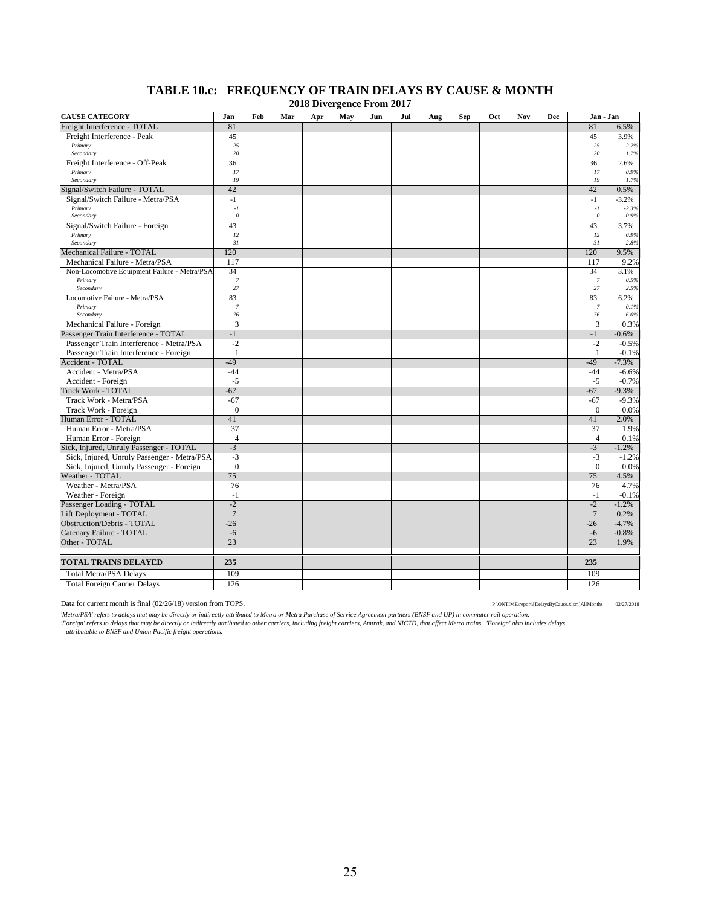# TABLE 10.c: FREQUENCY OF TRAIN DELAYS BY CAUSE & MONTH

## 2018 Divergence From 2017

| CAUSE CATEGORY | Jan | Feb | Mar | Apr | May | Jun | Jul | Aug | Sep | Oct | Nov | Dec | Jan - Jan | |
|---|---|---|---|---|---|---|---|---|---|---|---|---|---|---|
| Freight Interference - TOTAL | 81 | | | | | | | | | | | | 81 | 6.5% |
| Freight Interference - Peak | 45 | | | | | | | | | | | | 45 | 3.9% |
| *Primary* | *25* | | | | | | | | | | | | *25* | *2.2%* |
| *Secondary* | *20* | | | | | | | | | | | | *20* | *1.7%* |
| Freight Interference - Off-Peak | 36 | | | | | | | | | | | | 36 | 2.6% |
| *Primary* | *17* | | | | | | | | | | | | *17* | *0.9%* |
| *Secondary* | *19* | | | | | | | | | | | | *19* | *1.7%* |
| Signal/Switch Failure - TOTAL | 42 | | | | | | | | | | | | 42 | 0.5% |
| Signal/Switch Failure - Metra/PSA | -1 | | | | | | | | | | | | -1 | -3.2% |
| *Primary* | *-1* | | | | | | | | | | | | *-1* | *-2.3%* |
| *Secondary* | *0* | | | | | | | | | | | | *0* | *-0.9%* |
| Signal/Switch Failure - Foreign | 43 | | | | | | | | | | | | 43 | 3.7% |
| *Primary* | *12* | | | | | | | | | | | | *12* | *0.9%* |
| *Secondary* | *31* | | | | | | | | | | | | *31* | *2.8%* |
| Mechanical Failure - TOTAL | 120 | | | | | | | | | | | | 120 | 9.5% |
| Mechanical Failure - Metra/PSA | 117 | | | | | | | | | | | | 117 | 9.2% |
| Non-Locomotive Equipment Failure - Metra/PSA | 34 | | | | | | | | | | | | 34 | 3.1% |
| *Primary* | *7* | | | | | | | | | | | | *7* | *0.5%* |
| *Secondary* | *27* | | | | | | | | | | | | *27* | *2.5%* |
| Locomotive Failure - Metra/PSA | 83 | | | | | | | | | | | | 83 | 6.2% |
| *Primary* | *7* | | | | | | | | | | | | *7* | *0.1%* |
| *Secondary* | *76* | | | | | | | | | | | | *76* | *6.0%* |
| Mechanical Failure - Foreign | 3 | | | | | | | | | | | | 3 | 0.3% |
| Passenger Train Interference - TOTAL | -1 | | | | | | | | | | | | -1 | -0.6% |
| Passenger Train Interference - Metra/PSA | -2 | | | | | | | | | | | | -2 | -0.5% |
| Passenger Train Interference - Foreign | 1 | | | | | | | | | | | | 1 | -0.1% |
| Accident - TOTAL | -49 | | | | | | | | | | | | -49 | -7.3% |
| Accident - Metra/PSA | -44 | | | | | | | | | | | | -44 | -6.6% |
| Accident - Foreign | -5 | | | | | | | | | | | | -5 | -0.7% |
| Track Work - TOTAL | -67 | | | | | | | | | | | | -67 | -9.3% |
| Track Work - Metra/PSA | -67 | | | | | | | | | | | | -67 | -9.3% |
| Track Work - Foreign | 0 | | | | | | | | | | | | 0 | 0.0% |
| Human Error - TOTAL | 41 | | | | | | | | | | | | 41 | 2.0% |
| Human Error - Metra/PSA | 37 | | | | | | | | | | | | 37 | 1.9% |
| Human Error - Foreign | 4 | | | | | | | | | | | | 4 | 0.1% |
| Sick, Injured, Unruly Passenger - TOTAL | -3 | | | | | | | | | | | | -3 | -1.2% |
| Sick, Injured, Unruly Passenger - Metra/PSA | -3 | | | | | | | | | | | | -3 | -1.2% |
| Sick, Injured, Unruly Passenger - Foreign | 0 | | | | | | | | | | | | 0 | 0.0% |
| Weather - TOTAL | 75 | | | | | | | | | | | | 75 | 4.5% |
| Weather - Metra/PSA | 76 | | | | | | | | | | | | 76 | 4.7% |
| Weather - Foreign | -1 | | | | | | | | | | | | -1 | -0.1% |
| Passenger Loading - TOTAL | -2 | | | | | | | | | | | | -2 | -1.2% |
| Lift Deployment - TOTAL | 7 | | | | | | | | | | | | 7 | 0.2% |
| Obstruction/Debris - TOTAL | -26 | | | | | | | | | | | | -26 | -4.7% |
| Catenary Failure - TOTAL | -6 | | | | | | | | | | | | -6 | -0.8% |
| Other - TOTAL | 23 | | | | | | | | | | | | 23 | 1.9% |
| **TOTAL TRAINS DELAYED** | **235** | | | | | | | | | | | | **235** | |
| Total Metra/PSA Delays | 109 | | | | | | | | | | | | 109 | |
| Total Foreign Carrier Delays | 126 | | | | | | | | | | | | 126 | |

Data for current month is final (02/26/18) version from TOPS.

P:\ONTIME\report\[DelaysByCause.xlsm]AllMonths 02/27/2018

*'Metra/PSA' refers to delays that may be directly or indirectly attributed to Metra or Metra Purchase of Service Agreement partners (BNSF and UP) in commuter rail operation.*
*'Foreign' refers to delays that may be directly or indirectly attributed to other carriers, including freight carriers, Amtrak, and NICTD, that affect Metra trains. 'Foreign' also includes delays attributable to BNSF and Union Pacific freight operations.*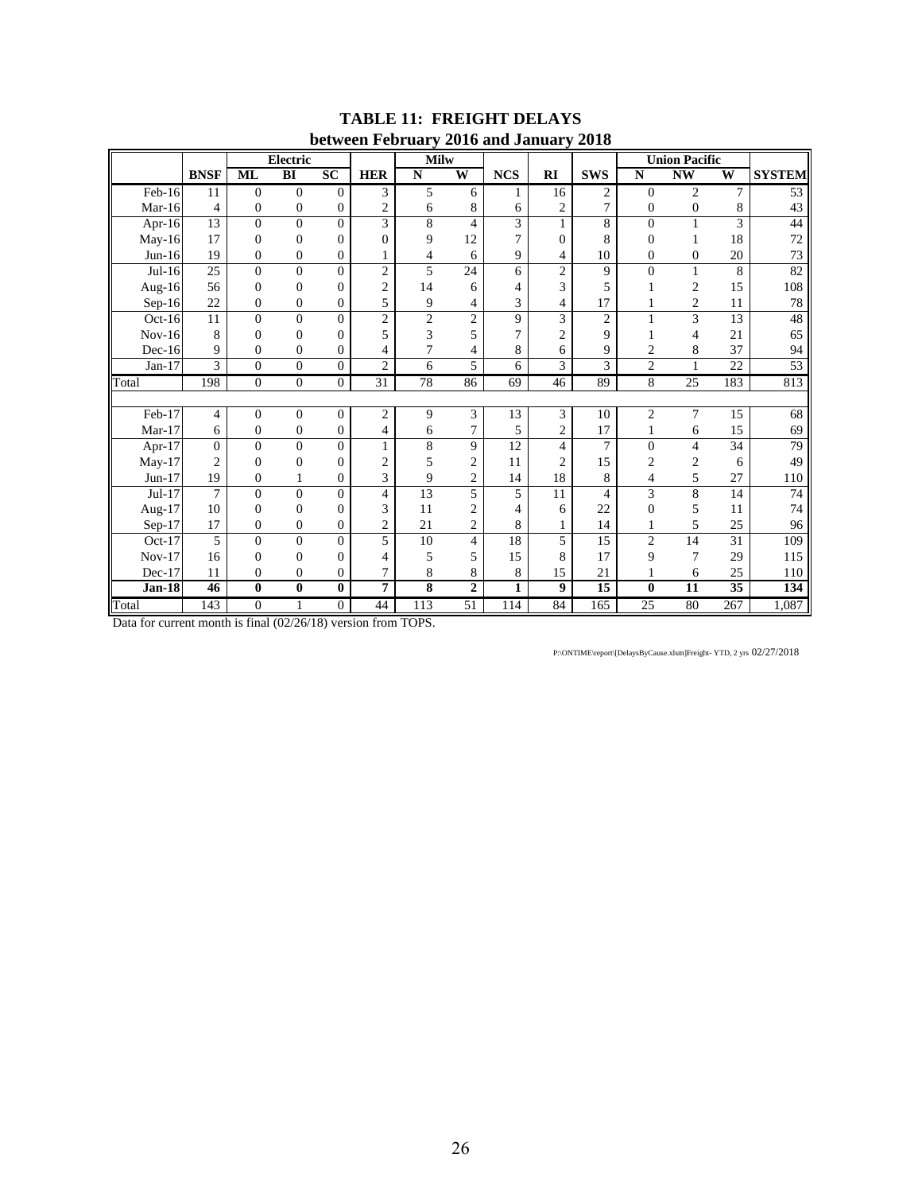# TABLE 11: FREIGHT DELAYS

## between February 2016 and January 2018

| | | Electric | | | | Milw | | | | | Union Pacific | | | |
|---|---|---|---|---|---|---|---|---|---|---|---|---|---|---|
| | **BNSF** | **ML** | **BI** | **SC** | **HER** | **N** | **W** | **NCS** | **RI** | **SWS** | **N** | **NW** | **W** | **SYSTEM** |
| Feb-16 | 11 | 0 | 0 | 0 | 3 | 5 | 6 | 1 | 16 | 2 | 0 | 2 | 7 | 53 |
| Mar-16 | 4 | 0 | 0 | 0 | 2 | 6 | 8 | 6 | 2 | 7 | 0 | 0 | 8 | 43 |
| Apr-16 | 13 | 0 | 0 | 0 | 3 | 8 | 4 | 3 | 1 | 8 | 0 | 1 | 3 | 44 |
| May-16 | 17 | 0 | 0 | 0 | 0 | 9 | 12 | 7 | 0 | 8 | 0 | 1 | 18 | 72 |
| Jun-16 | 19 | 0 | 0 | 0 | 1 | 4 | 6 | 9 | 4 | 10 | 0 | 0 | 20 | 73 |
| Jul-16 | 25 | 0 | 0 | 0 | 2 | 5 | 24 | 6 | 2 | 9 | 0 | 1 | 8 | 82 |
| Aug-16 | 56 | 0 | 0 | 0 | 2 | 14 | 6 | 4 | 3 | 5 | 1 | 2 | 15 | 108 |
| Sep-16 | 22 | 0 | 0 | 0 | 5 | 9 | 4 | 3 | 4 | 17 | 1 | 2 | 11 | 78 |
| Oct-16 | 11 | 0 | 0 | 0 | 2 | 2 | 2 | 9 | 3 | 2 | 1 | 3 | 13 | 48 |
| Nov-16 | 8 | 0 | 0 | 0 | 5 | 3 | 5 | 7 | 2 | 9 | 1 | 4 | 21 | 65 |
| Dec-16 | 9 | 0 | 0 | 0 | 4 | 7 | 4 | 8 | 6 | 9 | 2 | 8 | 37 | 94 |
| Jan-17 | 3 | 0 | 0 | 0 | 2 | 6 | 5 | 6 | 3 | 3 | 2 | 1 | 22 | 53 |
| Total | 198 | 0 | 0 | 0 | 31 | 78 | 86 | 69 | 46 | 89 | 8 | 25 | 183 | 813 |
| | | | | | | | | | | | | | | |
| Feb-17 | 4 | 0 | 0 | 0 | 2 | 9 | 3 | 13 | 3 | 10 | 2 | 7 | 15 | 68 |
| Mar-17 | 6 | 0 | 0 | 0 | 4 | 6 | 7 | 5 | 2 | 17 | 1 | 6 | 15 | 69 |
| Apr-17 | 0 | 0 | 0 | 0 | 1 | 8 | 9 | 12 | 4 | 7 | 0 | 4 | 34 | 79 |
| May-17 | 2 | 0 | 0 | 0 | 2 | 5 | 2 | 11 | 2 | 15 | 2 | 2 | 6 | 49 |
| Jun-17 | 19 | 0 | 1 | 0 | 3 | 9 | 2 | 14 | 18 | 8 | 4 | 5 | 27 | 110 |
| Jul-17 | 7 | 0 | 0 | 0 | 4 | 13 | 5 | 5 | 11 | 4 | 3 | 8 | 14 | 74 |
| Aug-17 | 10 | 0 | 0 | 0 | 3 | 11 | 2 | 4 | 6 | 22 | 0 | 5 | 11 | 74 |
| Sep-17 | 17 | 0 | 0 | 0 | 2 | 21 | 2 | 8 | 1 | 14 | 1 | 5 | 25 | 96 |
| Oct-17 | 5 | 0 | 0 | 0 | 5 | 10 | 4 | 18 | 5 | 15 | 2 | 14 | 31 | 109 |
| Nov-17 | 16 | 0 | 0 | 0 | 4 | 5 | 5 | 15 | 8 | 17 | 9 | 7 | 29 | 115 |
| Dec-17 | 11 | 0 | 0 | 0 | 7 | 8 | 8 | 8 | 15 | 21 | 1 | 6 | 25 | 110 |
| **Jan-18** | **46** | **0** | **0** | **0** | **7** | **8** | **2** | **1** | **9** | **15** | **0** | **11** | **35** | **134** |
| Total | 143 | 0 | 1 | 0 | 44 | 113 | 51 | 114 | 84 | 165 | 25 | 80 | 267 | 1,087 |

Data for current month is final (02/26/18) version from TOPS.

P:\ONTIME\report\[DelaysByCause.xlsm]Freight- YTD, 2 yrs 02/27/2018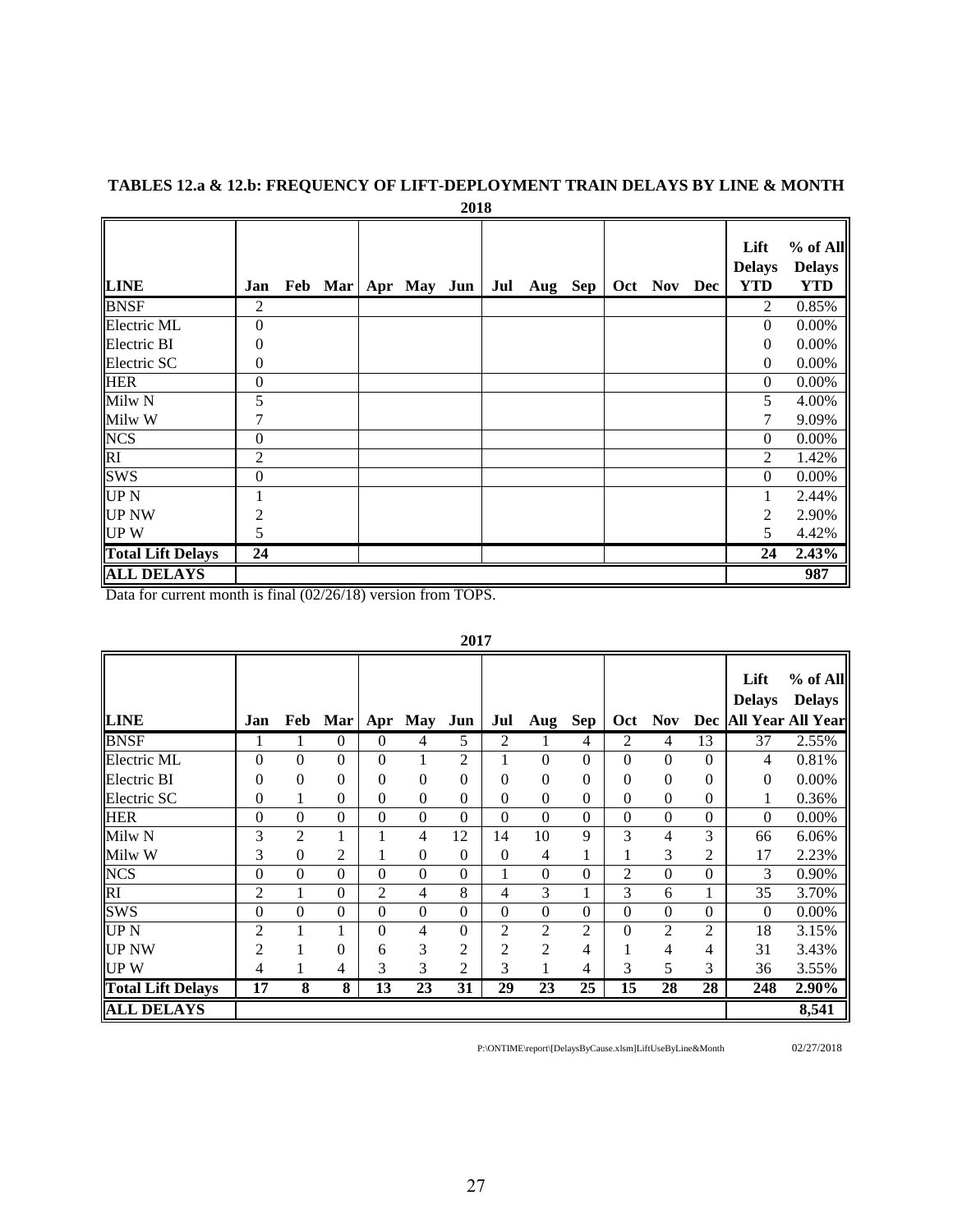# TABLES 12.a & 12.b: FREQUENCY OF LIFT-DEPLOYMENT TRAIN DELAYS BY LINE & MONTH

## 2018

| LINE | Jan | Feb | Mar | Apr | May | Jun | Jul | Aug | Sep | Oct | Nov | Dec | Lift Delays YTD | % of All Delays YTD |
|---|---|---|---|---|---|---|---|---|---|---|---|---|---|---|
| BNSF | 2 | | | | | | | | | | | | 2 | 0.85% |
| Electric ML | 0 | | | | | | | | | | | | 0 | 0.00% |
| Electric BI | 0 | | | | | | | | | | | | 0 | 0.00% |
| Electric SC | 0 | | | | | | | | | | | | 0 | 0.00% |
| HER | 0 | | | | | | | | | | | | 0 | 0.00% |
| Milw N | 5 | | | | | | | | | | | | 5 | 4.00% |
| Milw W | 7 | | | | | | | | | | | | 7 | 9.09% |
| NCS | 0 | | | | | | | | | | | | 0 | 0.00% |
| RI | 2 | | | | | | | | | | | | 2 | 1.42% |
| SWS | 0 | | | | | | | | | | | | 0 | 0.00% |
| UP N | 1 | | | | | | | | | | | | 1 | 2.44% |
| UP NW | 2 | | | | | | | | | | | | 2 | 2.90% |
| UP W | 5 | | | | | | | | | | | | 5 | 4.42% |
| **Total Lift Delays** | **24** | | | | | | | | | | | | **24** | **2.43%** |
| **ALL DELAYS** | | | | | | | | | | | | | | **987** |

Data for current month is final (02/26/18) version from TOPS.

## 2017

| LINE | Jan | Feb | Mar | Apr | May | Jun | Jul | Aug | Sep | Oct | Nov | Dec | Lift Delays All Year | % of All Delays All Year |
|---|---|---|---|---|---|---|---|---|---|---|---|---|---|---|
| BNSF | 1 | 1 | 0 | 0 | 4 | 5 | 2 | 1 | 4 | 2 | 4 | 13 | 37 | 2.55% |
| Electric ML | 0 | 0 | 0 | 0 | 1 | 2 | 1 | 0 | 0 | 0 | 0 | 0 | 4 | 0.81% |
| Electric BI | 0 | 0 | 0 | 0 | 0 | 0 | 0 | 0 | 0 | 0 | 0 | 0 | 0 | 0.00% |
| Electric SC | 0 | 1 | 0 | 0 | 0 | 0 | 0 | 0 | 0 | 0 | 0 | 0 | 1 | 0.36% |
| HER | 0 | 0 | 0 | 0 | 0 | 0 | 0 | 0 | 0 | 0 | 0 | 0 | 0 | 0.00% |
| Milw N | 3 | 2 | 1 | 1 | 4 | 12 | 14 | 10 | 9 | 3 | 4 | 3 | 66 | 6.06% |
| Milw W | 3 | 0 | 2 | 1 | 0 | 0 | 0 | 4 | 1 | 1 | 3 | 2 | 17 | 2.23% |
| NCS | 0 | 0 | 0 | 0 | 0 | 0 | 1 | 0 | 0 | 2 | 0 | 0 | 3 | 0.90% |
| RI | 2 | 1 | 0 | 2 | 4 | 8 | 4 | 3 | 1 | 3 | 6 | 1 | 35 | 3.70% |
| SWS | 0 | 0 | 0 | 0 | 0 | 0 | 0 | 0 | 0 | 0 | 0 | 0 | 0 | 0.00% |
| UP N | 2 | 1 | 1 | 0 | 4 | 0 | 2 | 2 | 2 | 0 | 2 | 2 | 18 | 3.15% |
| UP NW | 2 | 1 | 0 | 6 | 3 | 2 | 2 | 2 | 4 | 1 | 4 | 4 | 31 | 3.43% |
| UP W | 4 | 1 | 4 | 3 | 3 | 2 | 3 | 1 | 4 | 3 | 5 | 3 | 36 | 3.55% |
| **Total Lift Delays** | **17** | **8** | **8** | **13** | **23** | **31** | **29** | **23** | **25** | **15** | **28** | **28** | **248** | **2.90%** |
| **ALL DELAYS** | | | | | | | | | | | | | | **8,541** |

P:\ONTIME\report\[DelaysByCause.xlsm]LiftUseByLine&Month 02/27/2018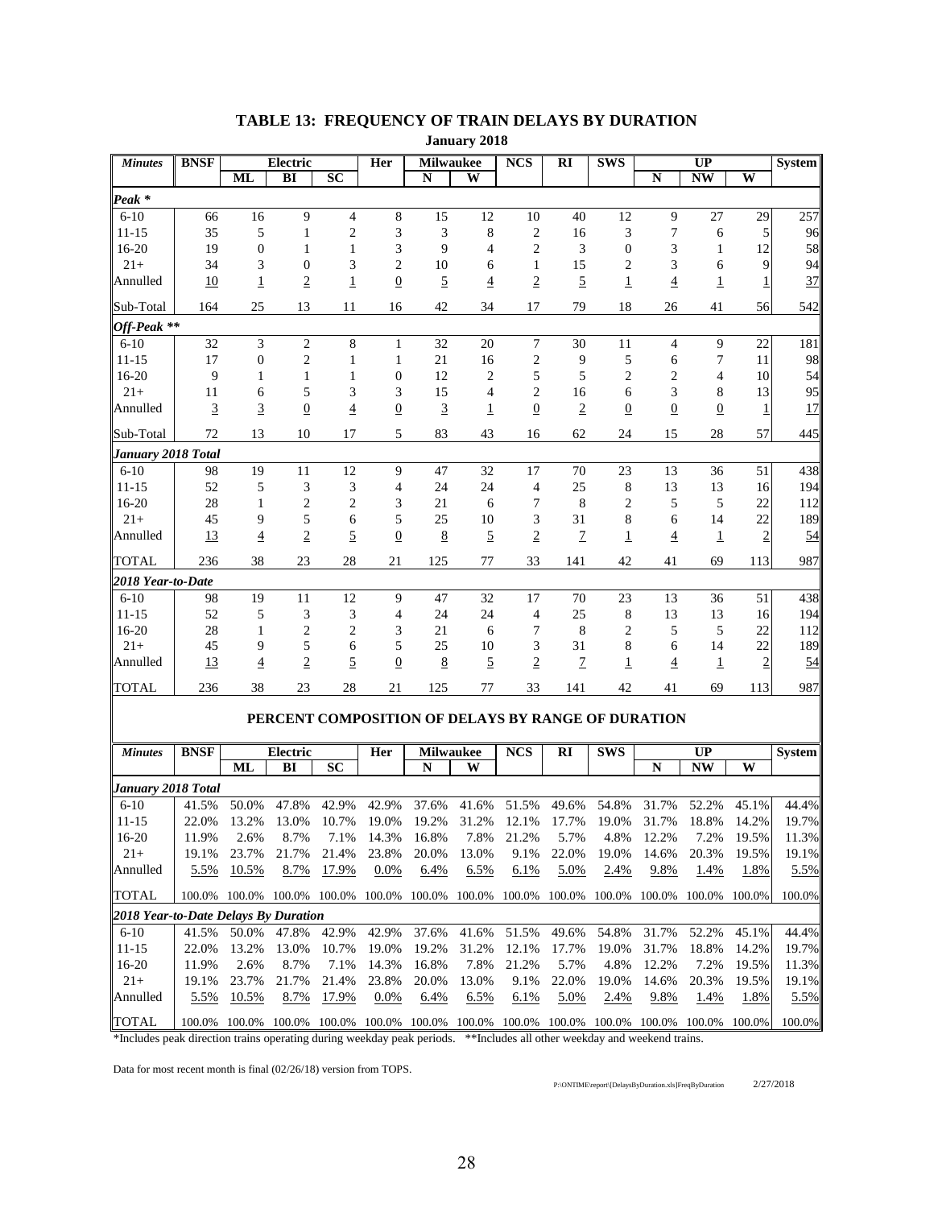# TABLE 13: FREQUENCY OF TRAIN DELAYS BY DURATION

**January 2018**

| Minutes | BNSF | Electric | | | Her | Milwaukee | | NCS | RI | SWS | UP | | | System |
|---|---|---|---|---|---|---|---|---|---|---|---|---|---|---|
| | | ML | BI | SC | | N | W | | | | N | NW | W | |
| ***Peak **** | | | | | | | | | | | | | | |
| 6-10 | 66 | 16 | 9 | 4 | 8 | 15 | 12 | 10 | 40 | 12 | 9 | 27 | 29 | 257 |
| 11-15 | 35 | 5 | 1 | 2 | 3 | 3 | 8 | 2 | 16 | 3 | 7 | 6 | 5 | 96 |
| 16-20 | 19 | 0 | 1 | 1 | 3 | 9 | 4 | 2 | 3 | 0 | 3 | 1 | 12 | 58 |
| 21+ | 34 | 3 | 0 | 3 | 2 | 10 | 6 | 1 | 15 | 2 | 3 | 6 | 9 | 94 |
| Annulled | 10 | 1 | 2 | 1 | 0 | 5 | 4 | 2 | 5 | 1 | 4 | 1 | 1 | 37 |
| Sub-Total | 164 | 25 | 13 | 11 | 16 | 42 | 34 | 17 | 79 | 18 | 26 | 41 | 56 | 542 |
| ***Off-Peak ***** | | | | | | | | | | | | | | |
| 6-10 | 32 | 3 | 2 | 8 | 1 | 32 | 20 | 7 | 30 | 11 | 4 | 9 | 22 | 181 |
| 11-15 | 17 | 0 | 2 | 1 | 1 | 21 | 16 | 2 | 9 | 5 | 6 | 7 | 11 | 98 |
| 16-20 | 9 | 1 | 1 | 1 | 0 | 12 | 2 | 5 | 5 | 2 | 2 | 4 | 10 | 54 |
| 21+ | 11 | 6 | 5 | 3 | 3 | 15 | 4 | 2 | 16 | 6 | 3 | 8 | 13 | 95 |
| Annulled | 3 | 3 | 0 | 4 | 0 | 3 | 1 | 0 | 2 | 0 | 0 | 0 | 1 | 17 |
| Sub-Total | 72 | 13 | 10 | 17 | 5 | 83 | 43 | 16 | 62 | 24 | 15 | 28 | 57 | 445 |
| ***January 2018 Total*** | | | | | | | | | | | | | | |
| 6-10 | 98 | 19 | 11 | 12 | 9 | 47 | 32 | 17 | 70 | 23 | 13 | 36 | 51 | 438 |
| 11-15 | 52 | 5 | 3 | 3 | 4 | 24 | 24 | 4 | 25 | 8 | 13 | 13 | 16 | 194 |
| 16-20 | 28 | 1 | 2 | 2 | 3 | 21 | 6 | 7 | 8 | 2 | 5 | 5 | 22 | 112 |
| 21+ | 45 | 9 | 5 | 6 | 5 | 25 | 10 | 3 | 31 | 8 | 6 | 14 | 22 | 189 |
| Annulled | 13 | 4 | 2 | 5 | 0 | 8 | 5 | 2 | 7 | 1 | 4 | 1 | 2 | 54 |
| TOTAL | 236 | 38 | 23 | 28 | 21 | 125 | 77 | 33 | 141 | 42 | 41 | 69 | 113 | 987 |
| ***2018 Year-to-Date*** | | | | | | | | | | | | | | |
| 6-10 | 98 | 19 | 11 | 12 | 9 | 47 | 32 | 17 | 70 | 23 | 13 | 36 | 51 | 438 |
| 11-15 | 52 | 5 | 3 | 3 | 4 | 24 | 24 | 4 | 25 | 8 | 13 | 13 | 16 | 194 |
| 16-20 | 28 | 1 | 2 | 2 | 3 | 21 | 6 | 7 | 8 | 2 | 5 | 5 | 22 | 112 |
| 21+ | 45 | 9 | 5 | 6 | 5 | 25 | 10 | 3 | 31 | 8 | 6 | 14 | 22 | 189 |
| Annulled | 13 | 4 | 2 | 5 | 0 | 8 | 5 | 2 | 7 | 1 | 4 | 1 | 2 | 54 |
| TOTAL | 236 | 38 | 23 | 28 | 21 | 125 | 77 | 33 | 141 | 42 | 41 | 69 | 113 | 987 |

## PERCENT COMPOSITION OF DELAYS BY RANGE OF DURATION

| Minutes | BNSF | Electric | | | Her | Milwaukee | | NCS | RI | SWS | UP | | | System |
|---|---|---|---|---|---|---|---|---|---|---|---|---|---|---|
| | | ML | BI | SC | | N | W | | | | N | NW | W | |
| ***January 2018 Total*** | | | | | | | | | | | | | | |
| 6-10 | 41.5% | 50.0% | 47.8% | 42.9% | 42.9% | 37.6% | 41.6% | 51.5% | 49.6% | 54.8% | 31.7% | 52.2% | 45.1% | 44.4% |
| 11-15 | 22.0% | 13.2% | 13.0% | 10.7% | 19.0% | 19.2% | 31.2% | 12.1% | 17.7% | 19.0% | 31.7% | 18.8% | 14.2% | 19.7% |
| 16-20 | 11.9% | 2.6% | 8.7% | 7.1% | 14.3% | 16.8% | 7.8% | 21.2% | 5.7% | 4.8% | 12.2% | 7.2% | 19.5% | 11.3% |
| 21+ | 19.1% | 23.7% | 21.7% | 21.4% | 23.8% | 20.0% | 13.0% | 9.1% | 22.0% | 19.0% | 14.6% | 20.3% | 19.5% | 19.1% |
| Annulled | 5.5% | 10.5% | 8.7% | 17.9% | 0.0% | 6.4% | 6.5% | 6.1% | 5.0% | 2.4% | 9.8% | 1.4% | 1.8% | 5.5% |
| TOTAL | 100.0% | 100.0% | 100.0% | 100.0% | 100.0% | 100.0% | 100.0% | 100.0% | 100.0% | 100.0% | 100.0% | 100.0% | 100.0% | 100.0% |
| ***2018 Year-to-Date Delays By Duration*** | | | | | | | | | | | | | | |
| 6-10 | 41.5% | 50.0% | 47.8% | 42.9% | 42.9% | 37.6% | 41.6% | 51.5% | 49.6% | 54.8% | 31.7% | 52.2% | 45.1% | 44.4% |
| 11-15 | 22.0% | 13.2% | 13.0% | 10.7% | 19.0% | 19.2% | 31.2% | 12.1% | 17.7% | 19.0% | 31.7% | 18.8% | 14.2% | 19.7% |
| 16-20 | 11.9% | 2.6% | 8.7% | 7.1% | 14.3% | 16.8% | 7.8% | 21.2% | 5.7% | 4.8% | 12.2% | 7.2% | 19.5% | 11.3% |
| 21+ | 19.1% | 23.7% | 21.7% | 21.4% | 23.8% | 20.0% | 13.0% | 9.1% | 22.0% | 19.0% | 14.6% | 20.3% | 19.5% | 19.1% |
| Annulled | 5.5% | 10.5% | 8.7% | 17.9% | 0.0% | 6.4% | 6.5% | 6.1% | 5.0% | 2.4% | 9.8% | 1.4% | 1.8% | 5.5% |
| TOTAL | 100.0% | 100.0% | 100.0% | 100.0% | 100.0% | 100.0% | 100.0% | 100.0% | 100.0% | 100.0% | 100.0% | 100.0% | 100.0% | 100.0% |

*Includes peak direction trains operating during weekday peak periods. **Includes all other weekday and weekend trains.

Data for most recent month is final (02/26/18) version from TOPS.

P:\ONTIME\report\[DelaysByDuration.xls]FreqByDuration 2/27/2018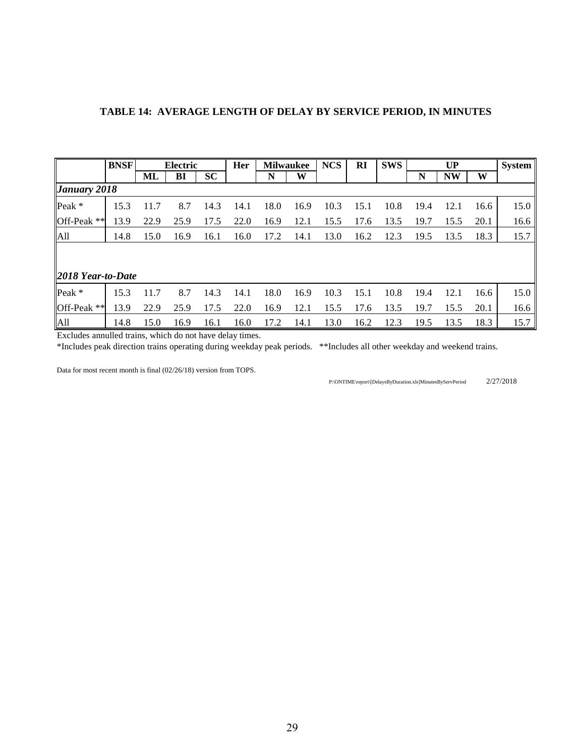### TABLE 14: AVERAGE LENGTH OF DELAY BY SERVICE PERIOD, IN MINUTES

| | BNSF | Electric | | | Her | Milwaukee | | NCS | RI | SWS | UP | | | System |
|---|---|---|---|---|---|---|---|---|---|---|---|---|---|---|
| | | ML | BI | SC | | N | W | | | | N | NW | W | |
| ***January 2018*** | | | | | | | | | | | | | | |
| Peak * | 15.3 | 11.7 | 8.7 | 14.3 | 14.1 | 18.0 | 16.9 | 10.3 | 15.1 | 10.8 | 19.4 | 12.1 | 16.6 | 15.0 |
| Off-Peak ** | 13.9 | 22.9 | 25.9 | 17.5 | 22.0 | 16.9 | 12.1 | 15.5 | 17.6 | 13.5 | 19.7 | 15.5 | 20.1 | 16.6 |
| All | 14.8 | 15.0 | 16.9 | 16.1 | 16.0 | 17.2 | 14.1 | 13.0 | 16.2 | 12.3 | 19.5 | 13.5 | 18.3 | 15.7 |
| ***2018 Year-to-Date*** | | | | | | | | | | | | | | |
| Peak * | 15.3 | 11.7 | 8.7 | 14.3 | 14.1 | 18.0 | 16.9 | 10.3 | 15.1 | 10.8 | 19.4 | 12.1 | 16.6 | 15.0 |
| Off-Peak ** | 13.9 | 22.9 | 25.9 | 17.5 | 22.0 | 16.9 | 12.1 | 15.5 | 17.6 | 13.5 | 19.7 | 15.5 | 20.1 | 16.6 |
| All | 14.8 | 15.0 | 16.9 | 16.1 | 16.0 | 17.2 | 14.1 | 13.0 | 16.2 | 12.3 | 19.5 | 13.5 | 18.3 | 15.7 |

Excludes annulled trains, which do not have delay times.

*Includes peak direction trains operating during weekday peak periods. **Includes all other weekday and weekend trains.

Data for most recent month is final (02/26/18) version from TOPS.

P:\ONTIME\report\[DelaysByDuration.xls]MinutesByServPeriod 2/27/2018